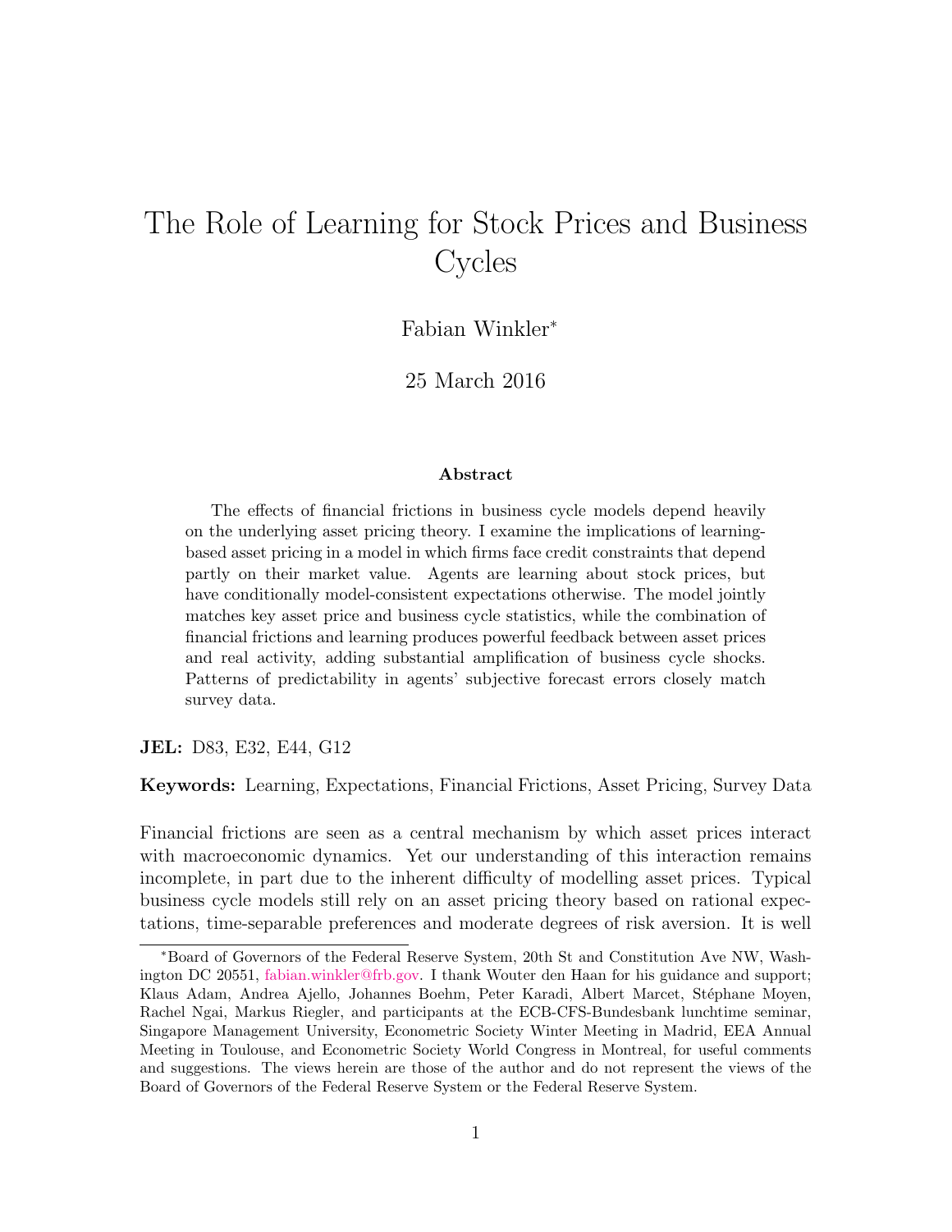# The Role of Learning for Stock Prices and Business Cycles

Fabian Winkler*

25 March 2016

### Abstract

The effects of financial frictions in business cycle models depend heavily on the underlying asset pricing theory. I examine the implications of learning-based asset pricing in a model in which firms face credit constraints that depend partly on their market value. Agents are learning about stock prices, but have conditionally model-consistent expectations otherwise. The model jointly matches key asset price and business cycle statistics, while the combination of financial frictions and learning produces powerful feedback between asset prices and real activity, adding substantial amplification of business cycle shocks. Patterns of predictability in agents' subjective forecast errors closely match survey data.

**JEL:** D83, E32, E44, G12

**Keywords:** Learning, Expectations, Financial Frictions, Asset Pricing, Survey Data

Financial frictions are seen as a central mechanism by which asset prices interact with macroeconomic dynamics. Yet our understanding of this interaction remains incomplete, in part due to the inherent difficulty of modelling asset prices. Typical business cycle models still rely on an asset pricing theory based on rational expectations, time-separable preferences and moderate degrees of risk aversion. It is well

*Board of Governors of the Federal Reserve System, 20th St and Constitution Ave NW, Washington DC 20551, fabian.winkler@frb.gov. I thank Wouter den Haan for his guidance and support; Klaus Adam, Andrea Ajello, Johannes Boehm, Peter Karadi, Albert Marcet, Stéphane Moyen, Rachel Ngai, Markus Riegler, and participants at the ECB-CFS-Bundesbank lunchtime seminar, Singapore Management University, Econometric Society Winter Meeting in Madrid, EEA Annual Meeting in Toulouse, and Econometric Society World Congress in Montreal, for useful comments and suggestions. The views herein are those of the author and do not represent the views of the Board of Governors of the Federal Reserve System or the Federal Reserve System.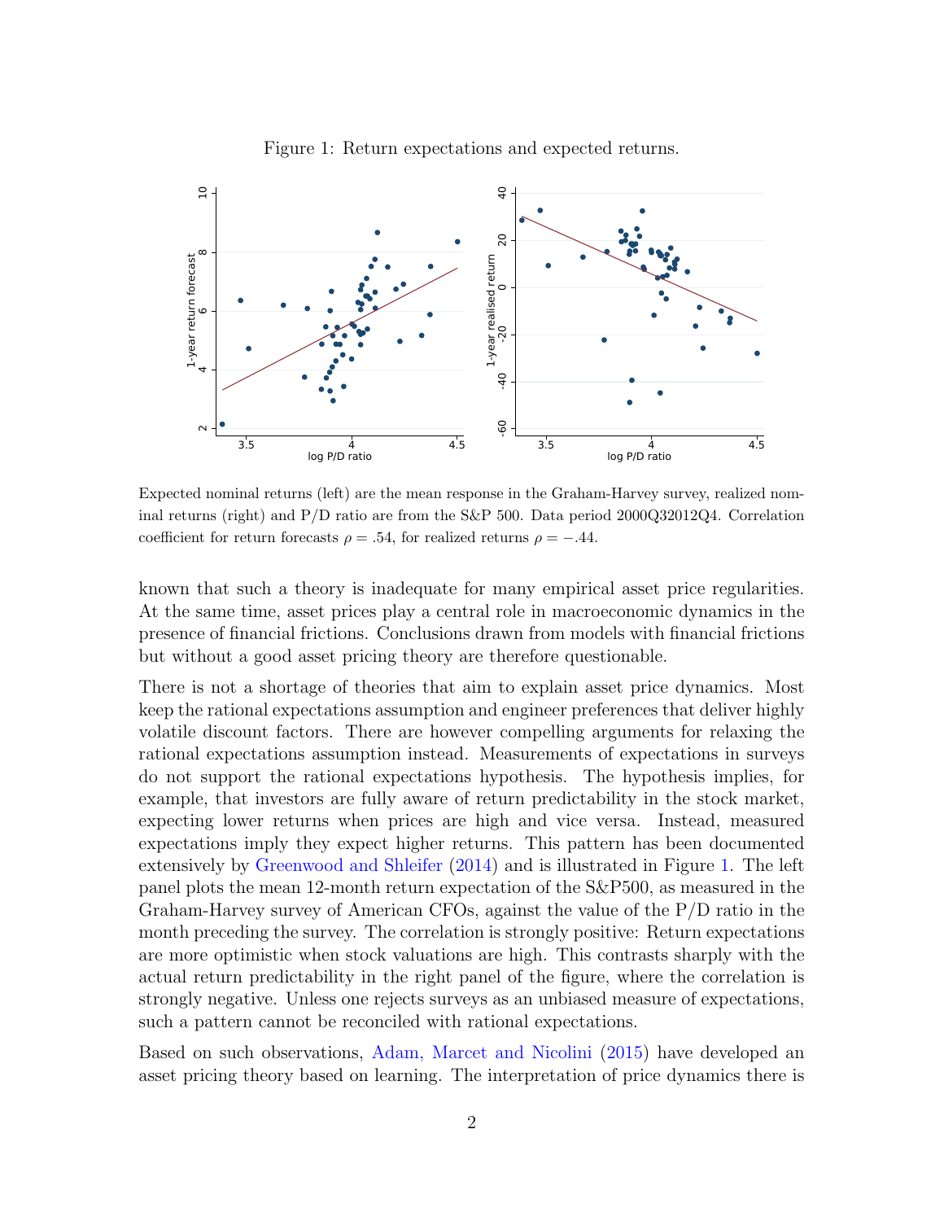Figure 1: Return expectations and expected returns.

Expected nominal returns (left) are the mean response in the Graham-Harvey survey, realized nominal returns (right) and P/D ratio are from the S&P 500. Data period 2000Q32012Q4. Correlation coefficient for return forecasts $\rho = .54$, for realized returns $\rho = -.44$.

known that such a theory is inadequate for many empirical asset price regularities. At the same time, asset prices play a central role in macroeconomic dynamics in the presence of financial frictions. Conclusions drawn from models with financial frictions but without a good asset pricing theory are therefore questionable.

There is not a shortage of theories that aim to explain asset price dynamics. Most keep the rational expectations assumption and engineer preferences that deliver highly volatile discount factors. There are however compelling arguments for relaxing the rational expectations assumption instead. Measurements of expectations in surveys do not support the rational expectations hypothesis. The hypothesis implies, for example, that investors are fully aware of return predictability in the stock market, expecting lower returns when prices are high and vice versa. Instead, measured expectations imply they expect higher returns. This pattern has been documented extensively by Greenwood and Shleifer (2014) and is illustrated in Figure 1. The left panel plots the mean 12-month return expectation of the S&P500, as measured in the Graham-Harvey survey of American CFOs, against the value of the P/D ratio in the month preceding the survey. The correlation is strongly positive: Return expectations are more optimistic when stock valuations are high. This contrasts sharply with the actual return predictability in the right panel of the figure, where the correlation is strongly negative. Unless one rejects surveys as an unbiased measure of expectations, such a pattern cannot be reconciled with rational expectations.

Based on such observations, Adam, Marcet and Nicolini (2015) have developed an asset pricing theory based on learning. The interpretation of price dynamics there is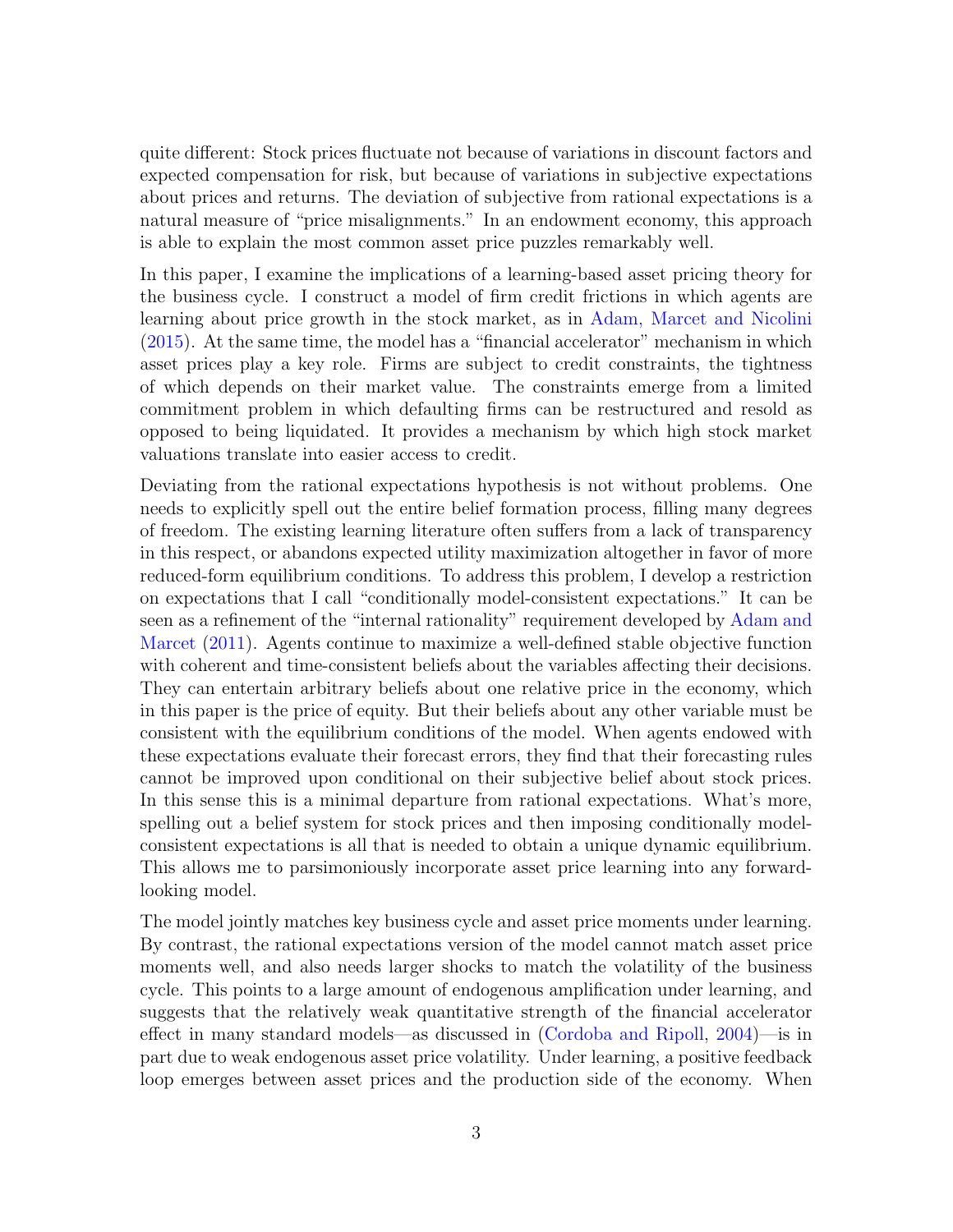quite different: Stock prices fluctuate not because of variations in discount factors and expected compensation for risk, but because of variations in subjective expectations about prices and returns. The deviation of subjective from rational expectations is a natural measure of "price misalignments." In an endowment economy, this approach is able to explain the most common asset price puzzles remarkably well.

In this paper, I examine the implications of a learning-based asset pricing theory for the business cycle. I construct a model of firm credit frictions in which agents are learning about price growth in the stock market, as in Adam, Marcet and Nicolini (2015). At the same time, the model has a "financial accelerator" mechanism in which asset prices play a key role. Firms are subject to credit constraints, the tightness of which depends on their market value. The constraints emerge from a limited commitment problem in which defaulting firms can be restructured and resold as opposed to being liquidated. It provides a mechanism by which high stock market valuations translate into easier access to credit.

Deviating from the rational expectations hypothesis is not without problems. One needs to explicitly spell out the entire belief formation process, filling many degrees of freedom. The existing learning literature often suffers from a lack of transparency in this respect, or abandons expected utility maximization altogether in favor of more reduced-form equilibrium conditions. To address this problem, I develop a restriction on expectations that I call "conditionally model-consistent expectations." It can be seen as a refinement of the "internal rationality" requirement developed by Adam and Marcet (2011). Agents continue to maximize a well-defined stable objective function with coherent and time-consistent beliefs about the variables affecting their decisions. They can entertain arbitrary beliefs about one relative price in the economy, which in this paper is the price of equity. But their beliefs about any other variable must be consistent with the equilibrium conditions of the model. When agents endowed with these expectations evaluate their forecast errors, they find that their forecasting rules cannot be improved upon conditional on their subjective belief about stock prices. In this sense this is a minimal departure from rational expectations. What's more, spelling out a belief system for stock prices and then imposing conditionally model-consistent expectations is all that is needed to obtain a unique dynamic equilibrium. This allows me to parsimoniously incorporate asset price learning into any forward-looking model.

The model jointly matches key business cycle and asset price moments under learning. By contrast, the rational expectations version of the model cannot match asset price moments well, and also needs larger shocks to match the volatility of the business cycle. This points to a large amount of endogenous amplification under learning, and suggests that the relatively weak quantitative strength of the financial accelerator effect in many standard models—as discussed in (Cordoba and Ripoll, 2004)—is in part due to weak endogenous asset price volatility. Under learning, a positive feedback loop emerges between asset prices and the production side of the economy. When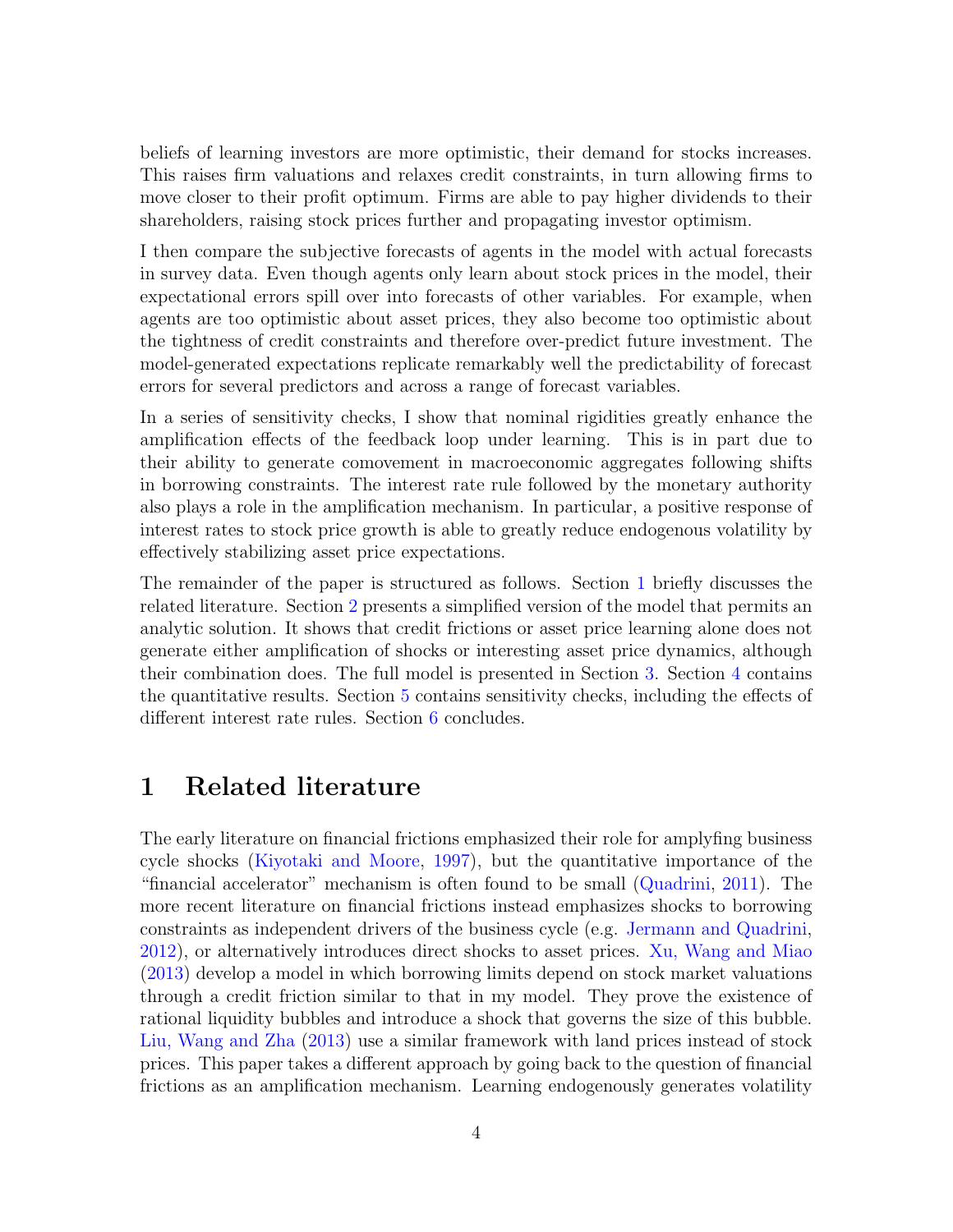beliefs of learning investors are more optimistic, their demand for stocks increases. This raises firm valuations and relaxes credit constraints, in turn allowing firms to move closer to their profit optimum. Firms are able to pay higher dividends to their shareholders, raising stock prices further and propagating investor optimism.

I then compare the subjective forecasts of agents in the model with actual forecasts in survey data. Even though agents only learn about stock prices in the model, their expectational errors spill over into forecasts of other variables. For example, when agents are too optimistic about asset prices, they also become too optimistic about the tightness of credit constraints and therefore over-predict future investment. The model-generated expectations replicate remarkably well the predictability of forecast errors for several predictors and across a range of forecast variables.

In a series of sensitivity checks, I show that nominal rigidities greatly enhance the amplification effects of the feedback loop under learning. This is in part due to their ability to generate comovement in macroeconomic aggregates following shifts in borrowing constraints. The interest rate rule followed by the monetary authority also plays a role in the amplification mechanism. In particular, a positive response of interest rates to stock price growth is able to greatly reduce endogenous volatility by effectively stabilizing asset price expectations.

The remainder of the paper is structured as follows. Section 1 briefly discusses the related literature. Section 2 presents a simplified version of the model that permits an analytic solution. It shows that credit frictions or asset price learning alone does not generate either amplification of shocks or interesting asset price dynamics, although their combination does. The full model is presented in Section 3. Section 4 contains the quantitative results. Section 5 contains sensitivity checks, including the effects of different interest rate rules. Section 6 concludes.

# 1 Related literature

The early literature on financial frictions emphasized their role for amplifing business cycle shocks (Kiyotaki and Moore, 1997), but the quantitative importance of the "financial accelerator" mechanism is often found to be small (Quadrini, 2011). The more recent literature on financial frictions instead emphasizes shocks to borrowing constraints as independent drivers of the business cycle (e.g. Jermann and Quadrini, 2012), or alternatively introduces direct shocks to asset prices. Xu, Wang and Miao (2013) develop a model in which borrowing limits depend on stock market valuations through a credit friction similar to that in my model. They prove the existence of rational liquidity bubbles and introduce a shock that governs the size of this bubble. Liu, Wang and Zha (2013) use a similar framework with land prices instead of stock prices. This paper takes a different approach by going back to the question of financial frictions as an amplification mechanism. Learning endogenously generates volatility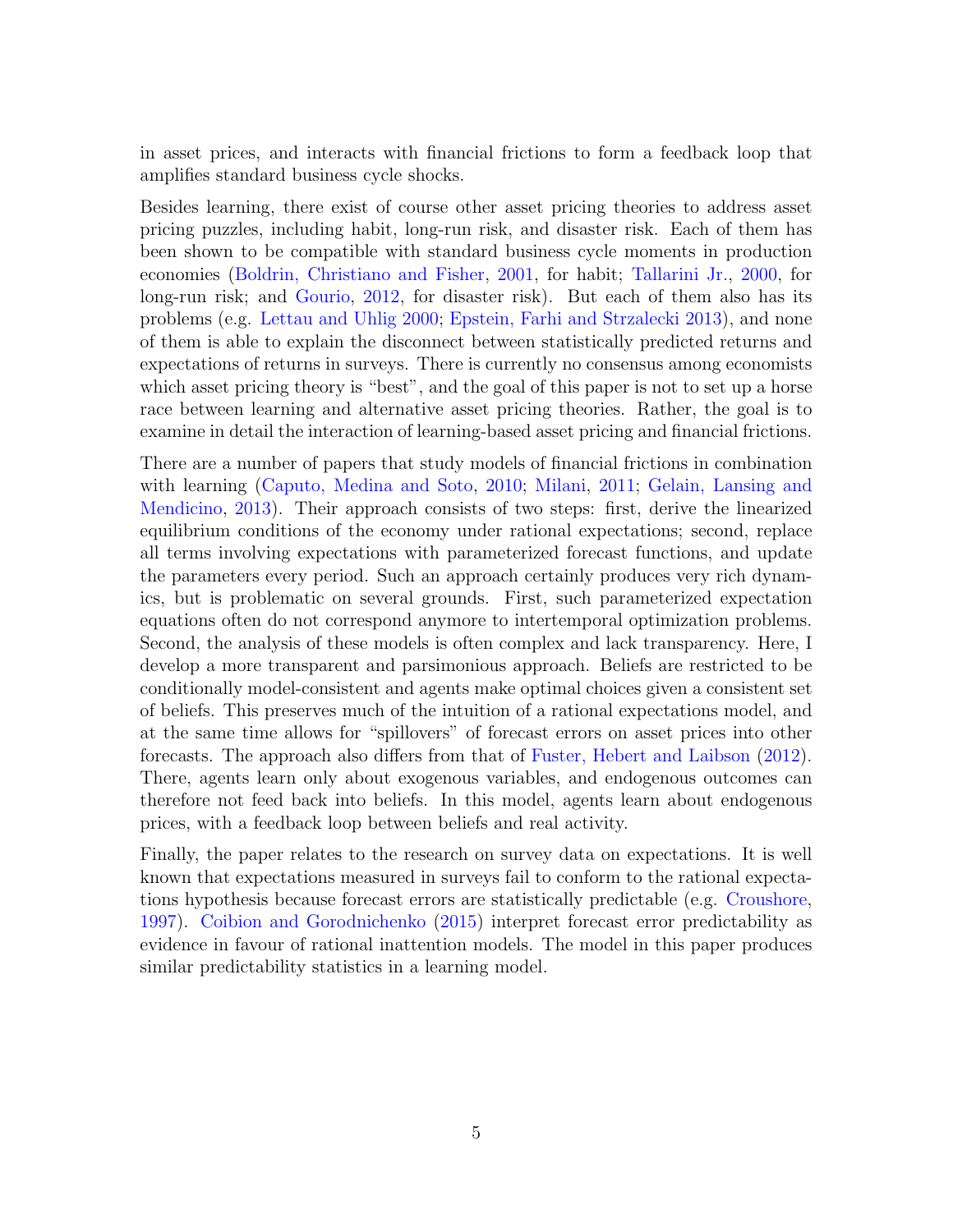in asset prices, and interacts with financial frictions to form a feedback loop that amplifies standard business cycle shocks.

Besides learning, there exist of course other asset pricing theories to address asset pricing puzzles, including habit, long-run risk, and disaster risk. Each of them has been shown to be compatible with standard business cycle moments in production economies (Boldrin, Christiano and Fisher, 2001, for habit; Tallarini Jr., 2000, for long-run risk; and Gourio, 2012, for disaster risk). But each of them also has its problems (e.g. Lettau and Uhlig 2000; Epstein, Farhi and Strzalecki 2013), and none of them is able to explain the disconnect between statistically predicted returns and expectations of returns in surveys. There is currently no consensus among economists which asset pricing theory is "best", and the goal of this paper is not to set up a horse race between learning and alternative asset pricing theories. Rather, the goal is to examine in detail the interaction of learning-based asset pricing and financial frictions.

There are a number of papers that study models of financial frictions in combination with learning (Caputo, Medina and Soto, 2010; Milani, 2011; Gelain, Lansing and Mendicino, 2013). Their approach consists of two steps: first, derive the linearized equilibrium conditions of the economy under rational expectations; second, replace all terms involving expectations with parameterized forecast functions, and update the parameters every period. Such an approach certainly produces very rich dynamics, but is problematic on several grounds. First, such parameterized expectation equations often do not correspond anymore to intertemporal optimization problems. Second, the analysis of these models is often complex and lack transparency. Here, I develop a more transparent and parsimonious approach. Beliefs are restricted to be conditionally model-consistent and agents make optimal choices given a consistent set of beliefs. This preserves much of the intuition of a rational expectations model, and at the same time allows for "spillovers" of forecast errors on asset prices into other forecasts. The approach also differs from that of Fuster, Hebert and Laibson (2012). There, agents learn only about exogenous variables, and endogenous outcomes can therefore not feed back into beliefs. In this model, agents learn about endogenous prices, with a feedback loop between beliefs and real activity.

Finally, the paper relates to the research on survey data on expectations. It is well known that expectations measured in surveys fail to conform to the rational expectations hypothesis because forecast errors are statistically predictable (e.g. Croushore, 1997). Coibion and Gorodnichenko (2015) interpret forecast error predictability as evidence in favour of rational inattention models. The model in this paper produces similar predictability statistics in a learning model.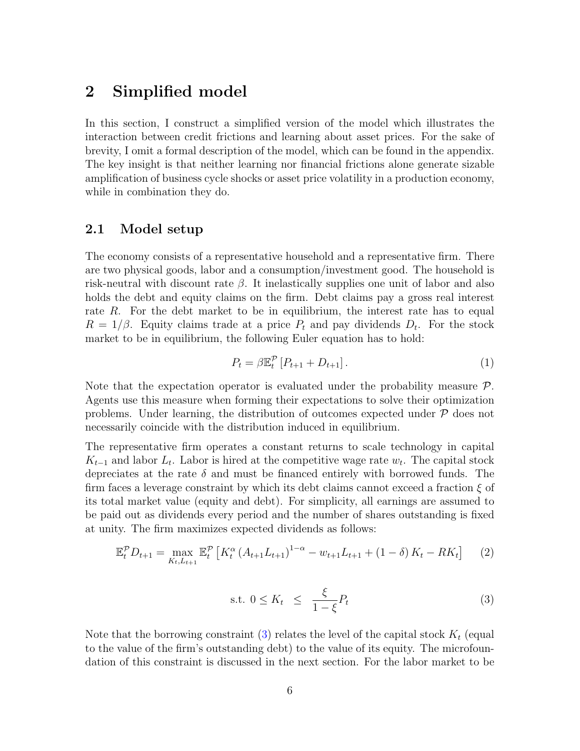## 2 Simplified model

In this section, I construct a simplified version of the model which illustrates the interaction between credit frictions and learning about asset prices. For the sake of brevity, I omit a formal description of the model, which can be found in the appendix. The key insight is that neither learning nor financial frictions alone generate sizable amplification of business cycle shocks or asset price volatility in a production economy, while in combination they do.

### 2.1 Model setup

The economy consists of a representative household and a representative firm. There are two physical goods, labor and a consumption/investment good. The household is risk-neutral with discount rate $\beta$. It inelastically supplies one unit of labor and also holds the debt and equity claims on the firm. Debt claims pay a gross real interest rate $R$. For the debt market to be in equilibrium, the interest rate has to equal $R = 1/\beta$. Equity claims trade at a price $P_t$ and pay dividends $D_t$. For the stock market to be in equilibrium, the following Euler equation has to hold:

$$P_t = \beta \mathbb{E}_t^{\mathcal{P}} \left[ P_{t+1} + D_{t+1} \right]. \tag{1}$$

Note that the expectation operator is evaluated under the probability measure $\mathcal{P}$. Agents use this measure when forming their expectations to solve their optimization problems. Under learning, the distribution of outcomes expected under $\mathcal{P}$ does not necessarily coincide with the distribution induced in equilibrium.

The representative firm operates a constant returns to scale technology in capital $K_{t-1}$ and labor $L_t$. Labor is hired at the competitive wage rate $w_t$. The capital stock depreciates at the rate $\delta$ and must be financed entirely with borrowed funds. The firm faces a leverage constraint by which its debt claims cannot exceed a fraction $\xi$ of its total market value (equity and debt). For simplicity, all earnings are assumed to be paid out as dividends every period and the number of shares outstanding is fixed at unity. The firm maximizes expected dividends as follows:

$$\mathbb{E}_t^{\mathcal{P}} D_{t+1} = \max_{K_t, L_{t+1}} \mathbb{E}_t^{\mathcal{P}} \left[ K_t^{\alpha} \left( A_{t+1} L_{t+1} \right)^{1-\alpha} - w_{t+1} L_{t+1} + (1-\delta) K_t - R K_t \right] \tag{2}$$

$$\text{s.t. } 0 \leq K_t \ \leq \ \frac{\xi}{1-\xi} P_t \tag{3}$$

Note that the borrowing constraint (3) relates the level of the capital stock $K_t$ (equal to the value of the firm's outstanding debt) to the value of its equity. The microfoundation of this constraint is discussed in the next section. For the labor market to be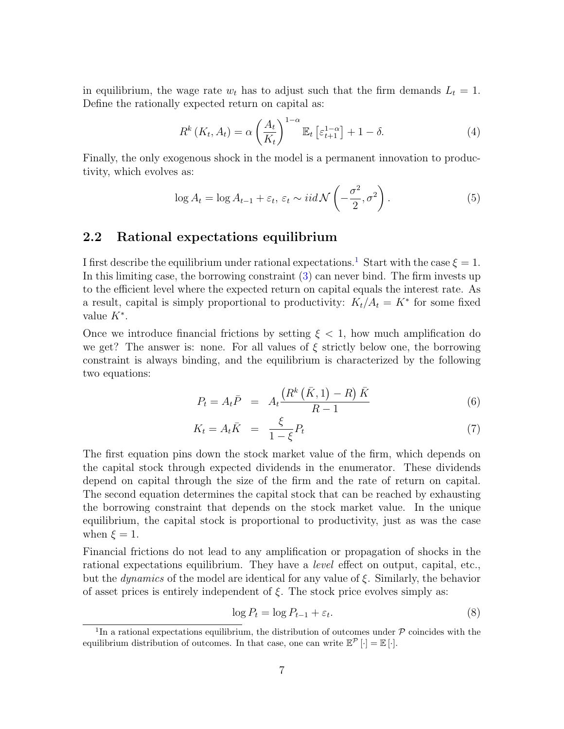in equilibrium, the wage rate $w_t$ has to adjust such that the firm demands $L_t = 1$. Define the rationally expected return on capital as:

$$R^k(K_t, A_t) = \alpha \left(\frac{A_t}{K_t}\right)^{1-\alpha} \mathbb{E}_t\left[\varepsilon_{t+1}^{1-\alpha}\right] + 1 - \delta. \tag{4}$$

Finally, the only exogenous shock in the model is a permanent innovation to productivity, which evolves as:

$$\log A_t = \log A_{t-1} + \varepsilon_t,\ \varepsilon_t \sim iid\,\mathcal{N}\left(-\frac{\sigma^2}{2}, \sigma^2\right). \tag{5}$$

## 2.2 Rational expectations equilibrium

I first describe the equilibrium under rational expectations.[1] Start with the case $\xi = 1$. In this limiting case, the borrowing constraint (3) can never bind. The firm invests up to the efficient level where the expected return on capital equals the interest rate. As a result, capital is simply proportional to productivity: $K_t/A_t = K^*$ for some fixed value $K^*$.

Once we introduce financial frictions by setting $\xi < 1$, how much amplification do we get? The answer is: none. For all values of $\xi$ strictly below one, the borrowing constraint is always binding, and the equilibrium is characterized by the following two equations:

$$P_t = A_t\bar{P} \quad = \quad A_t\frac{\left(R^k\left(\bar{K}, 1\right) - R\right)\bar{K}}{R-1} \tag{6}$$

$$K_t = A_t\bar{K} \quad = \quad \frac{\xi}{1-\xi}P_t \tag{7}$$

The first equation pins down the stock market value of the firm, which depends on the capital stock through expected dividends in the enumerator. These dividends depend on capital through the size of the firm and the rate of return on capital. The second equation determines the capital stock that can be reached by exhausting the borrowing constraint that depends on the stock market value. In the unique equilibrium, the capital stock is proportional to productivity, just as was the case when $\xi = 1$.

Financial frictions do not lead to any amplification or propagation of shocks in the rational expectations equilibrium. They have a *level* effect on output, capital, etc., but the *dynamics* of the model are identical for any value of $\xi$. Similarly, the behavior of asset prices is entirely independent of $\xi$. The stock price evolves simply as:

$$\log P_t = \log P_{t-1} + \varepsilon_t. \tag{8}$$

[1] In a rational expectations equilibrium, the distribution of outcomes under $\mathcal{P}$ coincides with the equilibrium distribution of outcomes. In that case, one can write $\mathbb{E}^{\mathcal{P}}[\cdot] = \mathbb{E}[\cdot]$.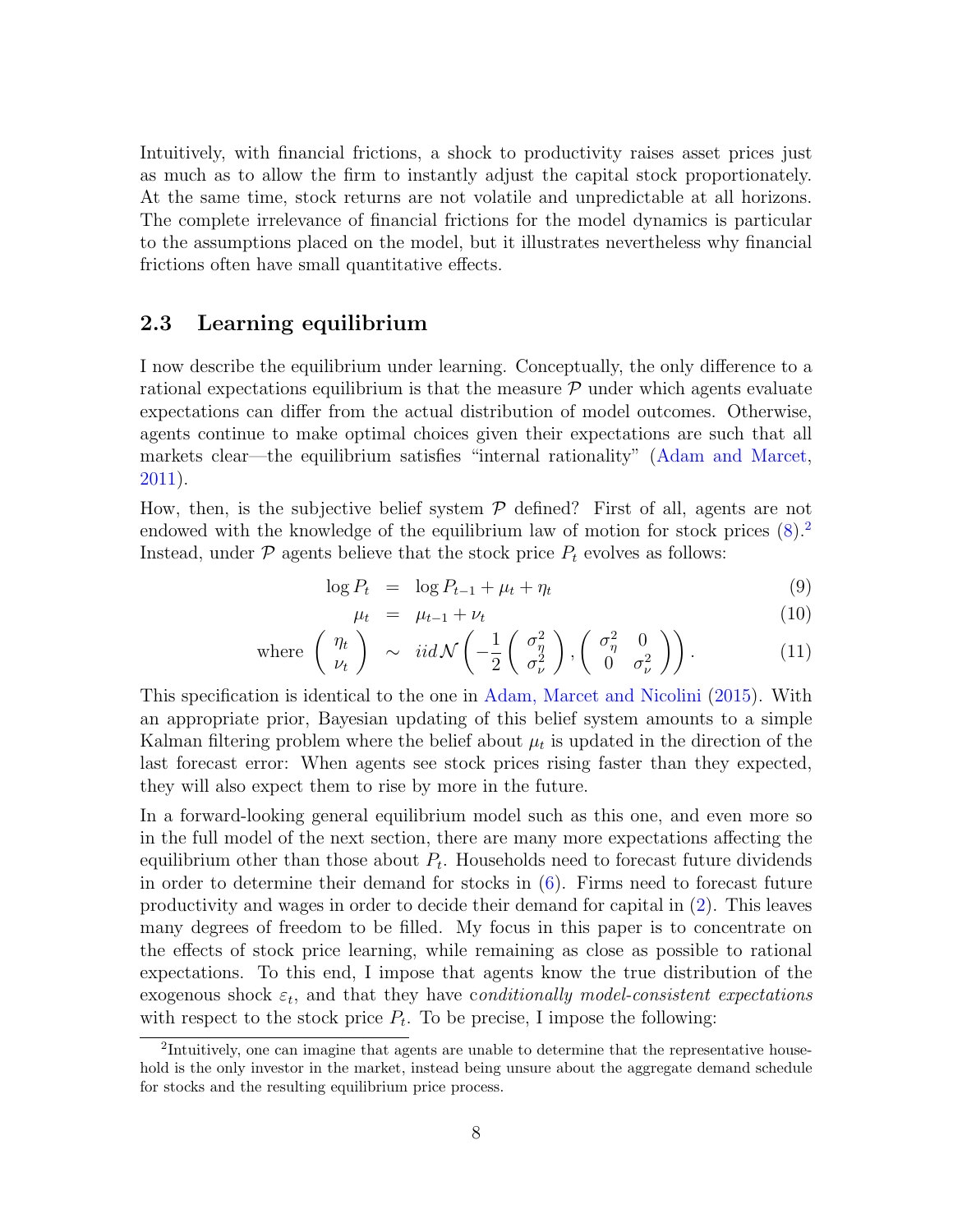Intuitively, with financial frictions, a shock to productivity raises asset prices just as much as to allow the firm to instantly adjust the capital stock proportionately. At the same time, stock returns are not volatile and unpredictable at all horizons. The complete irrelevance of financial frictions for the model dynamics is particular to the assumptions placed on the model, but it illustrates nevertheless why financial frictions often have small quantitative effects.

## 2.3 Learning equilibrium

I now describe the equilibrium under learning. Conceptually, the only difference to a rational expectations equilibrium is that the measure $\mathcal{P}$ under which agents evaluate expectations can differ from the actual distribution of model outcomes. Otherwise, agents continue to make optimal choices given their expectations are such that all markets clear—the equilibrium satisfies "internal rationality" (Adam and Marcet, 2011).

How, then, is the subjective belief system $\mathcal{P}$ defined? First of all, agents are not endowed with the knowledge of the equilibrium law of motion for stock prices (8).[2] Instead, under $\mathcal{P}$ agents believe that the stock price $P_t$ evolves as follows:

$$
\begin{aligned}
\log P_t &= \log P_{t-1} + \mu_t + \eta_t && (9)\\
\mu_t &= \mu_{t-1} + \nu_t && (10)\\
\text{where } \begin{pmatrix} \eta_t \\ \nu_t \end{pmatrix} &\sim iid\mathcal{N}\left(-\frac{1}{2}\begin{pmatrix} \sigma_\eta^2 \\ \sigma_\nu^2 \end{pmatrix}, \begin{pmatrix} \sigma_\eta^2 & 0 \\ 0 & \sigma_\nu^2 \end{pmatrix}\right). && (11)
\end{aligned}
$$

This specification is identical to the one in Adam, Marcet and Nicolini (2015). With an appropriate prior, Bayesian updating of this belief system amounts to a simple Kalman filtering problem where the belief about $\mu_t$ is updated in the direction of the last forecast error: When agents see stock prices rising faster than they expected, they will also expect them to rise by more in the future.

In a forward-looking general equilibrium model such as this one, and even more so in the full model of the next section, there are many more expectations affecting the equilibrium other than those about $P_t$. Households need to forecast future dividends in order to determine their demand for stocks in (6). Firms need to forecast future productivity and wages in order to decide their demand for capital in (2). This leaves many degrees of freedom to be filled. My focus in this paper is to concentrate on the effects of stock price learning, while remaining as close as possible to rational expectations. To this end, I impose that agents know the true distribution of the exogenous shock $\varepsilon_t$, and that they have *conditionally model-consistent expectations* with respect to the stock price $P_t$. To be precise, I impose the following:

[2] Intuitively, one can imagine that agents are unable to determine that the representative household is the only investor in the market, instead being unsure about the aggregate demand schedule for stocks and the resulting equilibrium price process.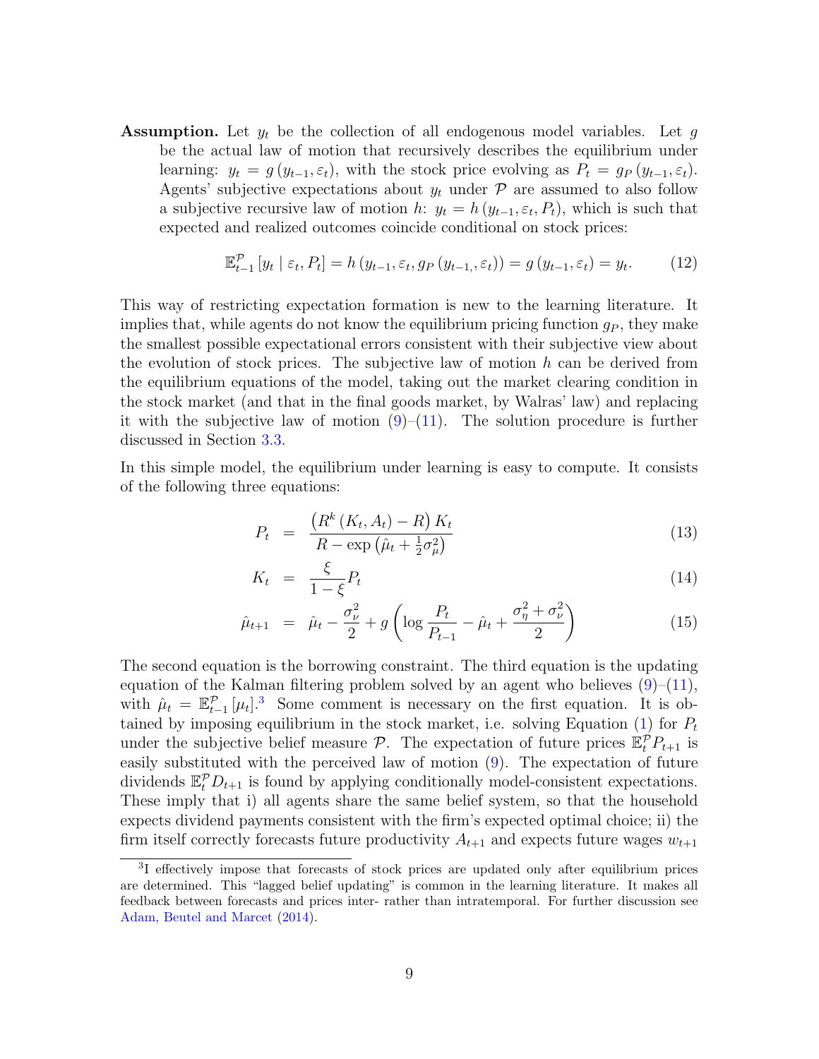**Assumption.** Let $y_t$ be the collection of all endogenous model variables. Let $g$ be the actual law of motion that recursively describes the equilibrium under learning: $y_t = g(y_{t-1}, \varepsilon_t)$, with the stock price evolving as $P_t = g_P(y_{t-1}, \varepsilon_t)$. Agents' subjective expectations about $y_t$ under $\mathcal{P}$ are assumed to also follow a subjective recursive law of motion $h$: $y_t = h(y_{t-1}, \varepsilon_t, P_t)$, which is such that expected and realized outcomes coincide conditional on stock prices:

$$\mathbb{E}^{\mathcal{P}}_{t-1}[y_t \mid \varepsilon_t, P_t] = h(y_{t-1}, \varepsilon_t, g_P(y_{t-1,}, \varepsilon_t)) = g(y_{t-1}, \varepsilon_t) = y_t. \tag{12}$$

This way of restricting expectation formation is new to the learning literature. It implies that, while agents do not know the equilibrium pricing function $g_P$, they make the smallest possible expectational errors consistent with their subjective view about the evolution of stock prices. The subjective law of motion $h$ can be derived from the equilibrium equations of the model, taking out the market clearing condition in the stock market (and that in the final goods market, by Walras' law) and replacing it with the subjective law of motion (9)–(11). The solution procedure is further discussed in Section 3.3.

In this simple model, the equilibrium under learning is easy to compute. It consists of the following three equations:

$$P_t = \frac{\left(R^k(K_t, A_t) - R\right) K_t}{R - \exp\left(\hat{\mu}_t + \frac{1}{2}\sigma^2_\mu\right)} \tag{13}$$

$$K_t = \frac{\xi}{1-\xi} P_t \tag{14}$$

$$\hat{\mu}_{t+1} = \hat{\mu}_t - \frac{\sigma^2_\nu}{2} + g\left(\log \frac{P_t}{P_{t-1}} - \hat{\mu}_t + \frac{\sigma^2_\eta + \sigma^2_\nu}{2}\right) \tag{15}$$

The second equation is the borrowing constraint. The third equation is the updating equation of the Kalman filtering problem solved by an agent who believes (9)–(11), with $\hat{\mu}_t = \mathbb{E}^{\mathcal{P}}_{t-1}[\mu_t]$.[3] Some comment is necessary on the first equation. It is obtained by imposing equilibrium in the stock market, i.e. solving Equation (1) for $P_t$ under the subjective belief measure $\mathcal{P}$. The expectation of future prices $\mathbb{E}^{\mathcal{P}}_t P_{t+1}$ is easily substituted with the perceived law of motion (9). The expectation of future dividends $\mathbb{E}^{\mathcal{P}}_t D_{t+1}$ is found by applying conditionally model-consistent expectations. These imply that i) all agents share the same belief system, so that the household expects dividend payments consistent with the firm's expected optimal choice; ii) the firm itself correctly forecasts future productivity $A_{t+1}$ and expects future wages $w_{t+1}$

[3] I effectively impose that forecasts of stock prices are updated only after equilibrium prices are determined. This "lagged belief updating" is common in the learning literature. It makes all feedback between forecasts and prices inter- rather than intratemporal. For further discussion see Adam, Beutel and Marcet (2014).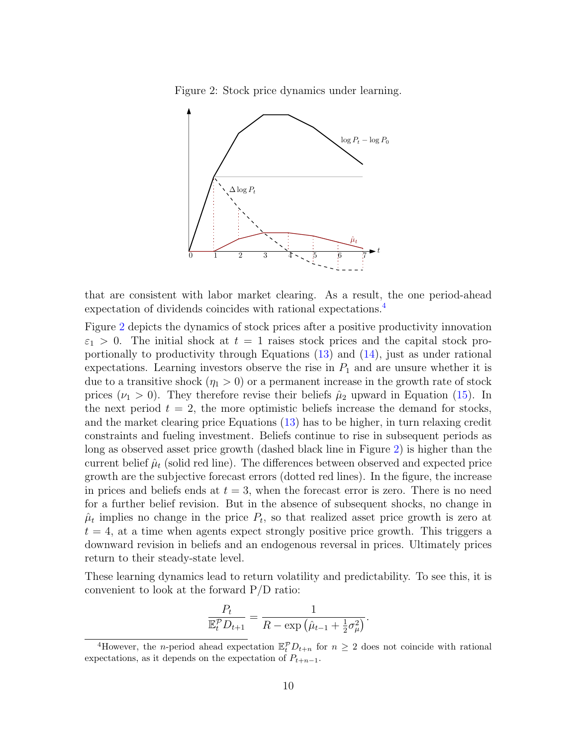Figure 2: Stock price dynamics under learning.

that are consistent with labor market clearing. As a result, the one period-ahead expectation of dividends coincides with rational expectations.[4]

Figure 2 depicts the dynamics of stock prices after a positive productivity innovation $\varepsilon_1 > 0$. The initial shock at $t = 1$ raises stock prices and the capital stock proportionally to productivity through Equations (13) and (14), just as under rational expectations. Learning investors observe the rise in $P_1$ and are unsure whether it is due to a transitive shock ($\eta_1 > 0$) or a permanent increase in the growth rate of stock prices ($\nu_1 > 0$). They therefore revise their beliefs $\hat{\mu}_2$ upward in Equation (15). In the next period $t = 2$, the more optimistic beliefs increase the demand for stocks, and the market clearing price Equations (13) has to be higher, in turn relaxing credit constraints and fueling investment. Beliefs continue to rise in subsequent periods as long as observed asset price growth (dashed black line in Figure 2) is higher than the current belief $\hat{\mu}_t$ (solid red line). The differences between observed and expected price growth are the subjective forecast errors (dotted red lines). In the figure, the increase in prices and beliefs ends at $t = 3$, when the forecast error is zero. There is no need for a further belief revision. But in the absence of subsequent shocks, no change in $\hat{\mu}_t$ implies no change in the price $P_t$, so that realized asset price growth is zero at $t = 4$, at a time when agents expect strongly positive price growth. This triggers a downward revision in beliefs and an endogenous reversal in prices. Ultimately prices return to their steady-state level.

These learning dynamics lead to return volatility and predictability. To see this, it is convenient to look at the forward P/D ratio:

$$\frac{P_t}{\mathbb{E}_t^{\mathcal{P}} D_{t+1}} = \frac{1}{R - \exp\left(\hat{\mu}_{t-1} + \frac{1}{2}\sigma_\mu^2\right)}.$$

[4] However, the $n$-period ahead expectation $\mathbb{E}_t^{\mathcal{P}} D_{t+n}$ for $n \geq 2$ does not coincide with rational expectations, as it depends on the expectation of $P_{t+n-1}$.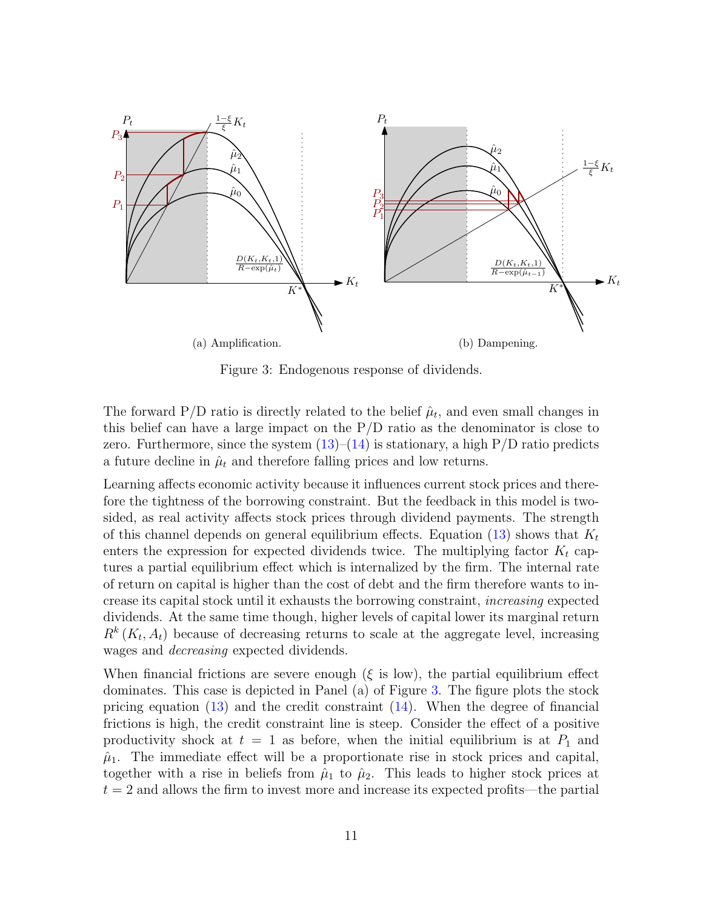(a) Amplification.

(b) Dampening.

Figure 3: Endogenous response of dividends.

The forward P/D ratio is directly related to the belief $\hat{\mu}_t$, and even small changes in this belief can have a large impact on the P/D ratio as the denominator is close to zero. Furthermore, since the system (13)–(14) is stationary, a high P/D ratio predicts a future decline in $\hat{\mu}_t$ and therefore falling prices and low returns.

Learning affects economic activity because it influences current stock prices and therefore the tightness of the borrowing constraint. But the feedback in this model is two-sided, as real activity affects stock prices through dividend payments. The strength of this channel depends on general equilibrium effects. Equation (13) shows that $K_t$ enters the expression for expected dividends twice. The multiplying factor $K_t$ captures a partial equilibrium effect which is internalized by the firm. The internal rate of return on capital is higher than the cost of debt and the firm therefore wants to increase its capital stock until it exhausts the borrowing constraint, *increasing* expected dividends. At the same time though, higher levels of capital lower its marginal return $R^k(K_t, A_t)$ because of decreasing returns to scale at the aggregate level, increasing wages and *decreasing* expected dividends.

When financial frictions are severe enough ($\xi$ is low), the partial equilibrium effect dominates. This case is depicted in Panel (a) of Figure 3. The figure plots the stock pricing equation (13) and the credit constraint (14). When the degree of financial frictions is high, the credit constraint line is steep. Consider the effect of a positive productivity shock at $t = 1$ as before, when the initial equilibrium is at $P_1$ and $\hat{\mu}_1$. The immediate effect will be a proportionate rise in stock prices and capital, together with a rise in beliefs from $\hat{\mu}_1$ to $\hat{\mu}_2$. This leads to higher stock prices at $t = 2$ and allows the firm to invest more and increase its expected profits—the partial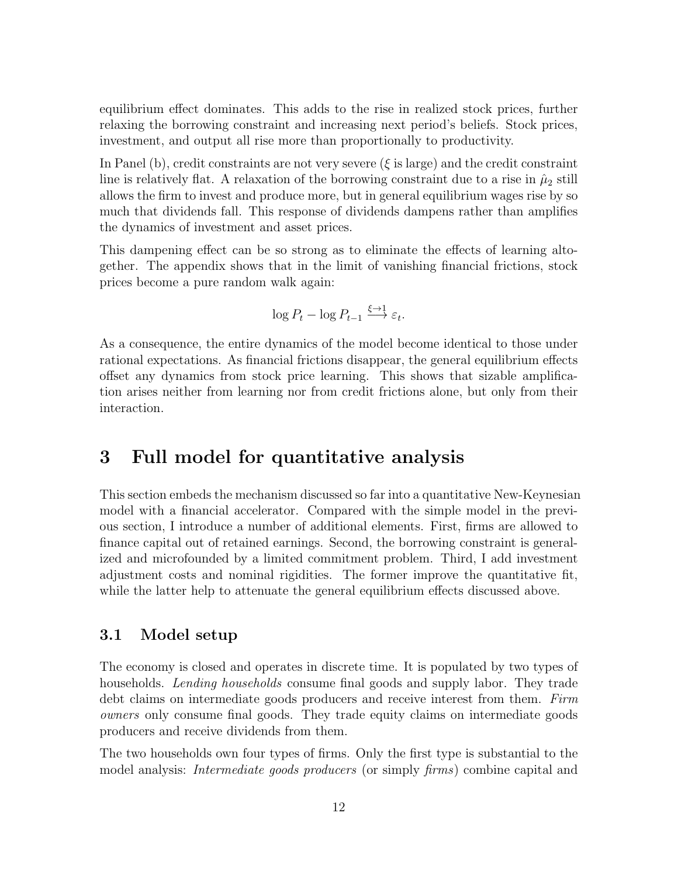equilibrium effect dominates. This adds to the rise in realized stock prices, further relaxing the borrowing constraint and increasing next period's beliefs. Stock prices, investment, and output all rise more than proportionally to productivity.

In Panel (b), credit constraints are not very severe ($\xi$ is large) and the credit constraint line is relatively flat. A relaxation of the borrowing constraint due to a rise in $\hat{\mu}_2$ still allows the firm to invest and produce more, but in general equilibrium wages rise by so much that dividends fall. This response of dividends dampens rather than amplifies the dynamics of investment and asset prices.

This dampening effect can be so strong as to eliminate the effects of learning altogether. The appendix shows that in the limit of vanishing financial frictions, stock prices become a pure random walk again:

$$\log P_t - \log P_{t-1} \xrightarrow{\xi \to 1} \varepsilon_t.$$

As a consequence, the entire dynamics of the model become identical to those under rational expectations. As financial frictions disappear, the general equilibrium effects offset any dynamics from stock price learning. This shows that sizable amplification arises neither from learning nor from credit frictions alone, but only from their interaction.

# 3 Full model for quantitative analysis

This section embeds the mechanism discussed so far into a quantitative New-Keynesian model with a financial accelerator. Compared with the simple model in the previous section, I introduce a number of additional elements. First, firms are allowed to finance capital out of retained earnings. Second, the borrowing constraint is generalized and microfounded by a limited commitment problem. Third, I add investment adjustment costs and nominal rigidities. The former improve the quantitative fit, while the latter help to attenuate the general equilibrium effects discussed above.

## 3.1 Model setup

The economy is closed and operates in discrete time. It is populated by two types of households. *Lending households* consume final goods and supply labor. They trade debt claims on intermediate goods producers and receive interest from them. *Firm owners* only consume final goods. They trade equity claims on intermediate goods producers and receive dividends from them.

The two households own four types of firms. Only the first type is substantial to the model analysis: *Intermediate goods producers* (or simply *firms*) combine capital and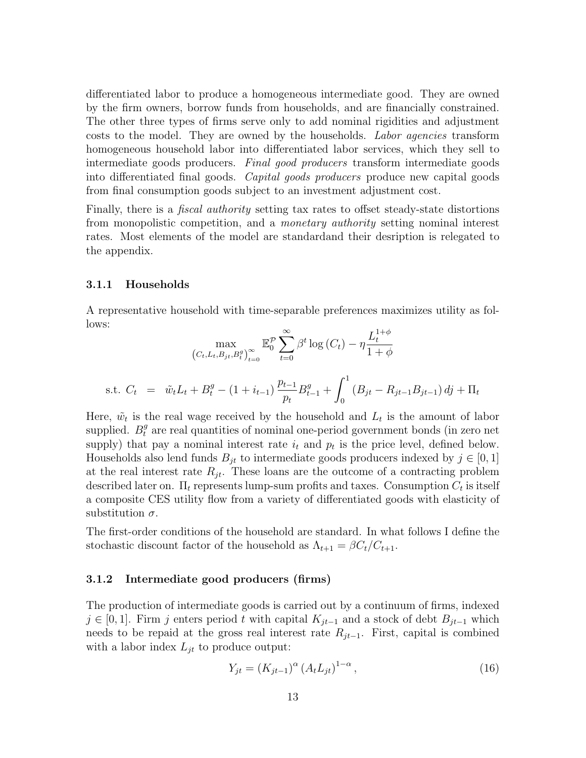differentiated labor to produce a homogeneous intermediate good. They are owned by the firm owners, borrow funds from households, and are financially constrained. The other three types of firms serve only to add nominal rigidities and adjustment costs to the model. They are owned by the households. *Labor agencies* transform homogeneous household labor into differentiated labor services, which they sell to intermediate goods producers. *Final good producers* transform intermediate goods into differentiated final goods. *Capital goods producers* produce new capital goods from final consumption goods subject to an investment adjustment cost.

Finally, there is a *fiscal authority* setting tax rates to offset steady-state distortions from monopolistic competition, and a *monetary authority* setting nominal interest rates. Most elements of the model are standardand their desription is relegated to the appendix.

### 3.1.1 Households

A representative household with time-separable preferences maximizes utility as follows:

$$\max_{\left(C_t, L_t, B_{jt}, B_t^g\right)_{t=0}^{\infty}} \mathbb{E}_0^{\mathcal{P}} \sum_{t=0}^{\infty} \beta^t \log\left(C_t\right) - \eta \frac{L_t^{1+\phi}}{1+\phi}$$

$$\text{s.t. } C_t = \tilde{w}_t L_t + B_t^g - \left(1 + i_{t-1}\right) \frac{p_{t-1}}{p_t} B_{t-1}^g + \int_0^1 \left(B_{jt} - R_{jt-1} B_{jt-1}\right) dj + \Pi_t$$

Here, $\tilde{w}_t$ is the real wage received by the household and $L_t$ is the amount of labor supplied. $B_t^g$ are real quantities of nominal one-period government bonds (in zero net supply) that pay a nominal interest rate $i_t$ and $p_t$ is the price level, defined below. Households also lend funds $B_{jt}$ to intermediate goods producers indexed by $j \in [0,1]$ at the real interest rate $R_{jt}$. These loans are the outcome of a contracting problem described later on. $\Pi_t$ represents lump-sum profits and taxes. Consumption $C_t$ is itself a composite CES utility flow from a variety of differentiated goods with elasticity of substitution $\sigma$.

The first-order conditions of the household are standard. In what follows I define the stochastic discount factor of the household as $\Lambda_{t+1} = \beta C_t / C_{t+1}$.

### 3.1.2 Intermediate good producers (firms)

The production of intermediate goods is carried out by a continuum of firms, indexed $j \in [0,1]$. Firm $j$ enters period $t$ with capital $K_{jt-1}$ and a stock of debt $B_{jt-1}$ which needs to be repaid at the gross real interest rate $R_{jt-1}$. First, capital is combined with a labor index $L_{jt}$ to produce output:

$$Y_{jt} = \left(K_{jt-1}\right)^{\alpha} \left(A_t L_{jt}\right)^{1-\alpha}, \tag{16}$$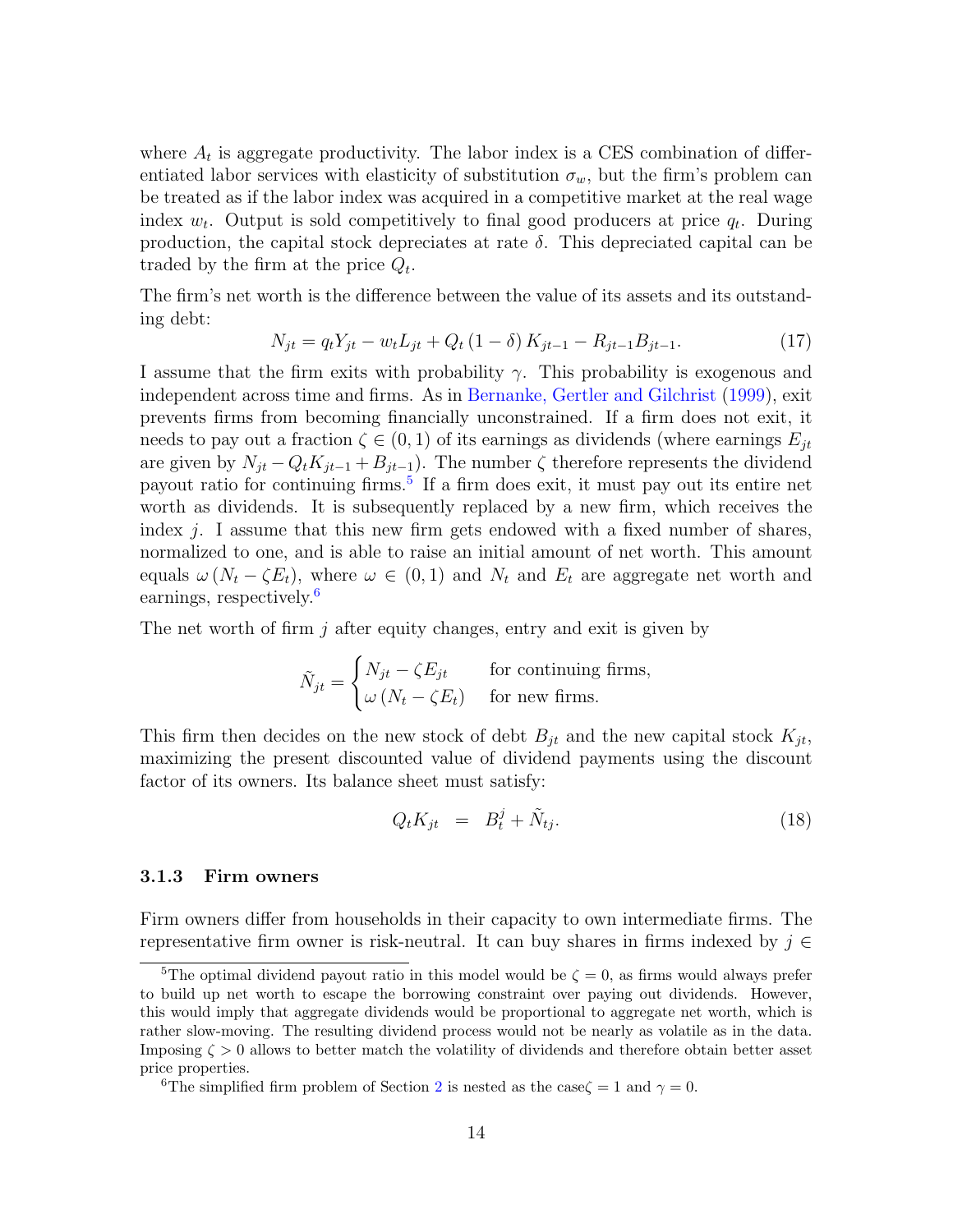where $A_t$ is aggregate productivity. The labor index is a CES combination of differentiated labor services with elasticity of substitution $\sigma_w$, but the firm's problem can be treated as if the labor index was acquired in a competitive market at the real wage index $w_t$. Output is sold competitively to final good producers at price $q_t$. During production, the capital stock depreciates at rate $\delta$. This depreciated capital can be traded by the firm at the price $Q_t$.

The firm's net worth is the difference between the value of its assets and its outstanding debt:

$$N_{jt} = q_t Y_{jt} - w_t L_{jt} + Q_t (1 - \delta) K_{jt-1} - R_{jt-1} B_{jt-1}. \tag{17}$$

I assume that the firm exits with probability $\gamma$. This probability is exogenous and independent across time and firms. As in Bernanke, Gertler and Gilchrist (1999), exit prevents firms from becoming financially unconstrained. If a firm does not exit, it needs to pay out a fraction $\zeta \in (0, 1)$ of its earnings as dividends (where earnings $E_{jt}$ are given by $N_{jt} - Q_t K_{jt-1} + B_{jt-1}$). The number $\zeta$ therefore represents the dividend payout ratio for continuing firms.[5] If a firm does exit, it must pay out its entire net worth as dividends. It is subsequently replaced by a new firm, which receives the index $j$. I assume that this new firm gets endowed with a fixed number of shares, normalized to one, and is able to raise an initial amount of net worth. This amount equals $\omega (N_t - \zeta E_t)$, where $\omega \in (0, 1)$ and $N_t$ and $E_t$ are aggregate net worth and earnings, respectively.[6]

The net worth of firm $j$ after equity changes, entry and exit is given by

$$\tilde{N}_{jt} = \begin{cases} N_{jt} - \zeta E_{jt} & \text{for continuing firms,} \\ \omega (N_t - \zeta E_t) & \text{for new firms.} \end{cases}$$

This firm then decides on the new stock of debt $B_{jt}$ and the new capital stock $K_{jt}$, maximizing the present discounted value of dividend payments using the discount factor of its owners. Its balance sheet must satisfy:

$$Q_t K_{jt} \;\; = \;\; B_t^j + \tilde{N}_{tj}. \tag{18}$$

### 3.1.3 Firm owners

Firm owners differ from households in their capacity to own intermediate firms. The representative firm owner is risk-neutral. It can buy shares in firms indexed by $j \in$

---

[5] The optimal dividend payout ratio in this model would be $\zeta = 0$, as firms would always prefer to build up net worth to escape the borrowing constraint over paying out dividends. However, this would imply that aggregate dividends would be proportional to aggregate net worth, which is rather slow-moving. The resulting dividend process would not be nearly as volatile as in the data. Imposing $\zeta > 0$ allows to better match the volatility of dividends and therefore obtain better asset price properties.

[6] The simplified firm problem of Section 2 is nested as the case$\zeta = 1$ and $\gamma = 0$.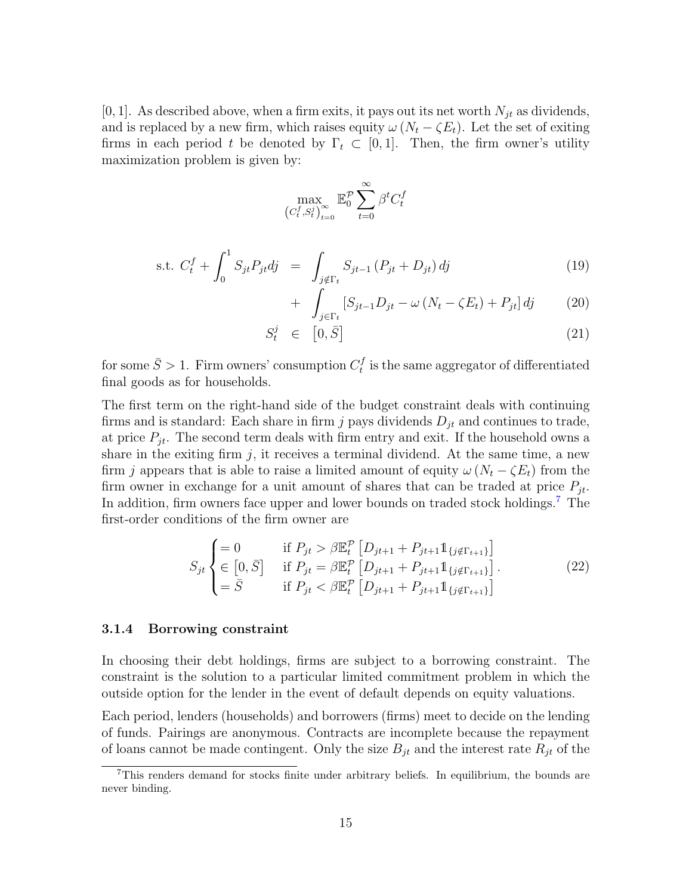[0, 1]. As described above, when a firm exits, it pays out its net worth $N_{jt}$ as dividends, and is replaced by a new firm, which raises equity $\omega(N_t - \zeta E_t)$. Let the set of exiting firms in each period $t$ be denoted by $\Gamma_t \subset [0,1]$. Then, the firm owner's utility maximization problem is given by:

$$\max_{\left(C_t^f, S_t^j\right)_{t=0}^{\infty}} \mathbb{E}_0^{\mathcal{P}} \sum_{t=0}^{\infty} \beta^t C_t^f$$

$$\text{s.t. } C_t^f + \int_0^1 S_{jt} P_{jt} dj = \int_{j \notin \Gamma_t} S_{jt-1}\left(P_{jt} + D_{jt}\right) dj \tag{19}$$

$$+ \int_{j \in \Gamma_t} \left[S_{jt-1} D_{jt} - \omega\left(N_t - \zeta E_t\right) + P_{jt}\right] dj \tag{20}$$

$$S_t^j \in \left[0, \bar{S}\right] \tag{21}$$

for some $\bar{S} > 1$. Firm owners' consumption $C_t^f$ is the same aggregator of differentiated final goods as for households.

The first term on the right-hand side of the budget constraint deals with continuing firms and is standard: Each share in firm $j$ pays dividends $D_{jt}$ and continues to trade, at price $P_{jt}$. The second term deals with firm entry and exit. If the household owns a share in the exiting firm $j$, it receives a terminal dividend. At the same time, a new firm $j$ appears that is able to raise a limited amount of equity $\omega(N_t - \zeta E_t)$ from the firm owner in exchange for a unit amount of shares that can be traded at price $P_{jt}$. In addition, firm owners face upper and lower bounds on traded stock holdings.[7] The first-order conditions of the firm owner are

$$S_{jt} \begin{cases} = 0 & \text{if } P_{jt} > \beta \mathbb{E}_t^{\mathcal{P}}\left[D_{jt+1} + P_{jt+1} \mathbb{1}_{\{j \notin \Gamma_{t+1}\}}\right] \\ \in \left[0, \bar{S}\right] & \text{if } P_{jt} = \beta \mathbb{E}_t^{\mathcal{P}}\left[D_{jt+1} + P_{jt+1} \mathbb{1}_{\{j \notin \Gamma_{t+1}\}}\right] \\ = \bar{S} & \text{if } P_{jt} < \beta \mathbb{E}_t^{\mathcal{P}}\left[D_{jt+1} + P_{jt+1} \mathbb{1}_{\{j \notin \Gamma_{t+1}\}}\right] \end{cases}. \tag{22}$$

### 3.1.4 Borrowing constraint

In choosing their debt holdings, firms are subject to a borrowing constraint. The constraint is the solution to a particular limited commitment problem in which the outside option for the lender in the event of default depends on equity valuations.

Each period, lenders (households) and borrowers (firms) meet to decide on the lending of funds. Pairings are anonymous. Contracts are incomplete because the repayment of loans cannot be made contingent. Only the size $B_{jt}$ and the interest rate $R_{jt}$ of the

[7] This renders demand for stocks finite under arbitrary beliefs. In equilibrium, the bounds are never binding.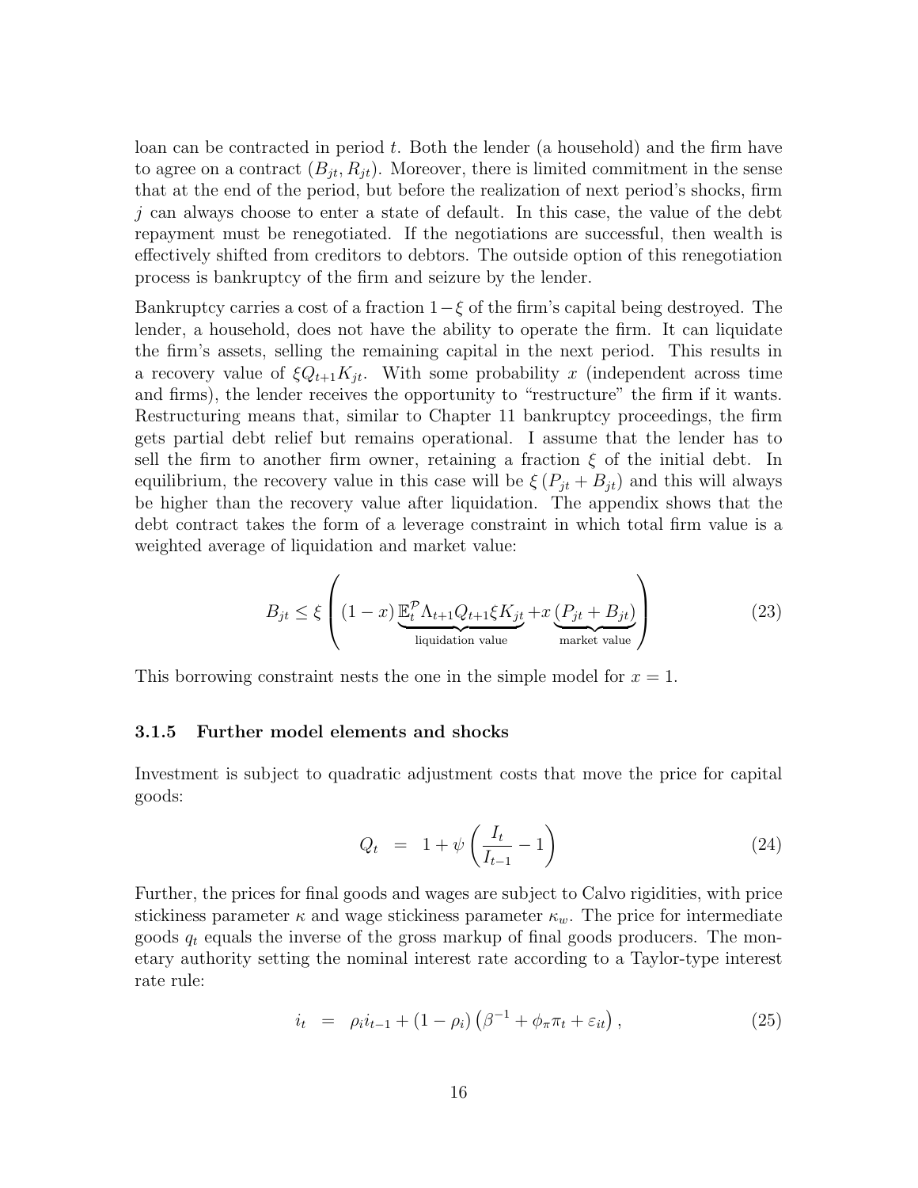loan can be contracted in period $t$. Both the lender (a household) and the firm have to agree on a contract $(B_{jt}, R_{jt})$. Moreover, there is limited commitment in the sense that at the end of the period, but before the realization of next period's shocks, firm $j$ can always choose to enter a state of default. In this case, the value of the debt repayment must be renegotiated. If the negotiations are successful, then wealth is effectively shifted from creditors to debtors. The outside option of this renegotiation process is bankruptcy of the firm and seizure by the lender.

Bankruptcy carries a cost of a fraction $1-\xi$ of the firm's capital being destroyed. The lender, a household, does not have the ability to operate the firm. It can liquidate the firm's assets, selling the remaining capital in the next period. This results in a recovery value of $\xi Q_{t+1} K_{jt}$. With some probability $x$ (independent across time and firms), the lender receives the opportunity to "restructure" the firm if it wants. Restructuring means that, similar to Chapter 11 bankruptcy proceedings, the firm gets partial debt relief but remains operational. I assume that the lender has to sell the firm to another firm owner, retaining a fraction $\xi$ of the initial debt. In equilibrium, the recovery value in this case will be $\xi (P_{jt} + B_{jt})$ and this will always be higher than the recovery value after liquidation. The appendix shows that the debt contract takes the form of a leverage constraint in which total firm value is a weighted average of liquidation and market value:

$$
B_{jt} \leq \xi \left( (1-x) \underbrace{\mathbb{E}_t^{\mathcal{P}} \Lambda_{t+1} Q_{t+1} \xi K_{jt}}_{\text{liquidation value}} + x \underbrace{(P_{jt} + B_{jt})}_{\text{market value}} \right) \tag{23}
$$

This borrowing constraint nests the one in the simple model for $x = 1$.

### 3.1.5 Further model elements and shocks

Investment is subject to quadratic adjustment costs that move the price for capital goods:

$$
Q_t = 1 + \psi \left( \frac{I_t}{I_{t-1}} - 1 \right) \tag{24}
$$

Further, the prices for final goods and wages are subject to Calvo rigidities, with price stickiness parameter $\kappa$ and wage stickiness parameter $\kappa_w$. The price for intermediate goods $q_t$ equals the inverse of the gross markup of final goods producers. The monetary authority setting the nominal interest rate according to a Taylor-type interest rate rule:

$$
i_t = \rho_i i_{t-1} + (1-\rho_i) \left( \beta^{-1} + \phi_\pi \pi_t + \varepsilon_{it} \right), \tag{25}
$$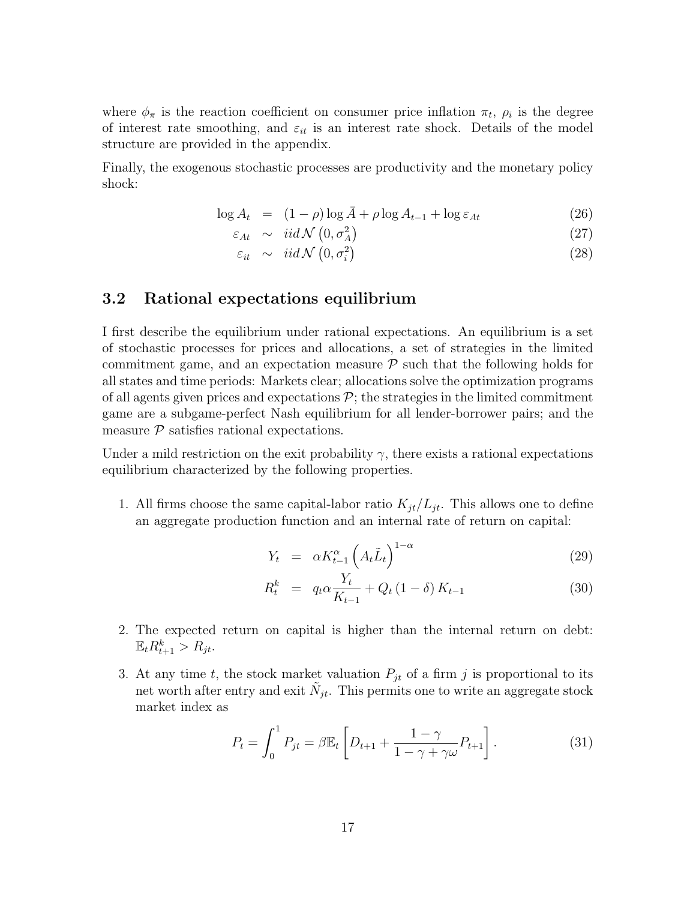where $\phi_\pi$ is the reaction coefficient on consumer price inflation $\pi_t$, $\rho_i$ is the degree of interest rate smoothing, and $\varepsilon_{it}$ is an interest rate shock. Details of the model structure are provided in the appendix.

Finally, the exogenous stochastic processes are productivity and the monetary policy shock:

$$
\begin{aligned}
\log A_t &= (1-\rho)\log \bar{A} + \rho \log A_{t-1} + \log \varepsilon_{At} && (26) \\
\varepsilon_{At} &\sim iid\mathcal{N}\left(0, \sigma_A^2\right) && (27) \\
\varepsilon_{it} &\sim iid\mathcal{N}\left(0, \sigma_i^2\right) && (28)
\end{aligned}
$$

## 3.2 Rational expectations equilibrium

I first describe the equilibrium under rational expectations. An equilibrium is a set of stochastic processes for prices and allocations, a set of strategies in the limited commitment game, and an expectation measure $\mathcal{P}$ such that the following holds for all states and time periods: Markets clear; allocations solve the optimization programs of all agents given prices and expectations $\mathcal{P}$; the strategies in the limited commitment game are a subgame-perfect Nash equilibrium for all lender-borrower pairs; and the measure $\mathcal{P}$ satisfies rational expectations.

Under a mild restriction on the exit probability $\gamma$, there exists a rational expectations equilibrium characterized by the following properties.

1. All firms choose the same capital-labor ratio $K_{jt}/L_{jt}$. This allows one to define an aggregate production function and an internal rate of return on capital:

$$
\begin{aligned}
Y_t &= \alpha K_{t-1}^{\alpha}\left(A_t \tilde{L}_t\right)^{1-\alpha} && (29) \\
R_t^k &= q_t \alpha \frac{Y_t}{K_{t-1}} + Q_t (1-\delta) K_{t-1} && (30)
\end{aligned}
$$

2. The expected return on capital is higher than the internal return on debt: $\mathbb{E}_t R_{t+1}^k > R_{jt}$.

3. At any time $t$, the stock market valuation $P_{jt}$ of a firm $j$ is proportional to its net worth after entry and exit $\tilde{N}_{jt}$. This permits one to write an aggregate stock market index as

$$
P_t = \int_0^1 P_{jt} = \beta \mathbb{E}_t \left[ D_{t+1} + \frac{1-\gamma}{1-\gamma+\gamma\omega} P_{t+1} \right]. \tag{31}
$$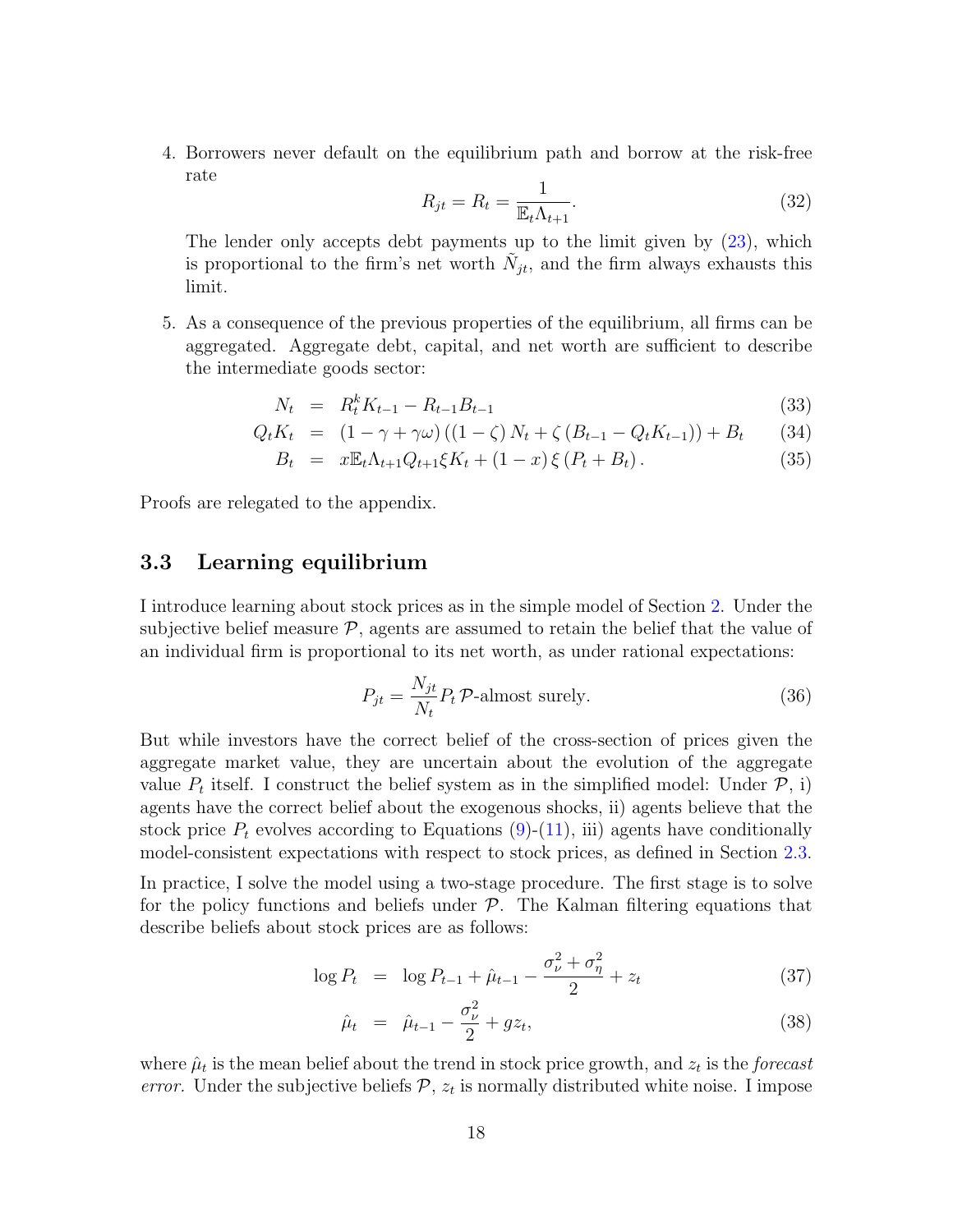4. Borrowers never default on the equilibrium path and borrow at the risk-free rate

$$R_{jt} = R_t = \frac{1}{\mathbb{E}_t \Lambda_{t+1}}. \tag{32}$$

The lender only accepts debt payments up to the limit given by (23), which is proportional to the firm's net worth $\tilde{N}_{jt}$, and the firm always exhausts this limit.

5. As a consequence of the previous properties of the equilibrium, all firms can be aggregated. Aggregate debt, capital, and net worth are sufficient to describe the intermediate goods sector:

$$N_t = R_t^k K_{t-1} - R_{t-1} B_{t-1} \tag{33}$$

$$Q_t K_t = (1 - \gamma + \gamma\omega)\left((1-\zeta) N_t + \zeta\left(B_{t-1} - Q_t K_{t-1}\right)\right) + B_t \tag{34}$$

$$B_t = x \mathbb{E}_t \Lambda_{t+1} Q_{t+1} \xi K_t + (1-x)\,\xi\left(P_t + B_t\right). \tag{35}$$

Proofs are relegated to the appendix.

### 3.3 Learning equilibrium

I introduce learning about stock prices as in the simple model of Section 2. Under the subjective belief measure $\mathcal{P}$, agents are assumed to retain the belief that the value of an individual firm is proportional to its net worth, as under rational expectations:

$$P_{jt} = \frac{N_{jt}}{N_t} P_t \; \mathcal{P}\text{-almost surely.} \tag{36}$$

But while investors have the correct belief of the cross-section of prices given the aggregate market value, they are uncertain about the evolution of the aggregate value $P_t$ itself. I construct the belief system as in the simplified model: Under $\mathcal{P}$, i) agents have the correct belief about the exogenous shocks, ii) agents believe that the stock price $P_t$ evolves according to Equations (9)-(11), iii) agents have conditionally model-consistent expectations with respect to stock prices, as defined in Section 2.3.

In practice, I solve the model using a two-stage procedure. The first stage is to solve for the policy functions and beliefs under $\mathcal{P}$. The Kalman filtering equations that describe beliefs about stock prices are as follows:

$$\log P_t = \log P_{t-1} + \hat{\mu}_{t-1} - \frac{\sigma_\nu^2 + \sigma_\eta^2}{2} + z_t \tag{37}$$

$$\hat{\mu}_t = \hat{\mu}_{t-1} - \frac{\sigma_\nu^2}{2} + g z_t, \tag{38}$$

where $\hat{\mu}_t$ is the mean belief about the trend in stock price growth, and $z_t$ is the *forecast error*. Under the subjective beliefs $\mathcal{P}$, $z_t$ is normally distributed white noise. I impose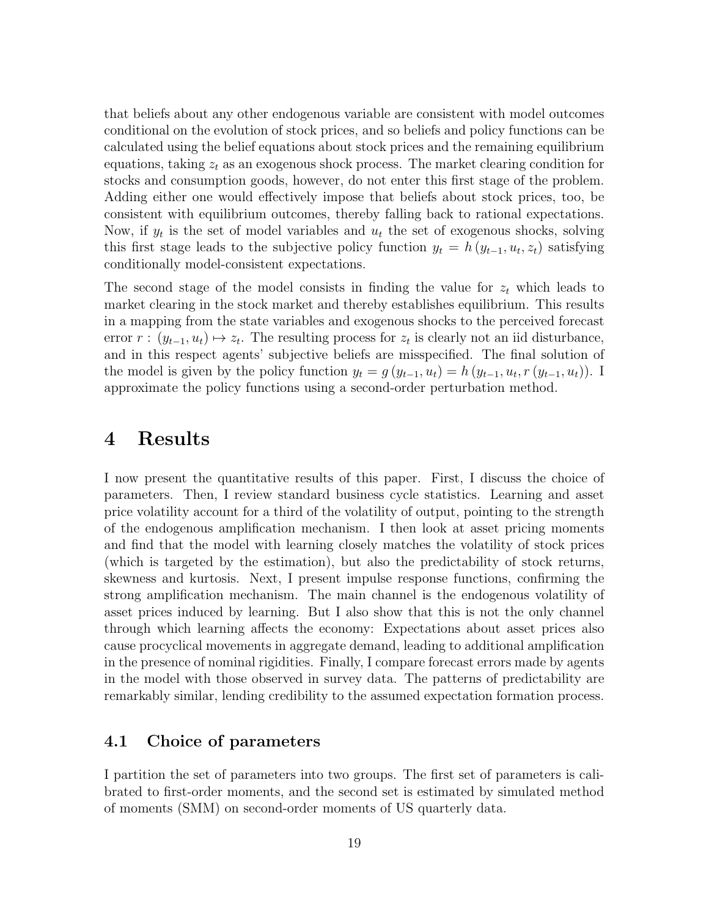that beliefs about any other endogenous variable are consistent with model outcomes conditional on the evolution of stock prices, and so beliefs and policy functions can be calculated using the belief equations about stock prices and the remaining equilibrium equations, taking $z_t$ as an exogenous shock process. The market clearing condition for stocks and consumption goods, however, do not enter this first stage of the problem. Adding either one would effectively impose that beliefs about stock prices, too, be consistent with equilibrium outcomes, thereby falling back to rational expectations. Now, if $y_t$ is the set of model variables and $u_t$ the set of exogenous shocks, solving this first stage leads to the subjective policy function $y_t = h(y_{t-1}, u_t, z_t)$ satisfying conditionally model-consistent expectations.

The second stage of the model consists in finding the value for $z_t$ which leads to market clearing in the stock market and thereby establishes equilibrium. This results in a mapping from the state variables and exogenous shocks to the perceived forecast error $r : (y_{t-1}, u_t) \mapsto z_t$. The resulting process for $z_t$ is clearly not an iid disturbance, and in this respect agents' subjective beliefs are misspecified. The final solution of the model is given by the policy function $y_t = g(y_{t-1}, u_t) = h(y_{t-1}, u_t, r(y_{t-1}, u_t))$. I approximate the policy functions using a second-order perturbation method.

# 4 Results

I now present the quantitative results of this paper. First, I discuss the choice of parameters. Then, I review standard business cycle statistics. Learning and asset price volatility account for a third of the volatility of output, pointing to the strength of the endogenous amplification mechanism. I then look at asset pricing moments and find that the model with learning closely matches the volatility of stock prices (which is targeted by the estimation), but also the predictability of stock returns, skewness and kurtosis. Next, I present impulse response functions, confirming the strong amplification mechanism. The main channel is the endogenous volatility of asset prices induced by learning. But I also show that this is not the only channel through which learning affects the economy: Expectations about asset prices also cause procyclical movements in aggregate demand, leading to additional amplification in the presence of nominal rigidities. Finally, I compare forecast errors made by agents in the model with those observed in survey data. The patterns of predictability are remarkably similar, lending credibility to the assumed expectation formation process.

## 4.1 Choice of parameters

I partition the set of parameters into two groups. The first set of parameters is calibrated to first-order moments, and the second set is estimated by simulated method of moments (SMM) on second-order moments of US quarterly data.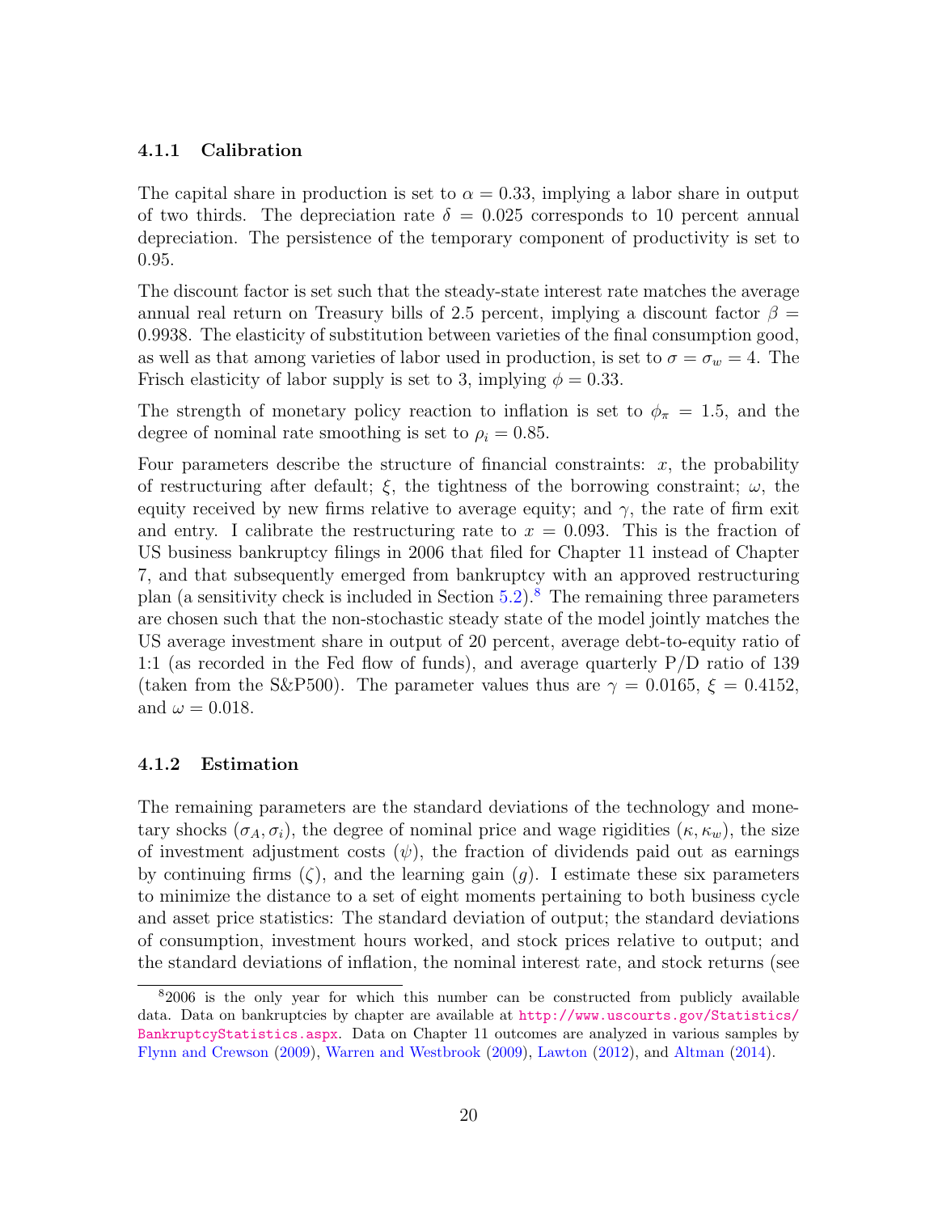#### 4.1.1 Calibration

The capital share in production is set to $\alpha = 0.33$, implying a labor share in output of two thirds. The depreciation rate $\delta = 0.025$ corresponds to 10 percent annual depreciation. The persistence of the temporary component of productivity is set to 0.95.

The discount factor is set such that the steady-state interest rate matches the average annual real return on Treasury bills of 2.5 percent, implying a discount factor $\beta = 0.9938$. The elasticity of substitution between varieties of the final consumption good, as well as that among varieties of labor used in production, is set to $\sigma = \sigma_w = 4$. The Frisch elasticity of labor supply is set to 3, implying $\phi = 0.33$.

The strength of monetary policy reaction to inflation is set to $\phi_\pi = 1.5$, and the degree of nominal rate smoothing is set to $\rho_i = 0.85$.

Four parameters describe the structure of financial constraints: $x$, the probability of restructuring after default; $\xi$, the tightness of the borrowing constraint; $\omega$, the equity received by new firms relative to average equity; and $\gamma$, the rate of firm exit and entry. I calibrate the restructuring rate to $x = 0.093$. This is the fraction of US business bankruptcy filings in 2006 that filed for Chapter 11 instead of Chapter 7, and that subsequently emerged from bankruptcy with an approved restructuring plan (a sensitivity check is included in Section 5.2).[8] The remaining three parameters are chosen such that the non-stochastic steady state of the model jointly matches the US average investment share in output of 20 percent, average debt-to-equity ratio of 1:1 (as recorded in the Fed flow of funds), and average quarterly P/D ratio of 139 (taken from the S&P500). The parameter values thus are $\gamma = 0.0165$, $\xi = 0.4152$, and $\omega = 0.018$.

#### 4.1.2 Estimation

The remaining parameters are the standard deviations of the technology and monetary shocks ($\sigma_A, \sigma_i$), the degree of nominal price and wage rigidities ($\kappa, \kappa_w$), the size of investment adjustment costs ($\psi$), the fraction of dividends paid out as earnings by continuing firms ($\zeta$), and the learning gain ($g$). I estimate these six parameters to minimize the distance to a set of eight moments pertaining to both business cycle and asset price statistics: The standard deviation of output; the standard deviations of consumption, investment hours worked, and stock prices relative to output; and the standard deviations of inflation, the nominal interest rate, and stock returns (see

[8] 2006 is the only year for which this number can be constructed from publicly available data. Data on bankruptcies by chapter are available at http://www.uscourts.gov/Statistics/BankruptcyStatistics.aspx. Data on Chapter 11 outcomes are analyzed in various samples by Flynn and Crewson (2009), Warren and Westbrook (2009), Lawton (2012), and Altman (2014).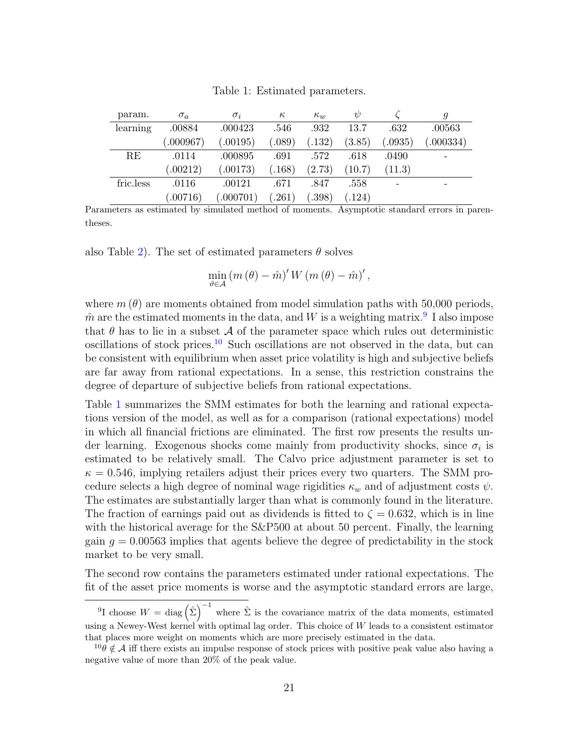Table 1: Estimated parameters.

| param. | $\sigma_a$ | $\sigma_i$ | $\kappa$ | $\kappa_w$ | $\psi$ | $\zeta$ | $g$ |
|---|---|---|---|---|---|---|---|
| learning | .00884 | .000423 | .546 | .932 | 13.7 | .632 | .00563 |
| | (.000967) | (.00195) | (.089) | (.132) | (3.85) | (.0935) | (.000334) |
| RE | .0114 | .000895 | .691 | .572 | .618 | .0490 | - |
| | (.00212) | (.00173) | (.168) | (2.73) | (10.7) | (11.3) | |
| fric.less | .0116 | .00121 | .671 | .847 | .558 | - | - |
| | (.00716) | (.000701) | (.261) | (.398) | (.124) | | |

Parameters as estimated by simulated method of moments. Asymptotic standard errors in parentheses.

also Table 2). The set of estimated parameters $\theta$ solves

$$\min_{\vartheta \in \mathcal{A}} \left(m\left(\theta\right) - \hat{m}\right)' W \left(m\left(\theta\right) - \hat{m}\right)',$$

where $m(\theta)$ are moments obtained from model simulation paths with 50,000 periods, $\hat{m}$ are the estimated moments in the data, and $W$ is a weighting matrix.[9] I also impose that $\theta$ has to lie in a subset $\mathcal{A}$ of the parameter space which rules out deterministic oscillations of stock prices.[10] Such oscillations are not observed in the data, but can be consistent with equilibrium when asset price volatility is high and subjective beliefs are far away from rational expectations. In a sense, this restriction constrains the degree of departure of subjective beliefs from rational expectations.

Table 1 summarizes the SMM estimates for both the learning and rational expectations version of the model, as well as for a comparison (rational expectations) model in which all financial frictions are eliminated. The first row presents the results under learning. Exogenous shocks come mainly from productivity shocks, since $\sigma_i$ is estimated to be relatively small. The Calvo price adjustment parameter is set to $\kappa = 0.546$, implying retailers adjust their prices every two quarters. The SMM procedure selects a high degree of nominal wage rigidities $\kappa_w$ and of adjustment costs $\psi$. The estimates are substantially larger than what is commonly found in the literature. The fraction of earnings paid out as dividends is fitted to $\zeta = 0.632$, which is in line with the historical average for the S&P500 at about 50 percent. Finally, the learning gain $g = 0.00563$ implies that agents believe the degree of predictability in the stock market to be very small.

The second row contains the parameters estimated under rational expectations. The fit of the asset price moments is worse and the asymptotic standard errors are large,

[9] I choose $W = \text{diag}\left(\hat{\Sigma}\right)^{-1}$ where $\hat{\Sigma}$ is the covariance matrix of the data moments, estimated using a Newey-West kernel with optimal lag order. This choice of $W$ leads to a consistent estimator that places more weight on moments which are more precisely estimated in the data.

[10] $\theta \notin \mathcal{A}$ iff there exists an impulse response of stock prices with positive peak value also having a negative value of more than 20% of the peak value.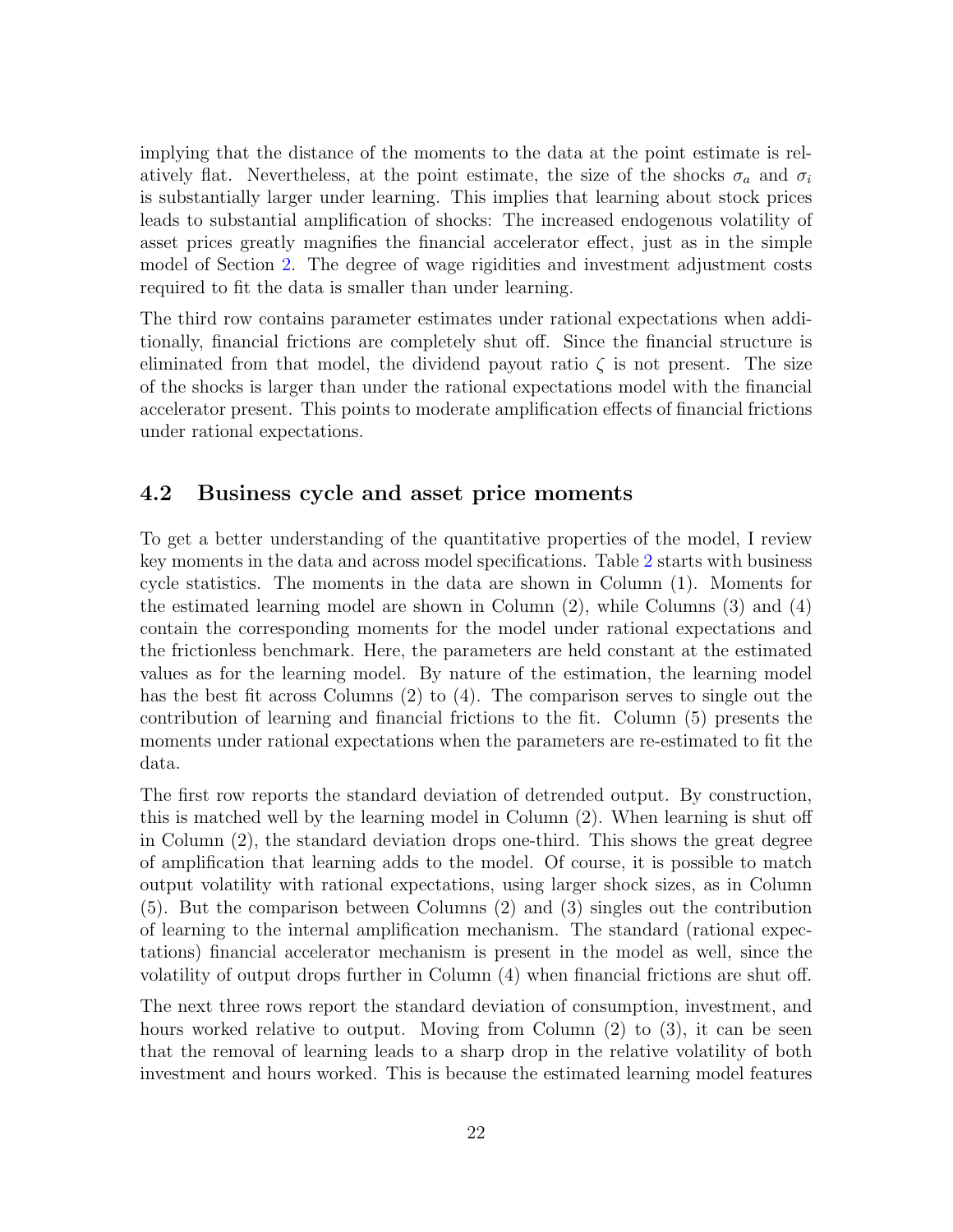implying that the distance of the moments to the data at the point estimate is relatively flat. Nevertheless, at the point estimate, the size of the shocks $\sigma_a$ and $\sigma_i$ is substantially larger under learning. This implies that learning about stock prices leads to substantial amplification of shocks: The increased endogenous volatility of asset prices greatly magnifies the financial accelerator effect, just as in the simple model of Section 2. The degree of wage rigidities and investment adjustment costs required to fit the data is smaller than under learning.

The third row contains parameter estimates under rational expectations when additionally, financial frictions are completely shut off. Since the financial structure is eliminated from that model, the dividend payout ratio $\zeta$ is not present. The size of the shocks is larger than under the rational expectations model with the financial accelerator present. This points to moderate amplification effects of financial frictions under rational expectations.

## 4.2 Business cycle and asset price moments

To get a better understanding of the quantitative properties of the model, I review key moments in the data and across model specifications. Table 2 starts with business cycle statistics. The moments in the data are shown in Column (1). Moments for the estimated learning model are shown in Column (2), while Columns (3) and (4) contain the corresponding moments for the model under rational expectations and the frictionless benchmark. Here, the parameters are held constant at the estimated values as for the learning model. By nature of the estimation, the learning model has the best fit across Columns (2) to (4). The comparison serves to single out the contribution of learning and financial frictions to the fit. Column (5) presents the moments under rational expectations when the parameters are re-estimated to fit the data.

The first row reports the standard deviation of detrended output. By construction, this is matched well by the learning model in Column (2). When learning is shut off in Column (2), the standard deviation drops one-third. This shows the great degree of amplification that learning adds to the model. Of course, it is possible to match output volatility with rational expectations, using larger shock sizes, as in Column (5). But the comparison between Columns (2) and (3) singles out the contribution of learning to the internal amplification mechanism. The standard (rational expectations) financial accelerator mechanism is present in the model as well, since the volatility of output drops further in Column (4) when financial frictions are shut off.

The next three rows report the standard deviation of consumption, investment, and hours worked relative to output. Moving from Column (2) to (3), it can be seen that the removal of learning leads to a sharp drop in the relative volatility of both investment and hours worked. This is because the estimated learning model features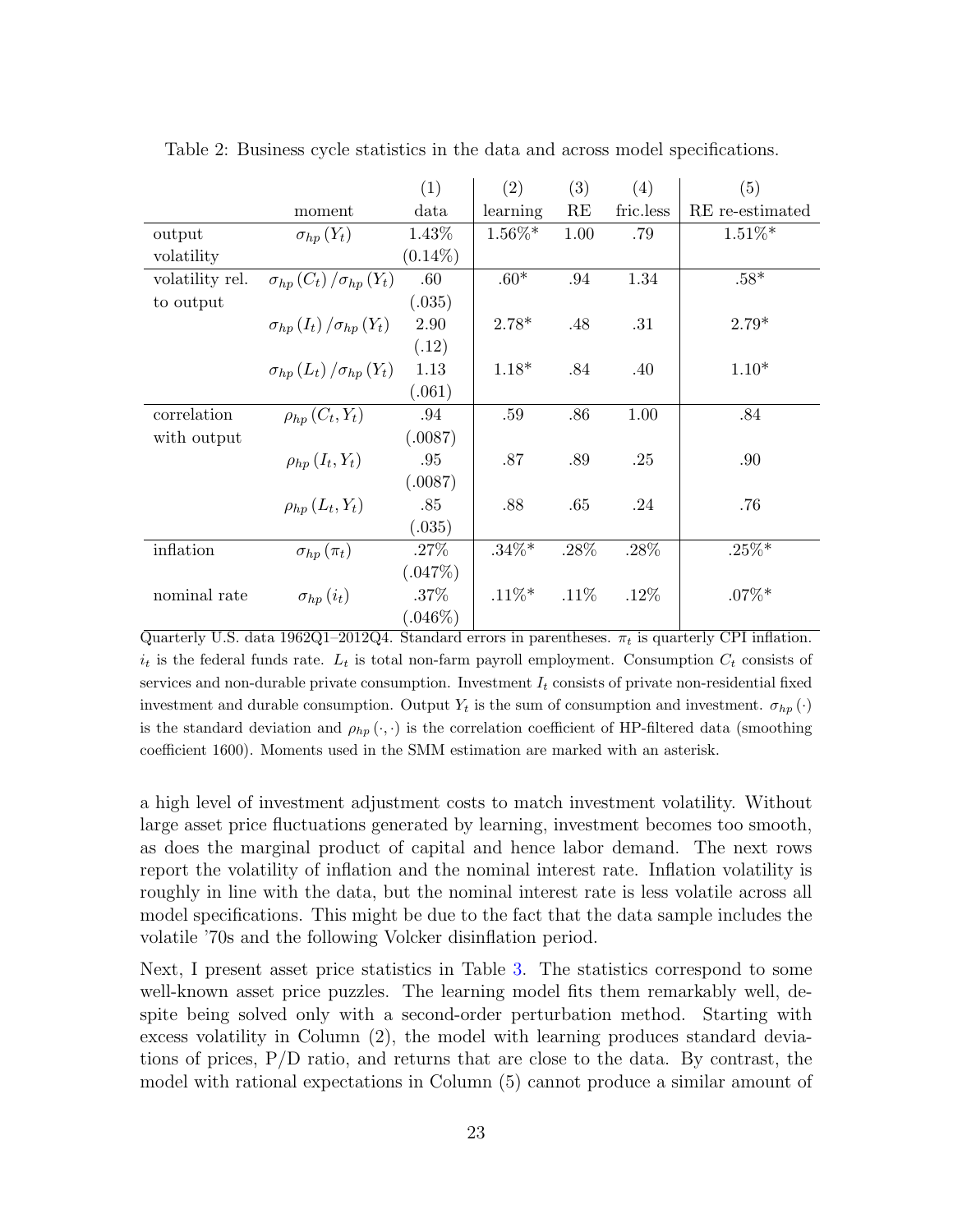Table 2: Business cycle statistics in the data and across model specifications.

| | moment | (1) data | (2) learning | (3) RE | (4) fric.less | (5) RE re-estimated |
|---|---|---|---|---|---|---|
| output volatility | $\sigma_{hp}(Y_t)$ | 1.43% | 1.56%* | 1.00 | .79 | 1.51%* |
| | | (0.14%) | | | | |
| volatility rel. to output | $\sigma_{hp}(C_t)/\sigma_{hp}(Y_t)$ | .60 | .60* | .94 | 1.34 | .58* |
| | | (.035) | | | | |
| | $\sigma_{hp}(I_t)/\sigma_{hp}(Y_t)$ | 2.90 | 2.78* | .48 | .31 | 2.79* |
| | | (.12) | | | | |
| | $\sigma_{hp}(L_t)/\sigma_{hp}(Y_t)$ | 1.13 | 1.18* | .84 | .40 | 1.10* |
| | | (.061) | | | | |
| correlation with output | $\rho_{hp}(C_t, Y_t)$ | .94 | .59 | .86 | 1.00 | .84 |
| | | (.0087) | | | | |
| | $\rho_{hp}(I_t, Y_t)$ | .95 | .87 | .89 | .25 | .90 |
| | | (.0087) | | | | |
| | $\rho_{hp}(L_t, Y_t)$ | .85 | .88 | .65 | .24 | .76 |
| | | (.035) | | | | |
| inflation | $\sigma_{hp}(\pi_t)$ | .27% | .34%* | .28% | .28% | .25%* |
| | | (.047%) | | | | |
| nominal rate | $\sigma_{hp}(i_t)$ | .37% | .11%* | .11% | .12% | .07%* |
| | | (.046%) | | | | |

Quarterly U.S. data 1962Q1–2012Q4. Standard errors in parentheses. $\pi_t$ is quarterly CPI inflation. $i_t$ is the federal funds rate. $L_t$ is total non-farm payroll employment. Consumption $C_t$ consists of services and non-durable private consumption. Investment $I_t$ consists of private non-residential fixed investment and durable consumption. Output $Y_t$ is the sum of consumption and investment. $\sigma_{hp}(\cdot)$ is the standard deviation and $\rho_{hp}(\cdot,\cdot)$ is the correlation coefficient of HP-filtered data (smoothing coefficient 1600). Moments used in the SMM estimation are marked with an asterisk.

a high level of investment adjustment costs to match investment volatility. Without large asset price fluctuations generated by learning, investment becomes too smooth, as does the marginal product of capital and hence labor demand. The next rows report the volatility of inflation and the nominal interest rate. Inflation volatility is roughly in line with the data, but the nominal interest rate is less volatile across all model specifications. This might be due to the fact that the data sample includes the volatile '70s and the following Volcker disinflation period.

Next, I present asset price statistics in Table 3. The statistics correspond to some well-known asset price puzzles. The learning model fits them remarkably well, despite being solved only with a second-order perturbation method. Starting with excess volatility in Column (2), the model with learning produces standard deviations of prices, P/D ratio, and returns that are close to the data. By contrast, the model with rational expectations in Column (5) cannot produce a similar amount of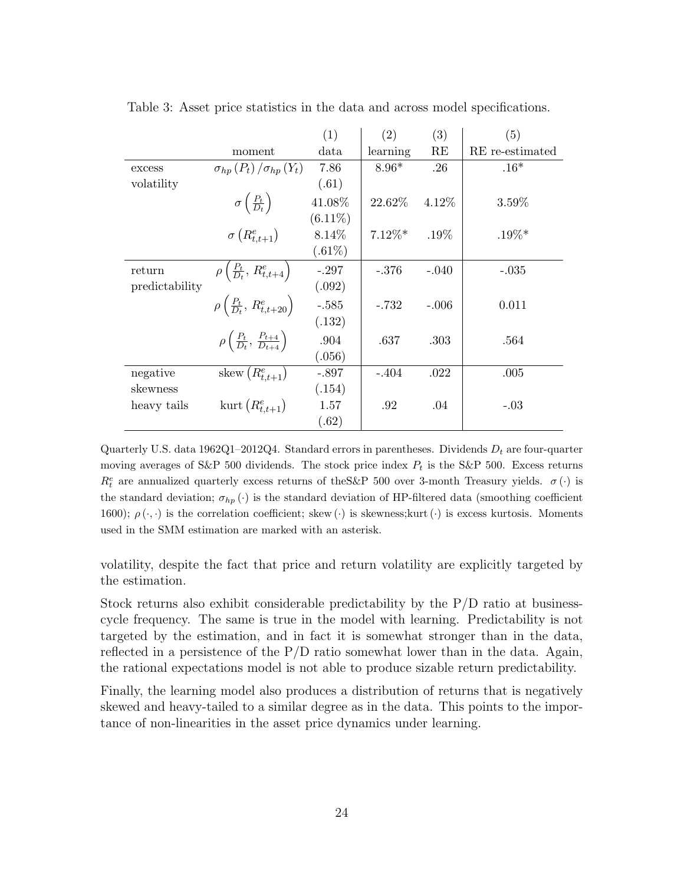Table 3: Asset price statistics in the data and across model specifications.

| | moment | (1) data | (2) learning | (3) RE | (5) RE re-estimated |
|---|---|---|---|---|---|
| excess volatility | $\sigma_{hp}(P_t)/\sigma_{hp}(Y_t)$ | 7.86 (.61) | 8.96* | .26 | .16* |
| | $\sigma\left(\frac{P_t}{D_t}\right)$ | 41.08% (6.11%) | 22.62% | 4.12% | 3.59% |
| | $\sigma\left(R^e_{t,t+1}\right)$ | 8.14% (.61%) | 7.12%* | .19% | .19%* |
| return predictability | $\rho\left(\frac{P_t}{D_t},\, R^e_{t,t+4}\right)$ | -.297 (.092) | -.376 | -.040 | -.035 |
| | $\rho\left(\frac{P_t}{D_t},\, R^e_{t,t+20}\right)$ | -.585 (.132) | -.732 | -.006 | 0.011 |
| | $\rho\left(\frac{P_t}{D_t},\, \frac{P_{t+4}}{D_{t+4}}\right)$ | .904 (.056) | .637 | .303 | .564 |
| negative skewness | $\text{skew}\left(R^e_{t,t+1}\right)$ | -.897 (.154) | -.404 | .022 | .005 |
| heavy tails | $\text{kurt}\left(R^e_{t,t+1}\right)$ | 1.57 (.62) | .92 | .04 | -.03 |

Quarterly U.S. data 1962Q1–2012Q4. Standard errors in parentheses. Dividends $D_t$ are four-quarter moving averages of S&P 500 dividends. The stock price index $P_t$ is the S&P 500. Excess returns $R^e_t$ are annualized quarterly excess returns of theS&P 500 over 3-month Treasury yields. $\sigma(\cdot)$ is the standard deviation; $\sigma_{hp}(\cdot)$ is the standard deviation of HP-filtered data (smoothing coefficient 1600); $\rho(\cdot,\cdot)$ is the correlation coefficient; skew$(\cdot)$ is skewness;kurt$(\cdot)$ is excess kurtosis. Moments used in the SMM estimation are marked with an asterisk.

volatility, despite the fact that price and return volatility are explicitly targeted by the estimation.

Stock returns also exhibit considerable predictability by the P/D ratio at business-cycle frequency. The same is true in the model with learning. Predictability is not targeted by the estimation, and in fact it is somewhat stronger than in the data, reflected in a persistence of the P/D ratio somewhat lower than in the data. Again, the rational expectations model is not able to produce sizable return predictability.

Finally, the learning model also produces a distribution of returns that is negatively skewed and heavy-tailed to a similar degree as in the data. This points to the importance of non-linearities in the asset price dynamics under learning.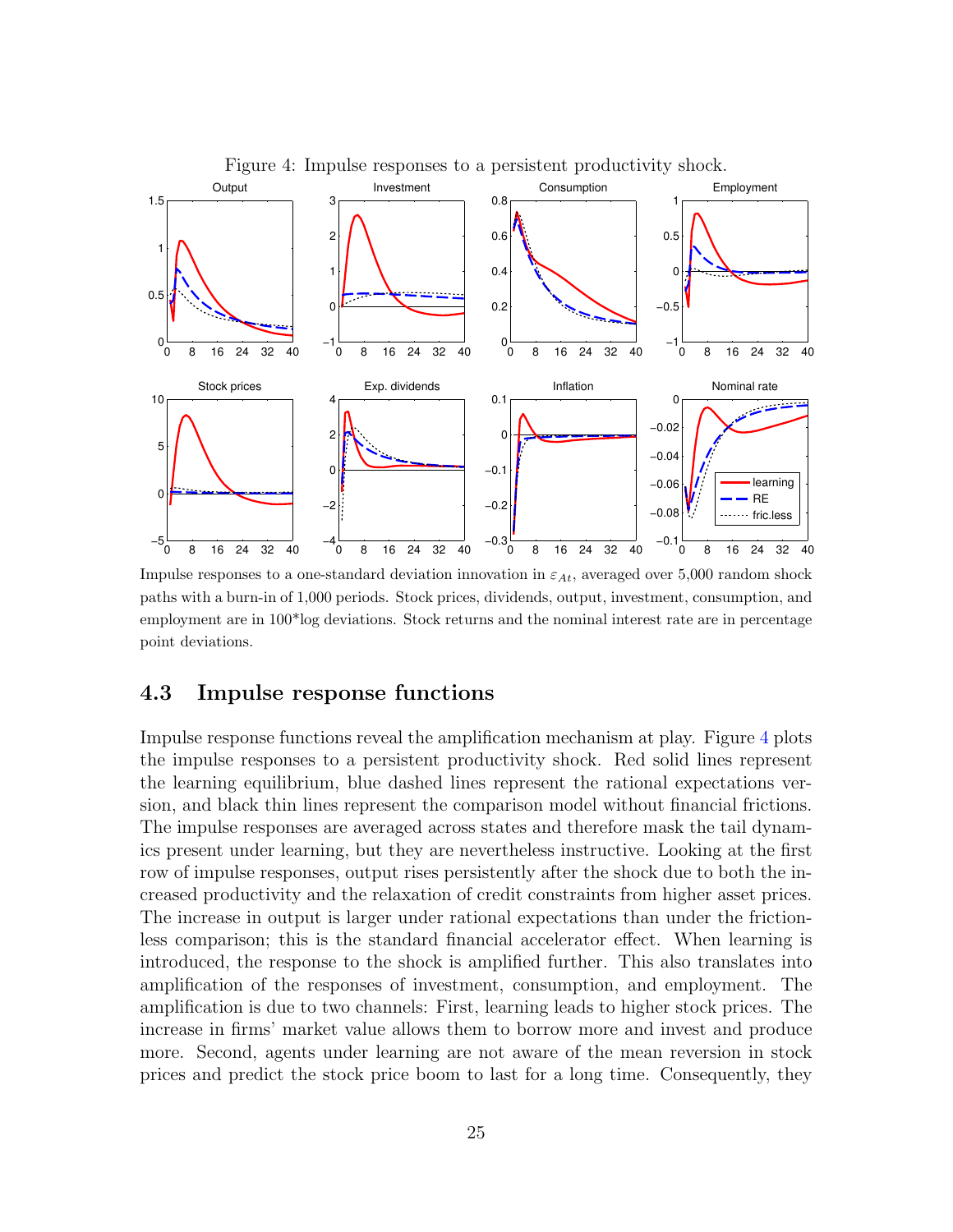Figure 4: Impulse responses to a persistent productivity shock.

Impulse responses to a one-standard deviation innovation in $\varepsilon_{At}$, averaged over 5,000 random shock paths with a burn-in of 1,000 periods. Stock prices, dividends, output, investment, consumption, and employment are in 100*log deviations. Stock returns and the nominal interest rate are in percentage point deviations.

### 4.3 Impulse response functions

Impulse response functions reveal the amplification mechanism at play. Figure 4 plots the impulse responses to a persistent productivity shock. Red solid lines represent the learning equilibrium, blue dashed lines represent the rational expectations version, and black thin lines represent the comparison model without financial frictions. The impulse responses are averaged across states and therefore mask the tail dynamics present under learning, but they are nevertheless instructive. Looking at the first row of impulse responses, output rises persistently after the shock due to both the increased productivity and the relaxation of credit constraints from higher asset prices. The increase in output is larger under rational expectations than under the frictionless comparison; this is the standard financial accelerator effect. When learning is introduced, the response to the shock is amplified further. This also translates into amplification of the responses of investment, consumption, and employment. The amplification is due to two channels: First, learning leads to higher stock prices. The increase in firms' market value allows them to borrow more and invest and produce more. Second, agents under learning are not aware of the mean reversion in stock prices and predict the stock price boom to last for a long time. Consequently, they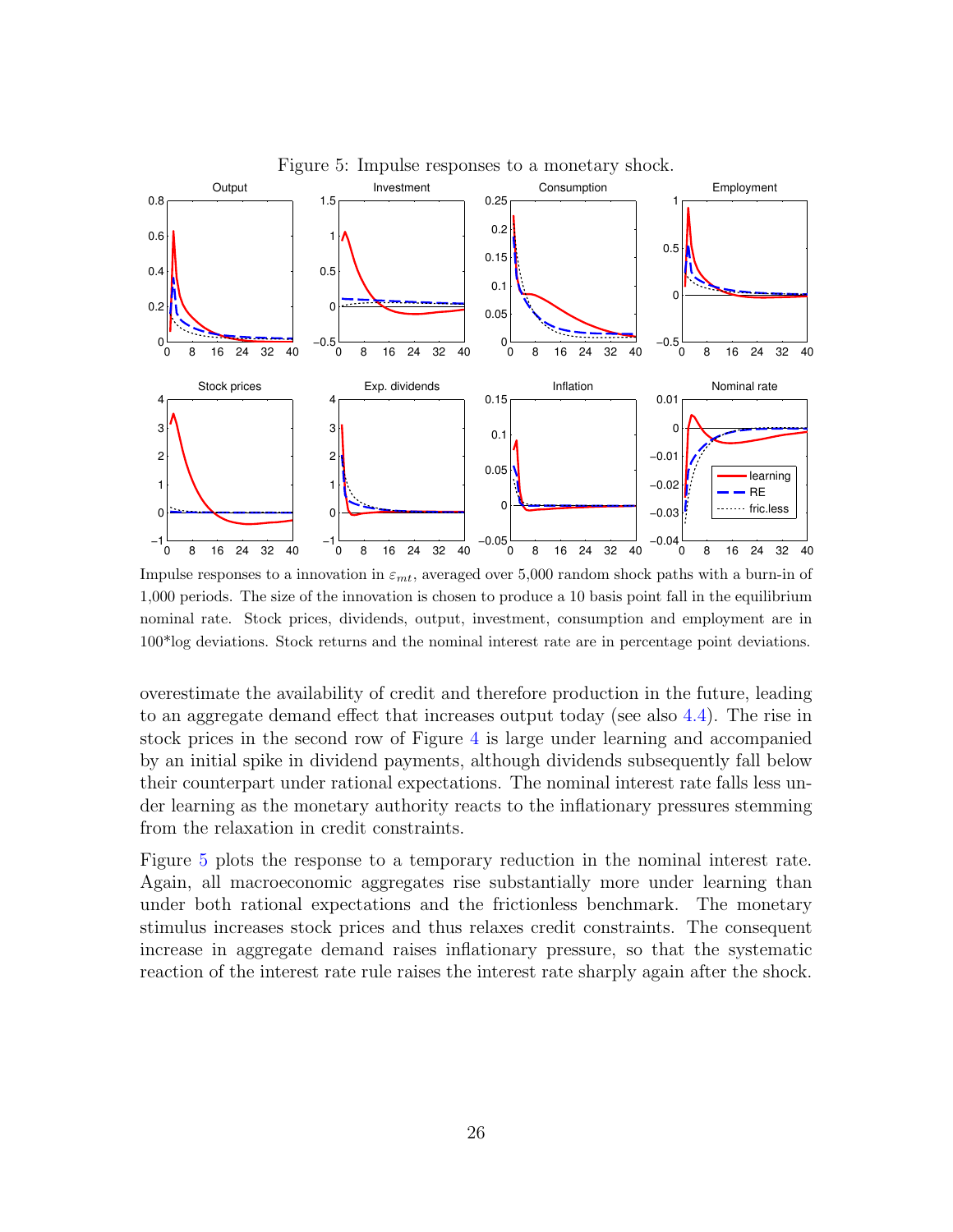Figure 5: Impulse responses to a monetary shock.

Impulse responses to a innovation in $\varepsilon_{mt}$, averaged over 5,000 random shock paths with a burn-in of 1,000 periods. The size of the innovation is chosen to produce a 10 basis point fall in the equilibrium nominal rate. Stock prices, dividends, output, investment, consumption and employment are in 100*log deviations. Stock returns and the nominal interest rate are in percentage point deviations.

overestimate the availability of credit and therefore production in the future, leading to an aggregate demand effect that increases output today (see also 4.4). The rise in stock prices in the second row of Figure 4 is large under learning and accompanied by an initial spike in dividend payments, although dividends subsequently fall below their counterpart under rational expectations. The nominal interest rate falls less under learning as the monetary authority reacts to the inflationary pressures stemming from the relaxation in credit constraints.

Figure 5 plots the response to a temporary reduction in the nominal interest rate. Again, all macroeconomic aggregates rise substantially more under learning than under both rational expectations and the frictionless benchmark. The monetary stimulus increases stock prices and thus relaxes credit constraints. The consequent increase in aggregate demand raises inflationary pressure, so that the systematic reaction of the interest rate rule raises the interest rate sharply again after the shock.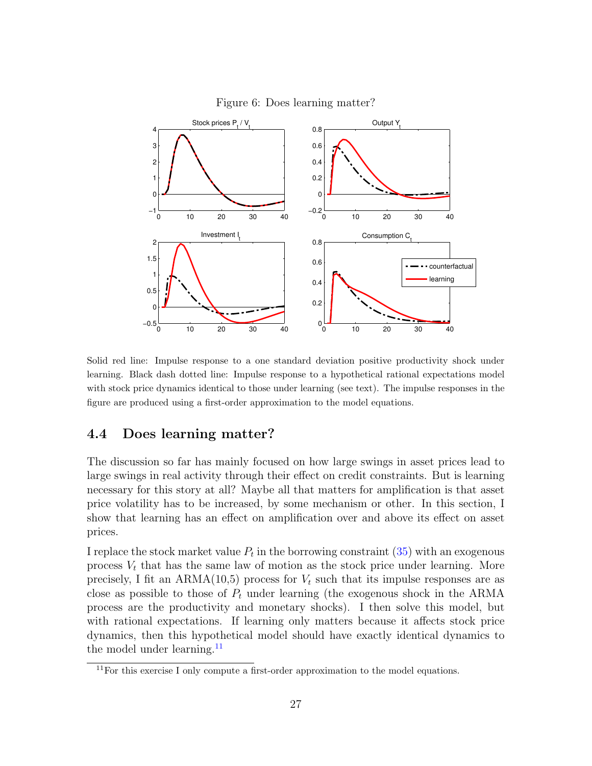Figure 6: Does learning matter?

Solid red line: Impulse response to a one standard deviation positive productivity shock under learning. Black dash dotted line: Impulse response to a hypothetical rational expectations model with stock price dynamics identical to those under learning (see text). The impulse responses in the figure are produced using a first-order approximation to the model equations.

### 4.4 Does learning matter?

The discussion so far has mainly focused on how large swings in asset prices lead to large swings in real activity through their effect on credit constraints. But is learning necessary for this story at all? Maybe all that matters for amplification is that asset price volatility has to be increased, by some mechanism or other. In this section, I show that learning has an effect on amplification over and above its effect on asset prices.

I replace the stock market value $P_t$ in the borrowing constraint (35) with an exogenous process $V_t$ that has the same law of motion as the stock price under learning. More precisely, I fit an ARMA(10,5) process for $V_t$ such that its impulse responses are as close as possible to those of $P_t$ under learning (the exogenous shock in the ARMA process are the productivity and monetary shocks). I then solve this model, but with rational expectations. If learning only matters because it affects stock price dynamics, then this hypothetical model should have exactly identical dynamics to the model under learning.[11]

[11] For this exercise I only compute a first-order approximation to the model equations.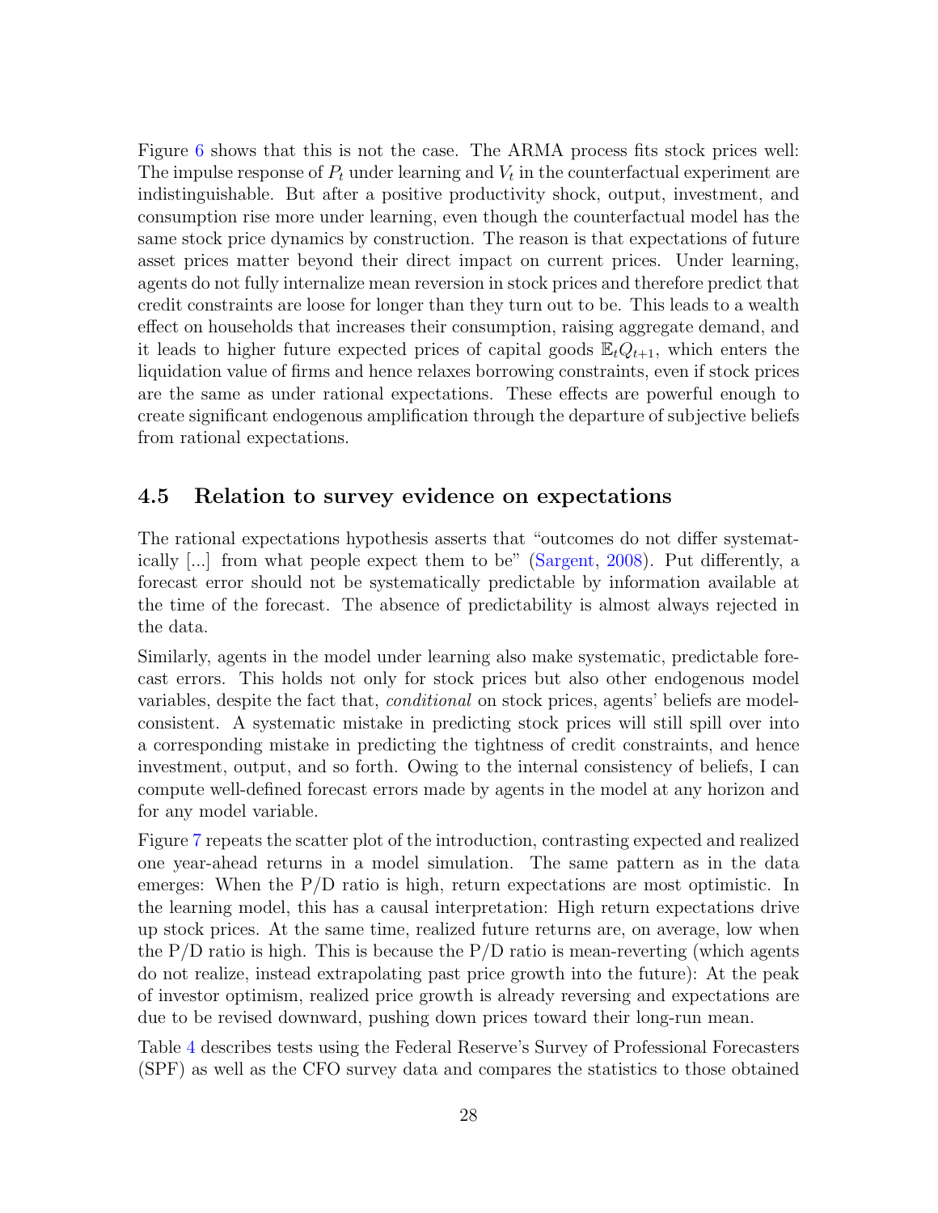Figure 6 shows that this is not the case. The ARMA process fits stock prices well: The impulse response of $P_t$ under learning and $V_t$ in the counterfactual experiment are indistinguishable. But after a positive productivity shock, output, investment, and consumption rise more under learning, even though the counterfactual model has the same stock price dynamics by construction. The reason is that expectations of future asset prices matter beyond their direct impact on current prices. Under learning, agents do not fully internalize mean reversion in stock prices and therefore predict that credit constraints are loose for longer than they turn out to be. This leads to a wealth effect on households that increases their consumption, raising aggregate demand, and it leads to higher future expected prices of capital goods $\mathbb{E}_t Q_{t+1}$, which enters the liquidation value of firms and hence relaxes borrowing constraints, even if stock prices are the same as under rational expectations. These effects are powerful enough to create significant endogenous amplification through the departure of subjective beliefs from rational expectations.

## 4.5 Relation to survey evidence on expectations

The rational expectations hypothesis asserts that "outcomes do not differ systematically [...] from what people expect them to be" (Sargent, 2008). Put differently, a forecast error should not be systematically predictable by information available at the time of the forecast. The absence of predictability is almost always rejected in the data.

Similarly, agents in the model under learning also make systematic, predictable forecast errors. This holds not only for stock prices but also other endogenous model variables, despite the fact that, *conditional* on stock prices, agents' beliefs are model-consistent. A systematic mistake in predicting stock prices will still spill over into a corresponding mistake in predicting the tightness of credit constraints, and hence investment, output, and so forth. Owing to the internal consistency of beliefs, I can compute well-defined forecast errors made by agents in the model at any horizon and for any model variable.

Figure 7 repeats the scatter plot of the introduction, contrasting expected and realized one year-ahead returns in a model simulation. The same pattern as in the data emerges: When the P/D ratio is high, return expectations are most optimistic. In the learning model, this has a causal interpretation: High return expectations drive up stock prices. At the same time, realized future returns are, on average, low when the P/D ratio is high. This is because the P/D ratio is mean-reverting (which agents do not realize, instead extrapolating past price growth into the future): At the peak of investor optimism, realized price growth is already reversing and expectations are due to be revised downward, pushing down prices toward their long-run mean.

Table 4 describes tests using the Federal Reserve's Survey of Professional Forecasters (SPF) as well as the CFO survey data and compares the statistics to those obtained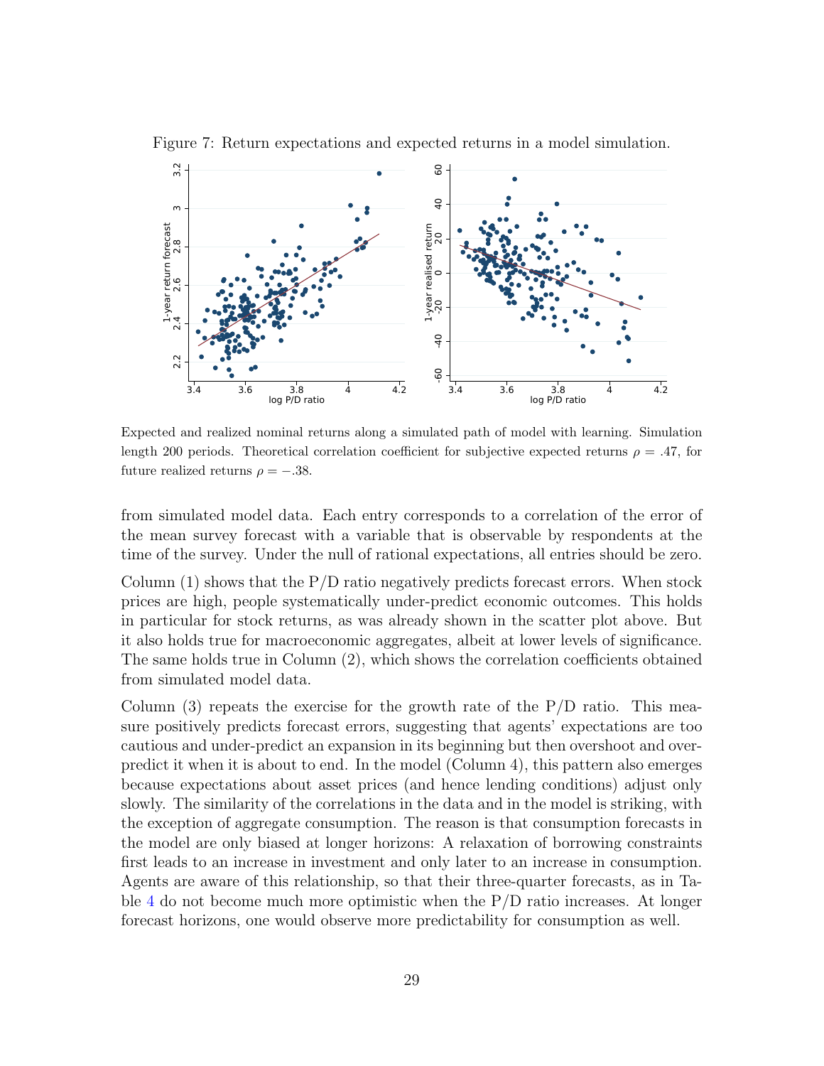Figure 7: Return expectations and expected returns in a model simulation.

Expected and realized nominal returns along a simulated path of model with learning. Simulation length 200 periods. Theoretical correlation coefficient for subjective expected returns $\rho = .47$, for future realized returns $\rho = -.38$.

from simulated model data. Each entry corresponds to a correlation of the error of the mean survey forecast with a variable that is observable by respondents at the time of the survey. Under the null of rational expectations, all entries should be zero.

Column (1) shows that the P/D ratio negatively predicts forecast errors. When stock prices are high, people systematically under-predict economic outcomes. This holds in particular for stock returns, as was already shown in the scatter plot above. But it also holds true for macroeconomic aggregates, albeit at lower levels of significance. The same holds true in Column (2), which shows the correlation coefficients obtained from simulated model data.

Column (3) repeats the exercise for the growth rate of the P/D ratio. This measure positively predicts forecast errors, suggesting that agents' expectations are too cautious and under-predict an expansion in its beginning but then overshoot and overpredict it when it is about to end. In the model (Column 4), this pattern also emerges because expectations about asset prices (and hence lending conditions) adjust only slowly. The similarity of the correlations in the data and in the model is striking, with the exception of aggregate consumption. The reason is that consumption forecasts in the model are only biased at longer horizons: A relaxation of borrowing constraints first leads to an increase in investment and only later to an increase in consumption. Agents are aware of this relationship, so that their three-quarter forecasts, as in Table 4 do not become much more optimistic when the P/D ratio increases. At longer forecast horizons, one would observe more predictability for consumption as well.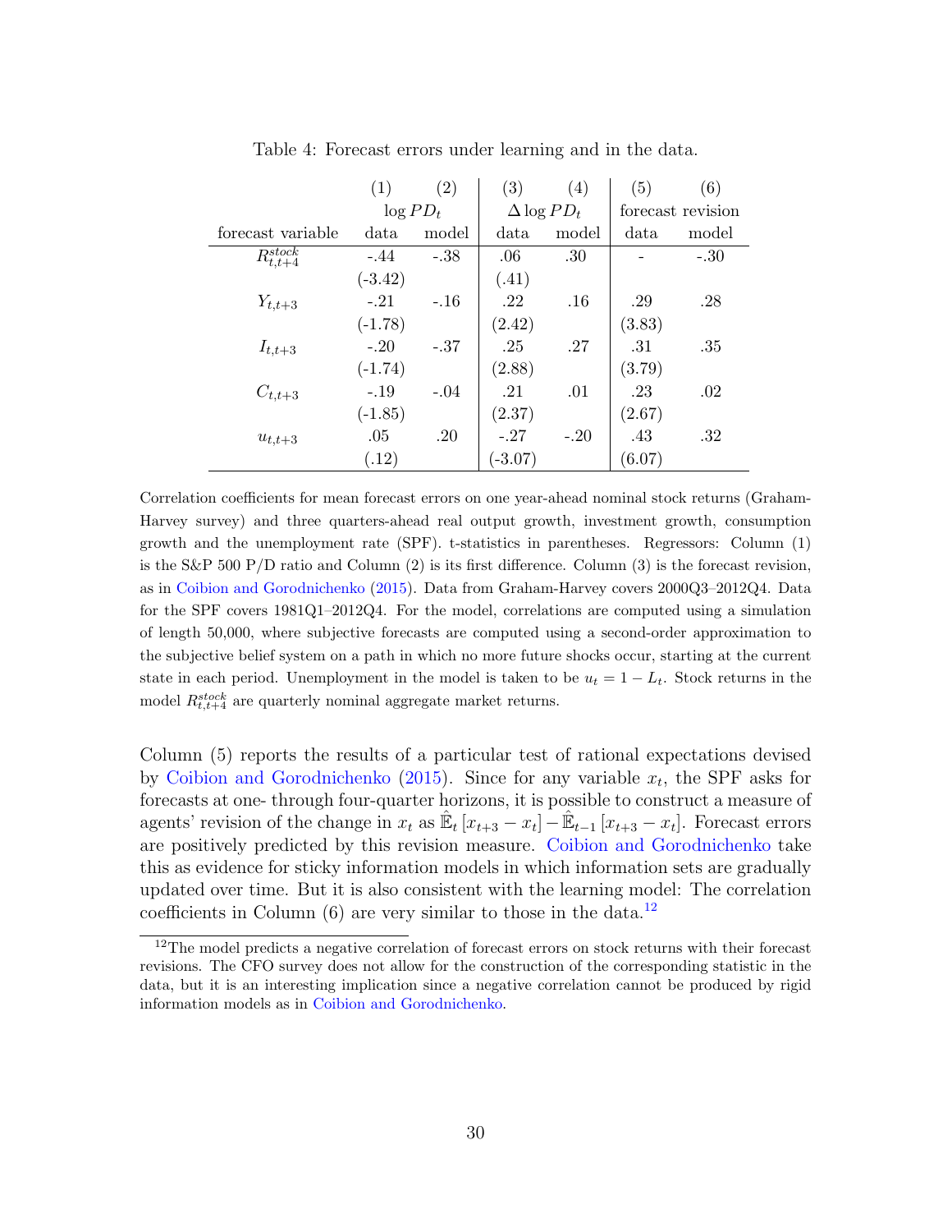Table 4: Forecast errors under learning and in the data.

| | (1) | (2) | (3) | (4) | (5) | (6) |
|---|---|---|---|---|---|---|
| | $\log PD_t$ | | $\Delta \log PD_t$ | | forecast revision | |
| forecast variable | data | model | data | model | data | model |
| $R^{stock}_{t,t+4}$ | -.44 | -.38 | .06 | .30 | - | -.30 |
| | (-3.42) | | (.41) | | | |
| $Y_{t,t+3}$ | -.21 | -.16 | .22 | .16 | .29 | .28 |
| | (-1.78) | | (2.42) | | (3.83) | |
| $I_{t,t+3}$ | -.20 | -.37 | .25 | .27 | .31 | .35 |
| | (-1.74) | | (2.88) | | (3.79) | |
| $C_{t,t+3}$ | -.19 | -.04 | .21 | .01 | .23 | .02 |
| | (-1.85) | | (2.37) | | (2.67) | |
| $u_{t,t+3}$ | .05 | .20 | -.27 | -.20 | .43 | .32 |
| | (.12) | | (-3.07) | | (6.07) | |

Correlation coefficients for mean forecast errors on one year-ahead nominal stock returns (Graham-Harvey survey) and three quarters-ahead real output growth, investment growth, consumption growth and the unemployment rate (SPF). t-statistics in parentheses. Regressors: Column (1) is the S&P 500 P/D ratio and Column (2) is its first difference. Column (3) is the forecast revision, as in Coibion and Gorodnichenko (2015). Data from Graham-Harvey covers 2000Q3–2012Q4. Data for the SPF covers 1981Q1–2012Q4. For the model, correlations are computed using a simulation of length 50,000, where subjective forecasts are computed using a second-order approximation to the subjective belief system on a path in which no more future shocks occur, starting at the current state in each period. Unemployment in the model is taken to be $u_t = 1 - L_t$. Stock returns in the model $R^{stock}_{t,t+4}$ are quarterly nominal aggregate market returns.

Column (5) reports the results of a particular test of rational expectations devised by Coibion and Gorodnichenko (2015). Since for any variable $x_t$, the SPF asks for forecasts at one- through four-quarter horizons, it is possible to construct a measure of agents' revision of the change in $x_t$ as $\hat{\mathbb{E}}_t [x_{t+3} - x_t] - \hat{\mathbb{E}}_{t-1} [x_{t+3} - x_t]$. Forecast errors are positively predicted by this revision measure. Coibion and Gorodnichenko take this as evidence for sticky information models in which information sets are gradually updated over time. But it is also consistent with the learning model: The correlation coefficients in Column (6) are very similar to those in the data.[12]

[12] The model predicts a negative correlation of forecast errors on stock returns with their forecast revisions. The CFO survey does not allow for the construction of the corresponding statistic in the data, but it is an interesting implication since a negative correlation cannot be produced by rigid information models as in Coibion and Gorodnichenko.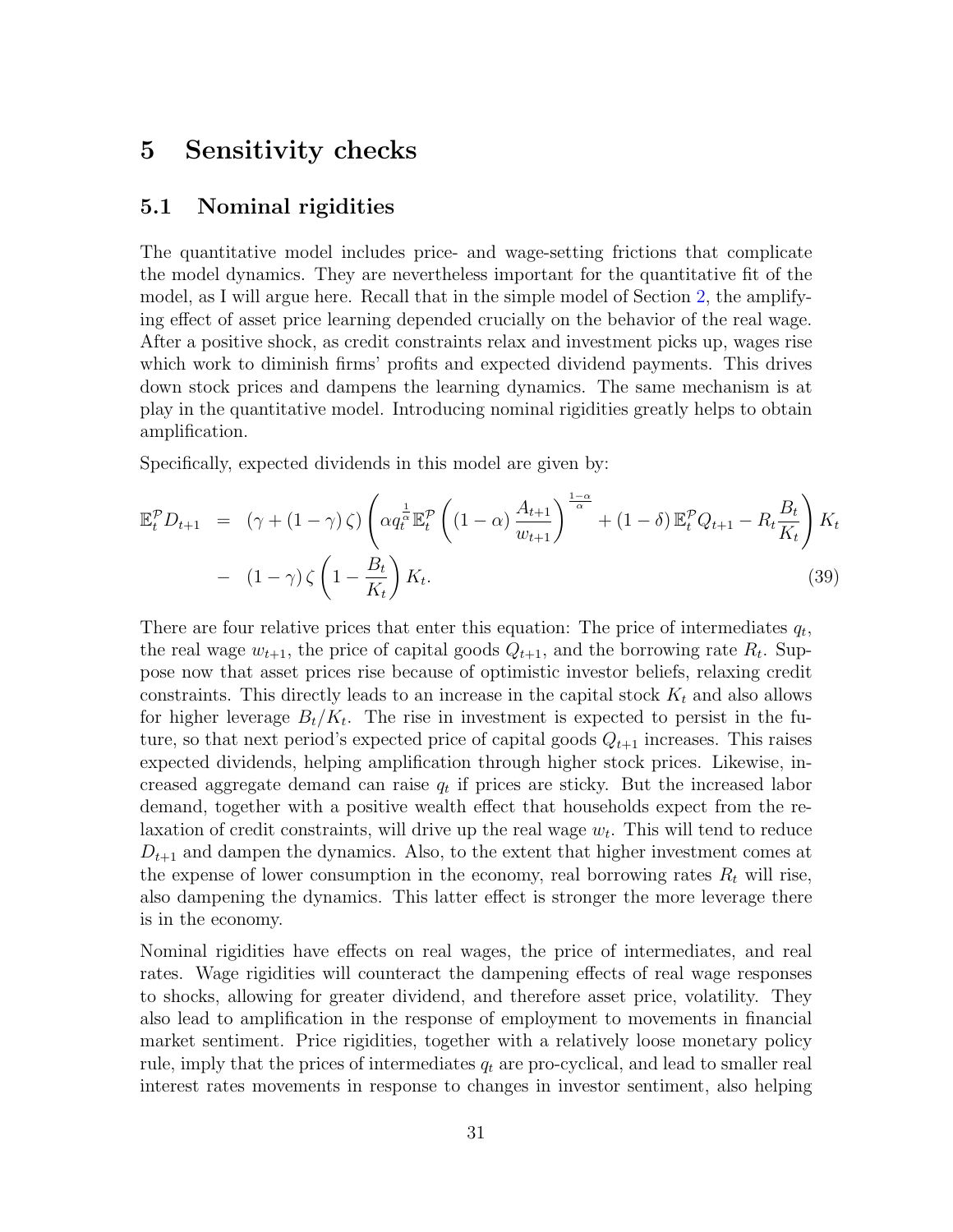# 5 Sensitivity checks

## 5.1 Nominal rigidities

The quantitative model includes price- and wage-setting frictions that complicate the model dynamics. They are nevertheless important for the quantitative fit of the model, as I will argue here. Recall that in the simple model of Section 2, the amplifying effect of asset price learning depended crucially on the behavior of the real wage. After a positive shock, as credit constraints relax and investment picks up, wages rise which work to diminish firms' profits and expected dividend payments. This drives down stock prices and dampens the learning dynamics. The same mechanism is at play in the quantitative model. Introducing nominal rigidities greatly helps to obtain amplification.

Specifically, expected dividends in this model are given by:

$$
\begin{aligned}
\mathbb{E}_t^{\mathcal{P}} D_{t+1} &= (\gamma + (1-\gamma)\zeta)\left(\alpha q_t^{\frac{1}{\alpha}} \mathbb{E}_t^{\mathcal{P}}\left((1-\alpha)\frac{A_{t+1}}{w_{t+1}}\right)^{\frac{1-\alpha}{\alpha}} + (1-\delta)\,\mathbb{E}_t^{\mathcal{P}} Q_{t+1} - R_t \frac{B_t}{K_t}\right) K_t \\
&- (1-\gamma)\zeta\left(1 - \frac{B_t}{K_t}\right) K_t. \qquad (39)
\end{aligned}
$$

There are four relative prices that enter this equation: The price of intermediates $q_t$, the real wage $w_{t+1}$, the price of capital goods $Q_{t+1}$, and the borrowing rate $R_t$. Suppose now that asset prices rise because of optimistic investor beliefs, relaxing credit constraints. This directly leads to an increase in the capital stock $K_t$ and also allows for higher leverage $B_t/K_t$. The rise in investment is expected to persist in the future, so that next period's expected price of capital goods $Q_{t+1}$ increases. This raises expected dividends, helping amplification through higher stock prices. Likewise, increased aggregate demand can raise $q_t$ if prices are sticky. But the increased labor demand, together with a positive wealth effect that households expect from the relaxation of credit constraints, will drive up the real wage $w_t$. This will tend to reduce $D_{t+1}$ and dampen the dynamics. Also, to the extent that higher investment comes at the expense of lower consumption in the economy, real borrowing rates $R_t$ will rise, also dampening the dynamics. This latter effect is stronger the more leverage there is in the economy.

Nominal rigidities have effects on real wages, the price of intermediates, and real rates. Wage rigidities will counteract the dampening effects of real wage responses to shocks, allowing for greater dividend, and therefore asset price, volatility. They also lead to amplification in the response of employment to movements in financial market sentiment. Price rigidities, together with a relatively loose monetary policy rule, imply that the prices of intermediates $q_t$ are pro-cyclical, and lead to smaller real interest rates movements in response to changes in investor sentiment, also helping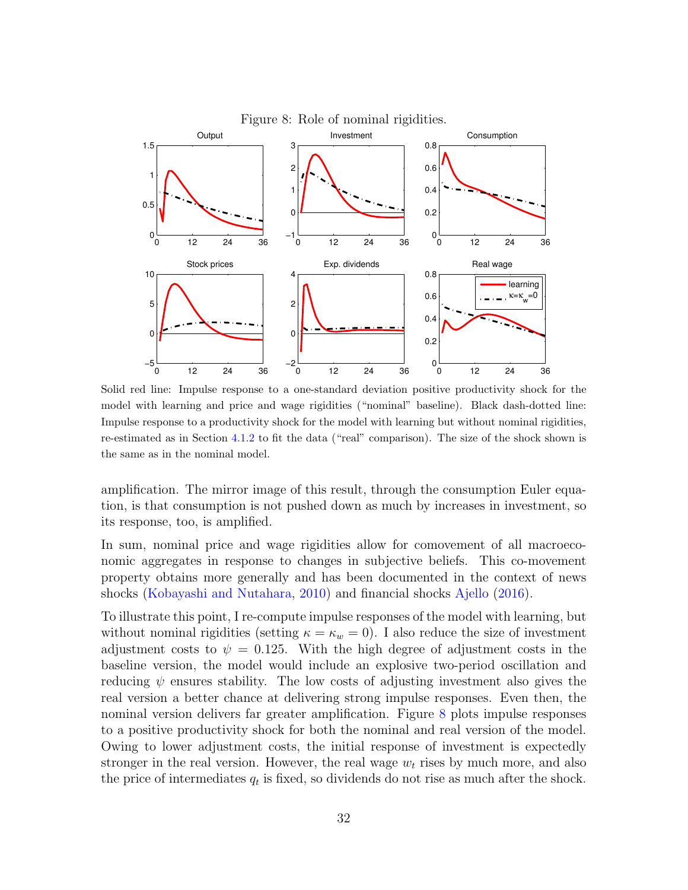Figure 8: Role of nominal rigidities.

Solid red line: Impulse response to a one-standard deviation positive productivity shock for the model with learning and price and wage rigidities ("nominal" baseline). Black dash-dotted line: Impulse response to a productivity shock for the model with learning but without nominal rigidities, re-estimated as in Section 4.1.2 to fit the data ("real" comparison). The size of the shock shown is the same as in the nominal model.

amplification. The mirror image of this result, through the consumption Euler equation, is that consumption is not pushed down as much by increases in investment, so its response, too, is amplified.

In sum, nominal price and wage rigidities allow for comovement of all macroeconomic aggregates in response to changes in subjective beliefs. This co-movement property obtains more generally and has been documented in the context of news shocks (Kobayashi and Nutahara, 2010) and financial shocks Ajello (2016).

To illustrate this point, I re-compute impulse responses of the model with learning, but without nominal rigidities (setting $\kappa = \kappa_w = 0$). I also reduce the size of investment adjustment costs to $\psi = 0.125$. With the high degree of adjustment costs in the baseline version, the model would include an explosive two-period oscillation and reducing $\psi$ ensures stability. The low costs of adjusting investment also gives the real version a better chance at delivering strong impulse responses. Even then, the nominal version delivers far greater amplification. Figure 8 plots impulse responses to a positive productivity shock for both the nominal and real version of the model. Owing to lower adjustment costs, the initial response of investment is expectedly stronger in the real version. However, the real wage $w_t$ rises by much more, and also the price of intermediates $q_t$ is fixed, so dividends do not rise as much after the shock.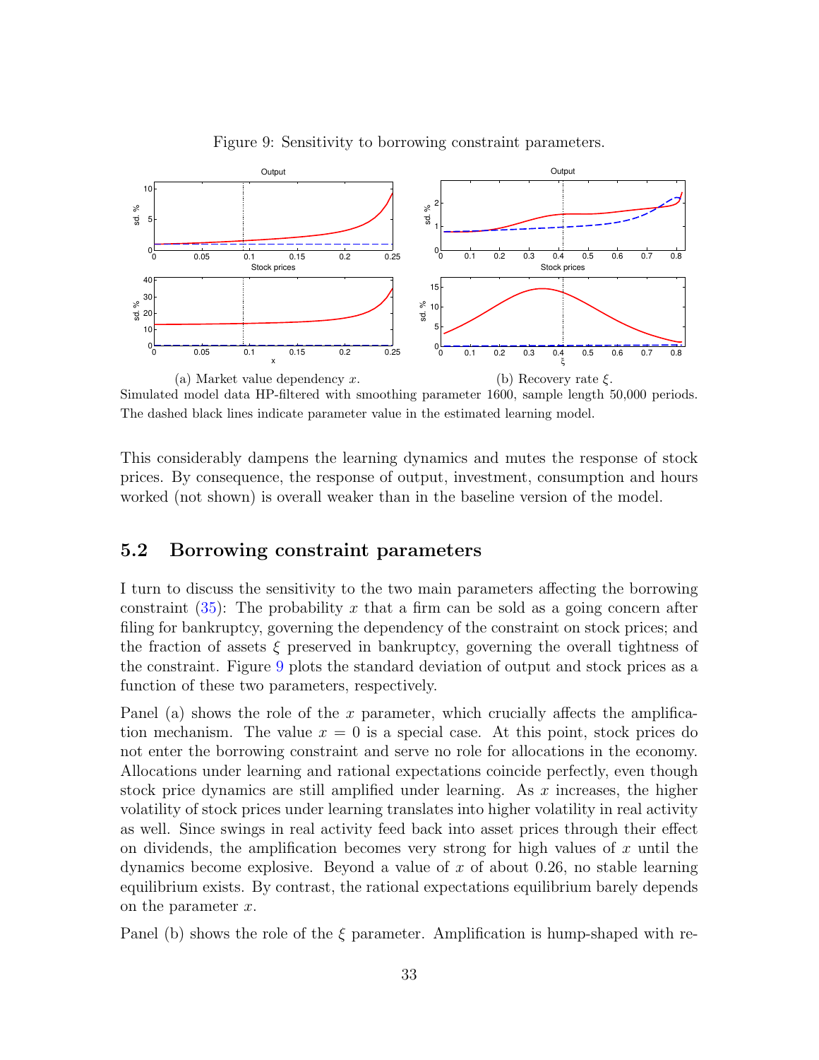Figure 9: Sensitivity to borrowing constraint parameters.

(a) Market value dependency $x$. (b) Recovery rate $\xi$.

Simulated model data HP-filtered with smoothing parameter 1600, sample length 50,000 periods. The dashed black lines indicate parameter value in the estimated learning model.

This considerably dampens the learning dynamics and mutes the response of stock prices. By consequence, the response of output, investment, consumption and hours worked (not shown) is overall weaker than in the baseline version of the model.

## 5.2 Borrowing constraint parameters

I turn to discuss the sensitivity to the two main parameters affecting the borrowing constraint (35): The probability $x$ that a firm can be sold as a going concern after filing for bankruptcy, governing the dependency of the constraint on stock prices; and the fraction of assets $\xi$ preserved in bankruptcy, governing the overall tightness of the constraint. Figure 9 plots the standard deviation of output and stock prices as a function of these two parameters, respectively.

Panel (a) shows the role of the $x$ parameter, which crucially affects the amplification mechanism. The value $x = 0$ is a special case. At this point, stock prices do not enter the borrowing constraint and serve no role for allocations in the economy. Allocations under learning and rational expectations coincide perfectly, even though stock price dynamics are still amplified under learning. As $x$ increases, the higher volatility of stock prices under learning translates into higher volatility in real activity as well. Since swings in real activity feed back into asset prices through their effect on dividends, the amplification becomes very strong for high values of $x$ until the dynamics become explosive. Beyond a value of $x$ of about 0.26, no stable learning equilibrium exists. By contrast, the rational expectations equilibrium barely depends on the parameter $x$.

Panel (b) shows the role of the $\xi$ parameter. Amplification is hump-shaped with re-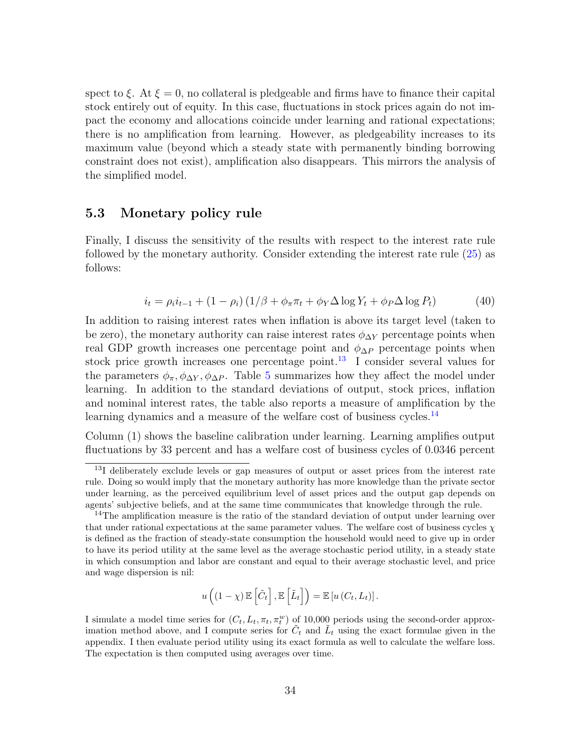spect to $\xi$. At $\xi = 0$, no collateral is pledgeable and firms have to finance their capital stock entirely out of equity. In this case, fluctuations in stock prices again do not impact the economy and allocations coincide under learning and rational expectations; there is no amplification from learning. However, as pledgeability increases to its maximum value (beyond which a steady state with permanently binding borrowing constraint does not exist), amplification also disappears. This mirrors the analysis of the simplified model.

## 5.3 Monetary policy rule

Finally, I discuss the sensitivity of the results with respect to the interest rate rule followed by the monetary authority. Consider extending the interest rate rule (25) as follows:

$$i_t = \rho_i i_{t-1} + (1 - \rho_i) \left(1/\beta + \phi_\pi \pi_t + \phi_Y \Delta \log Y_t + \phi_P \Delta \log P_t\right) \tag{40}$$

In addition to raising interest rates when inflation is above its target level (taken to be zero), the monetary authority can raise interest rates $\phi_{\Delta Y}$ percentage points when real GDP growth increases one percentage point and $\phi_{\Delta P}$ percentage points when stock price growth increases one percentage point.[13] I consider several values for the parameters $\phi_\pi, \phi_{\Delta Y}, \phi_{\Delta P}$. Table 5 summarizes how they affect the model under learning. In addition to the standard deviations of output, stock prices, inflation and nominal interest rates, the table also reports a measure of amplification by the learning dynamics and a measure of the welfare cost of business cycles.[14]

Column (1) shows the baseline calibration under learning. Learning amplifies output fluctuations by 33 percent and has a welfare cost of business cycles of 0.0346 percent

[13] I deliberately exclude levels or gap measures of output or asset prices from the interest rate rule. Doing so would imply that the monetary authority has more knowledge than the private sector under learning, as the perceived equilibrium level of asset prices and the output gap depends on agents' subjective beliefs, and at the same time communicates that knowledge through the rule.

[14] The amplification measure is the ratio of the standard deviation of output under learning over that under rational expectations at the same parameter values. The welfare cost of business cycles $\chi$ is defined as the fraction of steady-state consumption the household would need to give up in order to have its period utility at the same level as the average stochastic period utility, in a steady state in which consumption and labor are constant and equal to their average stochastic level, and price and wage dispersion is nil:

$$u\left((1-\chi)\,\mathbb{E}\left[\tilde{C}_t\right], \mathbb{E}\left[\tilde{L}_t\right]\right) = \mathbb{E}\left[u\left(C_t, L_t\right)\right].$$

I simulate a model time series for $(C_t, L_t, \pi_t, \pi_t^w)$ of 10,000 periods using the second-order approximation method above, and I compute series for $\tilde{C}_t$ and $\tilde{L}_t$ using the exact formulae given in the appendix. I then evaluate period utility using its exact formula as well to calculate the welfare loss. The expectation is then computed using averages over time.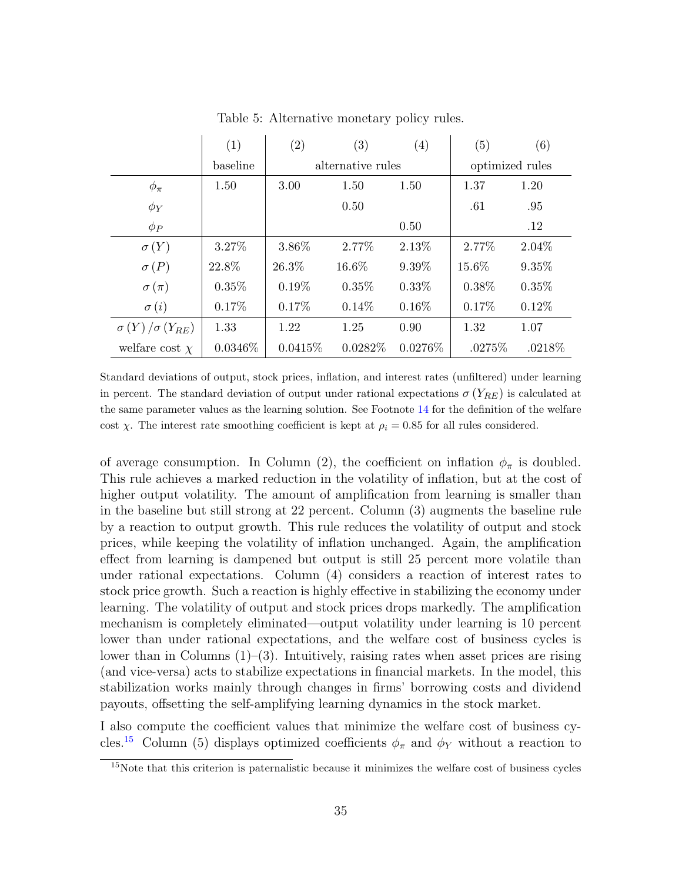Table 5: Alternative monetary policy rules.

| | (1) | (2) | (3) | (4) | (5) | (6) |
|---|---|---|---|---|---|---|
| | baseline | alternative rules | | | optimized rules | |
| $\phi_\pi$ | 1.50 | 3.00 | 1.50 | 1.50 | 1.37 | 1.20 |
| $\phi_Y$ | | | 0.50 | | .61 | .95 |
| $\phi_P$ | | | | 0.50 | | .12 |
| $\sigma(Y)$ | 3.27% | 3.86% | 2.77% | 2.13% | 2.77% | 2.04% |
| $\sigma(P)$ | 22.8% | 26.3% | 16.6% | 9.39% | 15.6% | 9.35% |
| $\sigma(\pi)$ | 0.35% | 0.19% | 0.35% | 0.33% | 0.38% | 0.35% |
| $\sigma(i)$ | 0.17% | 0.17% | 0.14% | 0.16% | 0.17% | 0.12% |
| $\sigma(Y)/\sigma(Y_{RE})$ | 1.33 | 1.22 | 1.25 | 0.90 | 1.32 | 1.07 |
| welfare cost $\chi$ | 0.0346% | 0.0415% | 0.0282% | 0.0276% | .0275% | .0218% |

Standard deviations of output, stock prices, inflation, and interest rates (unfiltered) under learning in percent. The standard deviation of output under rational expectations $\sigma(Y_{RE})$ is calculated at the same parameter values as the learning solution. See Footnote 14 for the definition of the welfare cost $\chi$. The interest rate smoothing coefficient is kept at $\rho_i = 0.85$ for all rules considered.

of average consumption. In Column (2), the coefficient on inflation $\phi_\pi$ is doubled. This rule achieves a marked reduction in the volatility of inflation, but at the cost of higher output volatility. The amount of amplification from learning is smaller than in the baseline but still strong at 22 percent. Column (3) augments the baseline rule by a reaction to output growth. This rule reduces the volatility of output and stock prices, while keeping the volatility of inflation unchanged. Again, the amplification effect from learning is dampened but output is still 25 percent more volatile than under rational expectations. Column (4) considers a reaction of interest rates to stock price growth. Such a reaction is highly effective in stabilizing the economy under learning. The volatility of output and stock prices drops markedly. The amplification mechanism is completely eliminated—output volatility under learning is 10 percent lower than under rational expectations, and the welfare cost of business cycles is lower than in Columns (1)–(3). Intuitively, raising rates when asset prices are rising (and vice-versa) acts to stabilize expectations in financial markets. In the model, this stabilization works mainly through changes in firms' borrowing costs and dividend payouts, offsetting the self-amplifying learning dynamics in the stock market.

I also compute the coefficient values that minimize the welfare cost of business cycles.[15] Column (5) displays optimized coefficients $\phi_\pi$ and $\phi_Y$ without a reaction to

[15] Note that this criterion is paternalistic because it minimizes the welfare cost of business cycles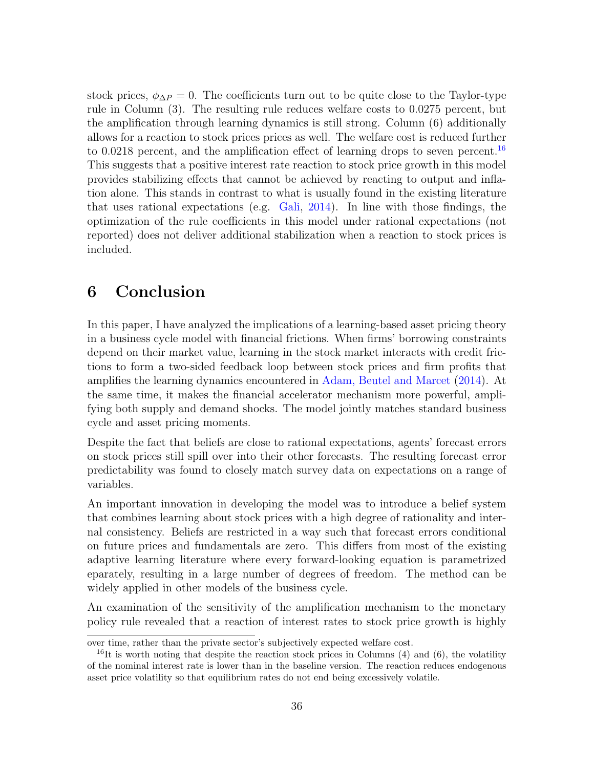stock prices, $\phi_{\Delta P} = 0$. The coefficients turn out to be quite close to the Taylor-type rule in Column (3). The resulting rule reduces welfare costs to 0.0275 percent, but the amplification through learning dynamics is still strong. Column (6) additionally allows for a reaction to stock prices prices as well. The welfare cost is reduced further to 0.0218 percent, and the amplification effect of learning drops to seven percent.[16] This suggests that a positive interest rate reaction to stock price growth in this model provides stabilizing effects that cannot be achieved by reacting to output and inflation alone. This stands in contrast to what is usually found in the existing literature that uses rational expectations (e.g. Gali, 2014). In line with those findings, the optimization of the rule coefficients in this model under rational expectations (not reported) does not deliver additional stabilization when a reaction to stock prices is included.

# 6 Conclusion

In this paper, I have analyzed the implications of a learning-based asset pricing theory in a business cycle model with financial frictions. When firms' borrowing constraints depend on their market value, learning in the stock market interacts with credit frictions to form a two-sided feedback loop between stock prices and firm profits that amplifies the learning dynamics encountered in Adam, Beutel and Marcet (2014). At the same time, it makes the financial accelerator mechanism more powerful, amplifying both supply and demand shocks. The model jointly matches standard business cycle and asset pricing moments.

Despite the fact that beliefs are close to rational expectations, agents' forecast errors on stock prices still spill over into their other forecasts. The resulting forecast error predictability was found to closely match survey data on expectations on a range of variables.

An important innovation in developing the model was to introduce a belief system that combines learning about stock prices with a high degree of rationality and internal consistency. Beliefs are restricted in a way such that forecast errors conditional on future prices and fundamentals are zero. This differs from most of the existing adaptive learning literature where every forward-looking equation is parametrized eparately, resulting in a large number of degrees of freedom. The method can be widely applied in other models of the business cycle.

An examination of the sensitivity of the amplification mechanism to the monetary policy rule revealed that a reaction of interest rates to stock price growth is highly

over time, rather than the private sector's subjectively expected welfare cost.

[16] It is worth noting that despite the reaction stock prices in Columns (4) and (6), the volatility of the nominal interest rate is lower than in the baseline version. The reaction reduces endogenous asset price volatility so that equilibrium rates do not end being excessively volatile.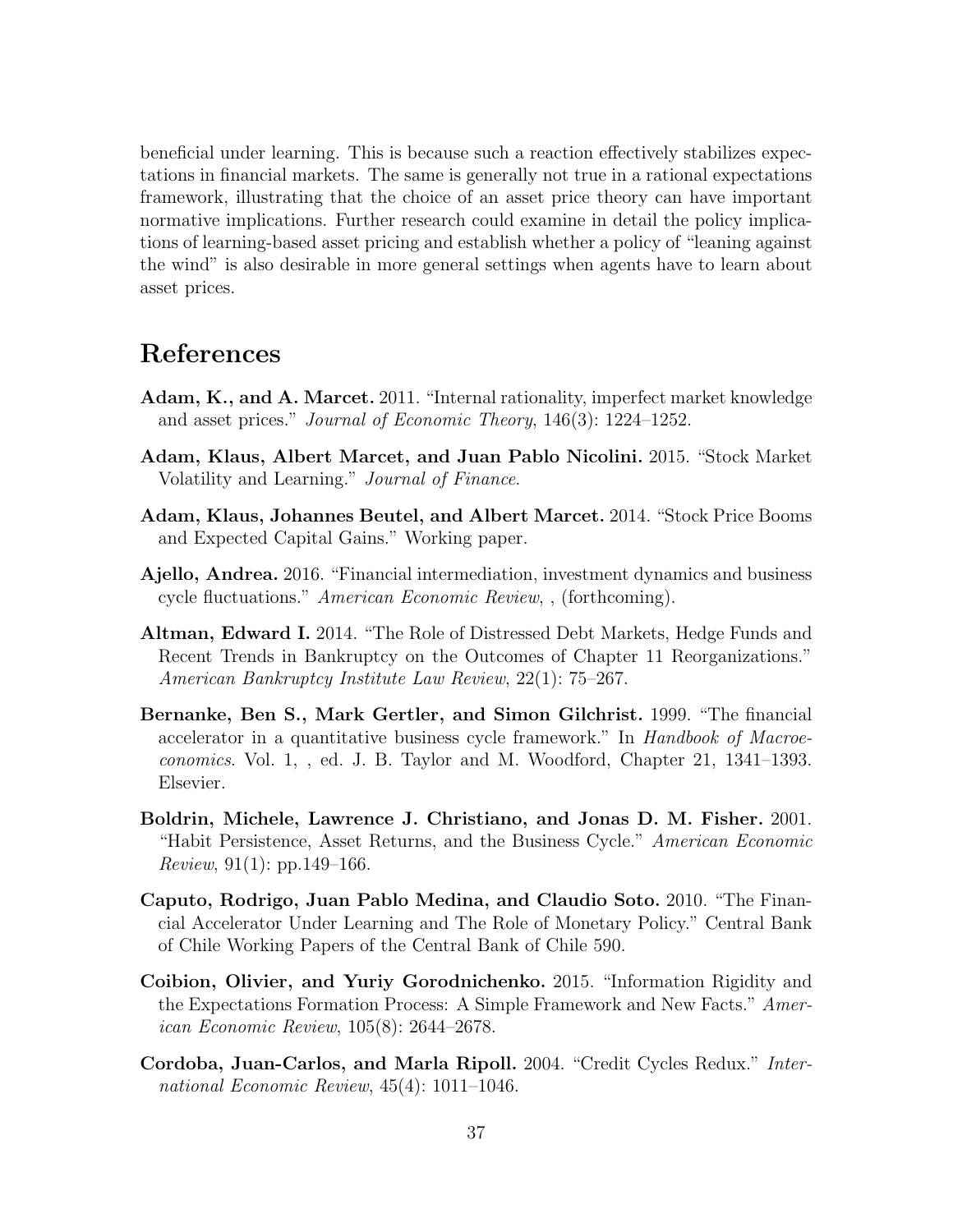beneficial under learning. This is because such a reaction effectively stabilizes expectations in financial markets. The same is generally not true in a rational expectations framework, illustrating that the choice of an asset price theory can have important normative implications. Further research could examine in detail the policy implications of learning-based asset pricing and establish whether a policy of "leaning against the wind" is also desirable in more general settings when agents have to learn about asset prices.

# References

**Adam, K., and A. Marcet.** 2011. "Internal rationality, imperfect market knowledge and asset prices." *Journal of Economic Theory*, 146(3): 1224–1252.

**Adam, Klaus, Albert Marcet, and Juan Pablo Nicolini.** 2015. "Stock Market Volatility and Learning." *Journal of Finance*.

**Adam, Klaus, Johannes Beutel, and Albert Marcet.** 2014. "Stock Price Booms and Expected Capital Gains." Working paper.

**Ajello, Andrea.** 2016. "Financial intermediation, investment dynamics and business cycle fluctuations." *American Economic Review*, , (forthcoming).

**Altman, Edward I.** 2014. "The Role of Distressed Debt Markets, Hedge Funds and Recent Trends in Bankruptcy on the Outcomes of Chapter 11 Reorganizations." *American Bankruptcy Institute Law Review*, 22(1): 75–267.

**Bernanke, Ben S., Mark Gertler, and Simon Gilchrist.** 1999. "The financial accelerator in a quantitative business cycle framework." In *Handbook of Macroeconomics*. Vol. 1, , ed. J. B. Taylor and M. Woodford, Chapter 21, 1341–1393. Elsevier.

**Boldrin, Michele, Lawrence J. Christiano, and Jonas D. M. Fisher.** 2001. "Habit Persistence, Asset Returns, and the Business Cycle." *American Economic Review*, 91(1): pp.149–166.

**Caputo, Rodrigo, Juan Pablo Medina, and Claudio Soto.** 2010. "The Financial Accelerator Under Learning and The Role of Monetary Policy." Central Bank of Chile Working Papers of the Central Bank of Chile 590.

**Coibion, Olivier, and Yuriy Gorodnichenko.** 2015. "Information Rigidity and the Expectations Formation Process: A Simple Framework and New Facts." *American Economic Review*, 105(8): 2644–2678.

**Cordoba, Juan-Carlos, and Marla Ripoll.** 2004. "Credit Cycles Redux." *International Economic Review*, 45(4): 1011–1046.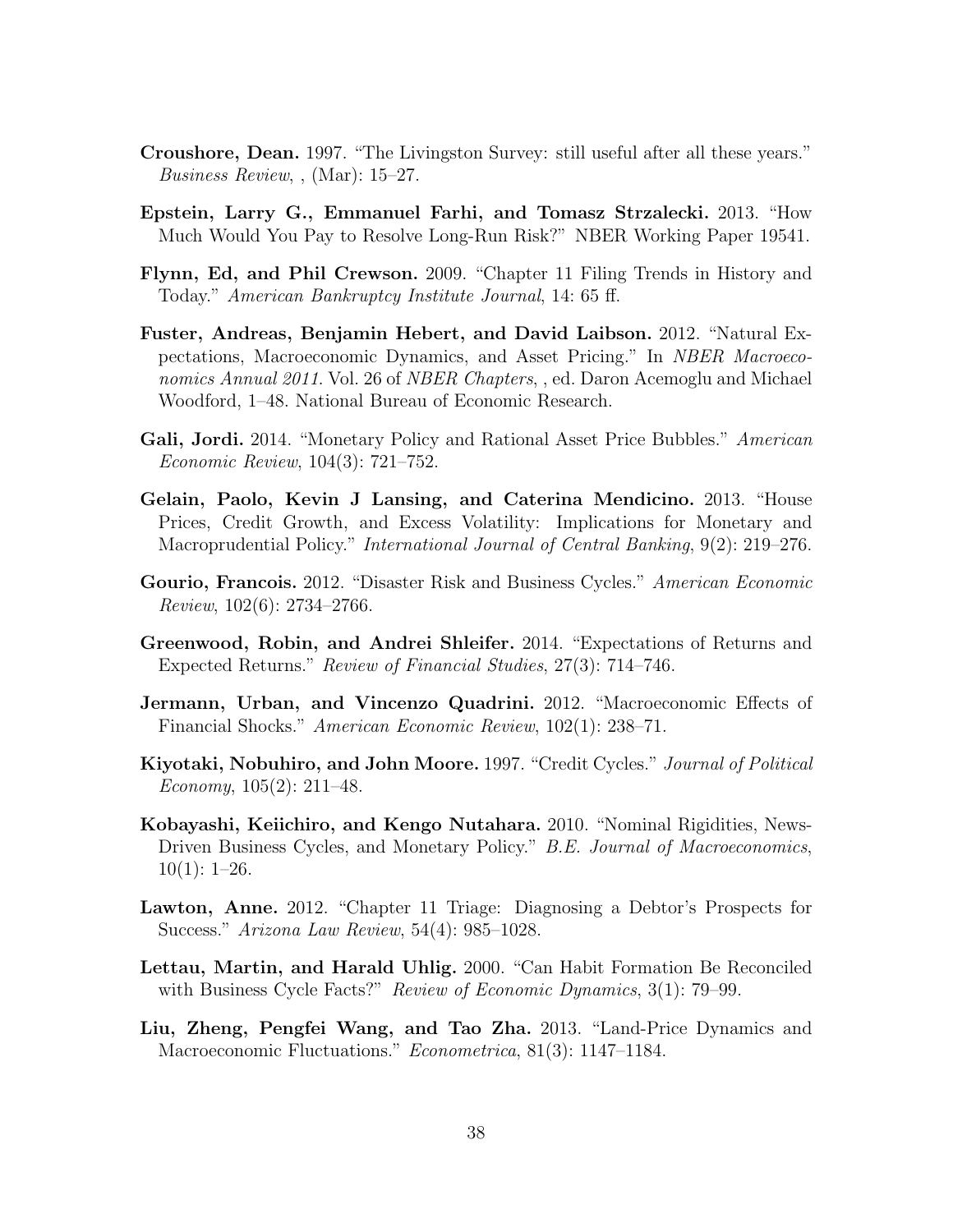**Croushore, Dean.** 1997. "The Livingston Survey: still useful after all these years." *Business Review*, , (Mar): 15–27.

**Epstein, Larry G., Emmanuel Farhi, and Tomasz Strzalecki.** 2013. "How Much Would You Pay to Resolve Long-Run Risk?" NBER Working Paper 19541.

**Flynn, Ed, and Phil Crewson.** 2009. "Chapter 11 Filing Trends in History and Today." *American Bankruptcy Institute Journal*, 14: 65 ff.

**Fuster, Andreas, Benjamin Hebert, and David Laibson.** 2012. "Natural Expectations, Macroeconomic Dynamics, and Asset Pricing." In *NBER Macroeconomics Annual 2011*. Vol. 26 of *NBER Chapters*, , ed. Daron Acemoglu and Michael Woodford, 1–48. National Bureau of Economic Research.

**Gali, Jordi.** 2014. "Monetary Policy and Rational Asset Price Bubbles." *American Economic Review*, 104(3): 721–752.

**Gelain, Paolo, Kevin J Lansing, and Caterina Mendicino.** 2013. "House Prices, Credit Growth, and Excess Volatility: Implications for Monetary and Macroprudential Policy." *International Journal of Central Banking*, 9(2): 219–276.

**Gourio, Francois.** 2012. "Disaster Risk and Business Cycles." *American Economic Review*, 102(6): 2734–2766.

**Greenwood, Robin, and Andrei Shleifer.** 2014. "Expectations of Returns and Expected Returns." *Review of Financial Studies*, 27(3): 714–746.

**Jermann, Urban, and Vincenzo Quadrini.** 2012. "Macroeconomic Effects of Financial Shocks." *American Economic Review*, 102(1): 238–71.

**Kiyotaki, Nobuhiro, and John Moore.** 1997. "Credit Cycles." *Journal of Political Economy*, 105(2): 211–48.

**Kobayashi, Keiichiro, and Kengo Nutahara.** 2010. "Nominal Rigidities, News-Driven Business Cycles, and Monetary Policy." *B.E. Journal of Macroeconomics*, 10(1): 1–26.

**Lawton, Anne.** 2012. "Chapter 11 Triage: Diagnosing a Debtor's Prospects for Success." *Arizona Law Review*, 54(4): 985–1028.

**Lettau, Martin, and Harald Uhlig.** 2000. "Can Habit Formation Be Reconciled with Business Cycle Facts?" *Review of Economic Dynamics*, 3(1): 79–99.

**Liu, Zheng, Pengfei Wang, and Tao Zha.** 2013. "Land-Price Dynamics and Macroeconomic Fluctuations." *Econometrica*, 81(3): 1147–1184.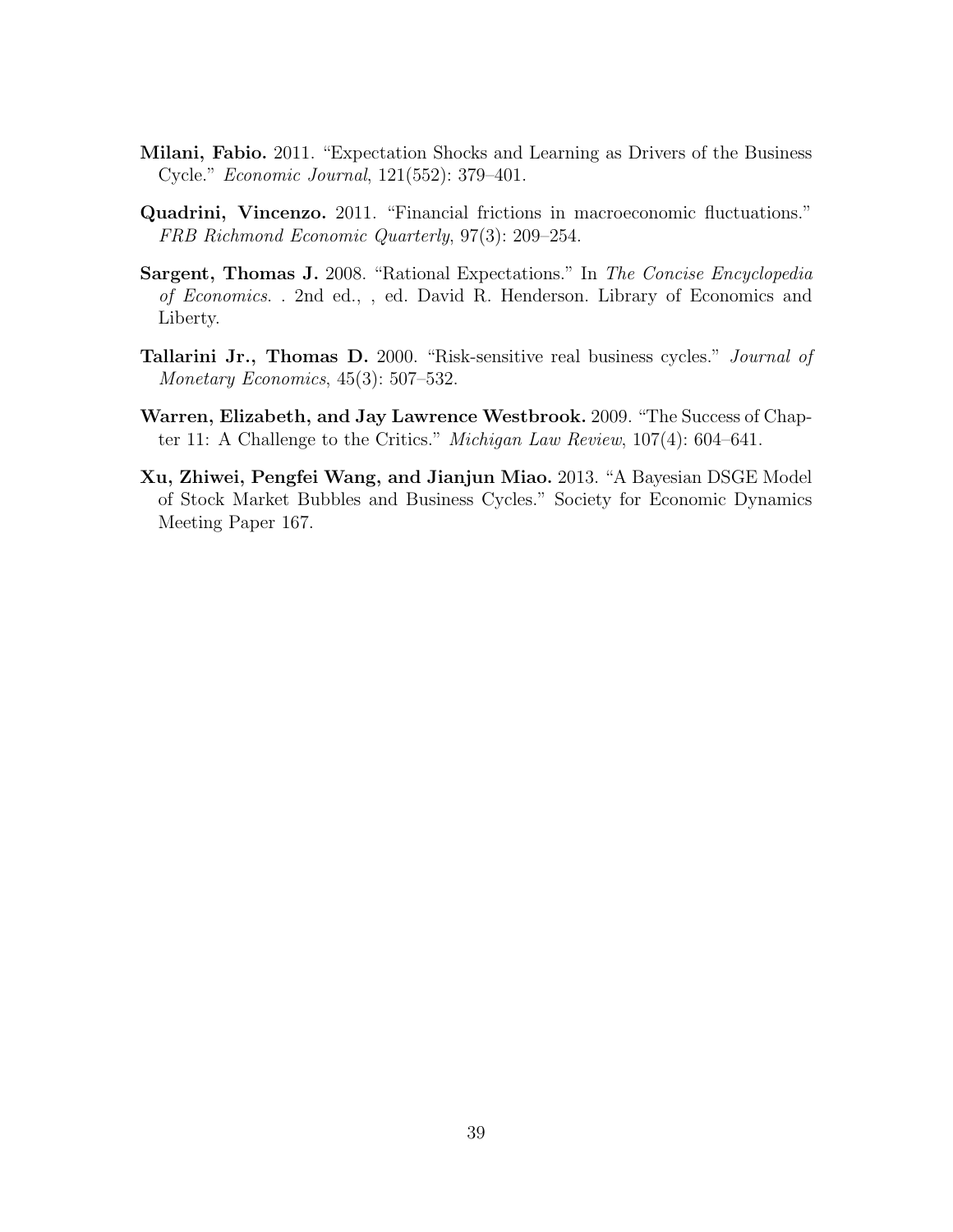**Milani, Fabio.** 2011. "Expectation Shocks and Learning as Drivers of the Business Cycle." *Economic Journal*, 121(552): 379–401.

**Quadrini, Vincenzo.** 2011. "Financial frictions in macroeconomic fluctuations." *FRB Richmond Economic Quarterly*, 97(3): 209–254.

**Sargent, Thomas J.** 2008. "Rational Expectations." In *The Concise Encyclopedia of Economics*. . 2nd ed., , ed. David R. Henderson. Library of Economics and Liberty.

**Tallarini Jr., Thomas D.** 2000. "Risk-sensitive real business cycles." *Journal of Monetary Economics*, 45(3): 507–532.

**Warren, Elizabeth, and Jay Lawrence Westbrook.** 2009. "The Success of Chapter 11: A Challenge to the Critics." *Michigan Law Review*, 107(4): 604–641.

**Xu, Zhiwei, Pengfei Wang, and Jianjun Miao.** 2013. "A Bayesian DSGE Model of Stock Market Bubbles and Business Cycles." Society for Economic Dynamics Meeting Paper 167.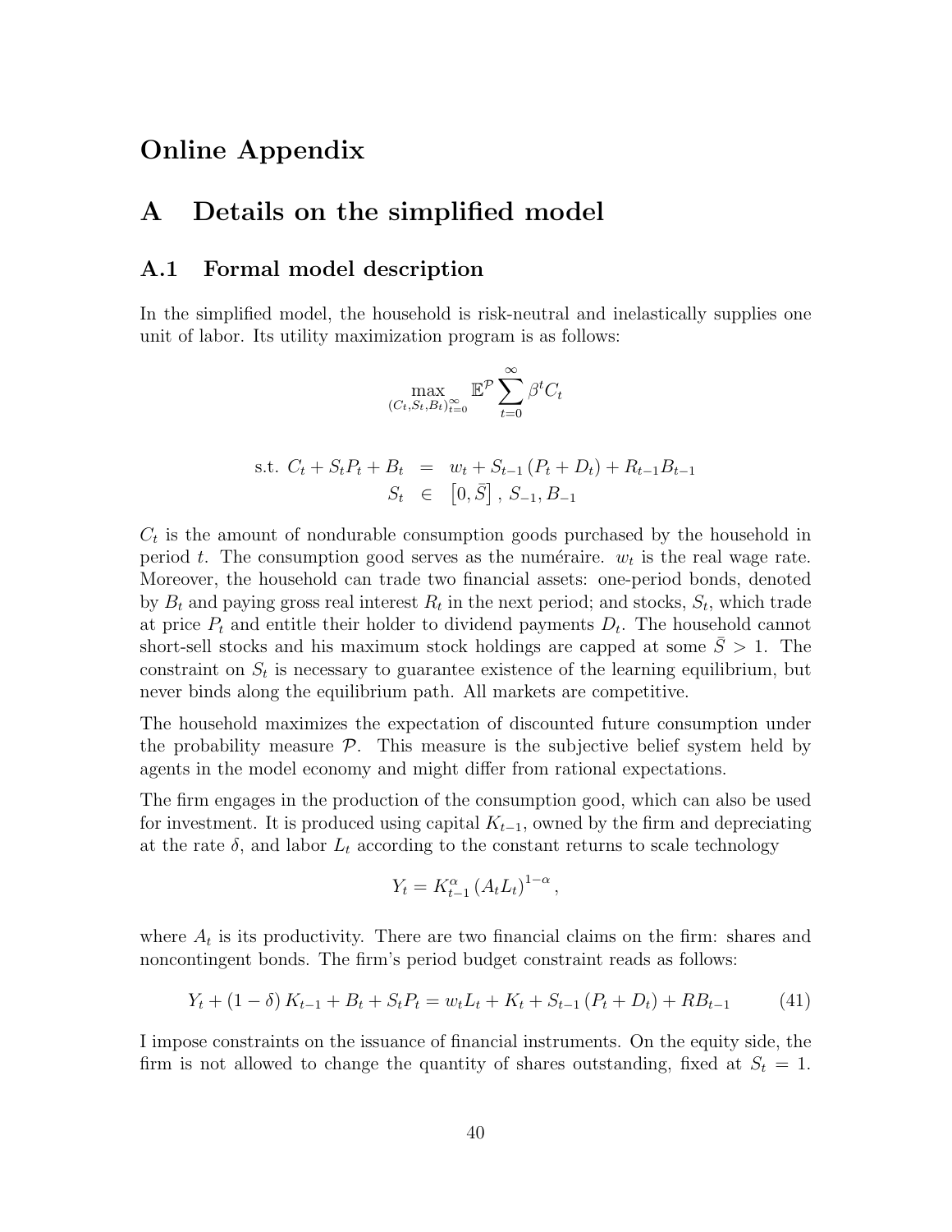# Online Appendix

# A Details on the simplified model

## A.1 Formal model description

In the simplified model, the household is risk-neutral and inelastically supplies one unit of labor. Its utility maximization program is as follows:

$$\max_{(C_t, S_t, B_t)_{t=0}^{\infty}} \mathbb{E}^{\mathcal{P}} \sum_{t=0}^{\infty} \beta^t C_t$$

$$\begin{aligned}
\text{s.t. } C_t + S_t P_t + B_t &= w_t + S_{t-1}\left(P_t + D_t\right) + R_{t-1} B_{t-1} \\
S_t &\in \left[0, \bar{S}\right], \, S_{-1}, B_{-1}
\end{aligned}$$

$C_t$ is the amount of nondurable consumption goods purchased by the household in period $t$. The consumption good serves as the numéraire. $w_t$ is the real wage rate. Moreover, the household can trade two financial assets: one-period bonds, denoted by $B_t$ and paying gross real interest $R_t$ in the next period; and stocks, $S_t$, which trade at price $P_t$ and entitle their holder to dividend payments $D_t$. The household cannot short-sell stocks and his maximum stock holdings are capped at some $\bar{S} > 1$. The constraint on $S_t$ is necessary to guarantee existence of the learning equilibrium, but never binds along the equilibrium path. All markets are competitive.

The household maximizes the expectation of discounted future consumption under the probability measure $\mathcal{P}$. This measure is the subjective belief system held by agents in the model economy and might differ from rational expectations.

The firm engages in the production of the consumption good, which can also be used for investment. It is produced using capital $K_{t-1}$, owned by the firm and depreciating at the rate $\delta$, and labor $L_t$ according to the constant returns to scale technology

$$Y_t = K_{t-1}^{\alpha} \left(A_t L_t\right)^{1-\alpha},$$

where $A_t$ is its productivity. There are two financial claims on the firm: shares and noncontingent bonds. The firm's period budget constraint reads as follows:

$$Y_t + (1-\delta) K_{t-1} + B_t + S_t P_t = w_t L_t + K_t + S_{t-1}\left(P_t + D_t\right) + R B_{t-1} \tag{41}$$

I impose constraints on the issuance of financial instruments. On the equity side, the firm is not allowed to change the quantity of shares outstanding, fixed at $S_t = 1$.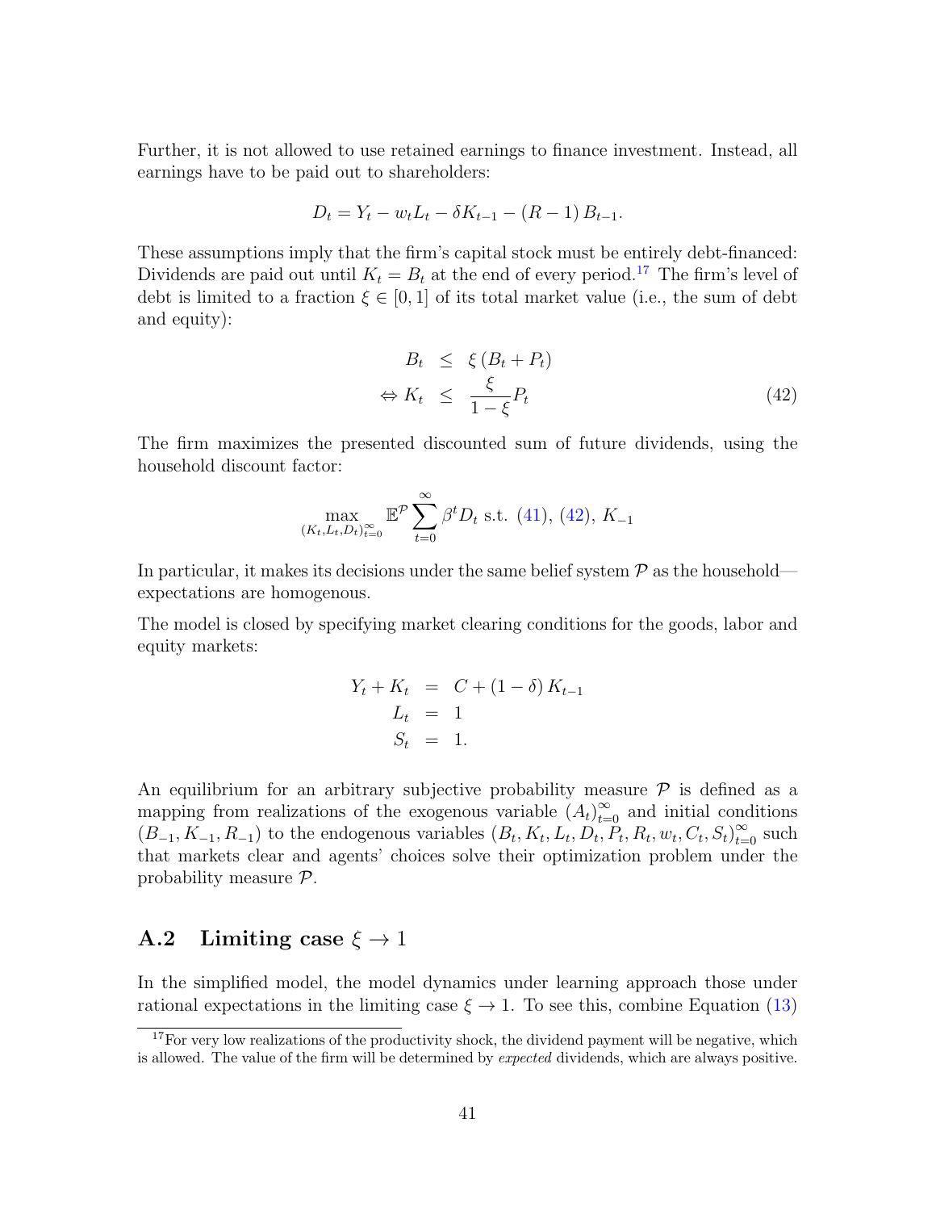Further, it is not allowed to use retained earnings to finance investment. Instead, all earnings have to be paid out to shareholders:

$$D_t = Y_t - w_t L_t - \delta K_{t-1} - (R-1) B_{t-1}.$$

These assumptions imply that the firm's capital stock must be entirely debt-financed: Dividends are paid out until $K_t = B_t$ at the end of every period.[17] The firm's level of debt is limited to a fraction $\xi \in [0,1]$ of its total market value (i.e., the sum of debt and equity):

$$\begin{aligned} B_t &\leq \xi (B_t + P_t) \\ \Leftrightarrow K_t &\leq \frac{\xi}{1-\xi} P_t \end{aligned} \tag{42}$$

The firm maximizes the presented discounted sum of future dividends, using the household discount factor:

$$\max_{(K_t, L_t, D_t)_{t=0}^{\infty}} \mathbb{E}^{\mathcal{P}} \sum_{t=0}^{\infty} \beta^t D_t \text{ s.t. (41), (42), } K_{-1}$$

In particular, it makes its decisions under the same belief system $\mathcal{P}$ as the household—expectations are homogenous.

The model is closed by specifying market clearing conditions for the goods, labor and equity markets:

$$\begin{aligned} Y_t + K_t &= C + (1-\delta) K_{t-1} \\ L_t &= 1 \\ S_t &= 1. \end{aligned}$$

An equilibrium for an arbitrary subjective probability measure $\mathcal{P}$ is defined as a mapping from realizations of the exogenous variable $(A_t)_{t=0}^{\infty}$ and initial conditions $(B_{-1}, K_{-1}, R_{-1})$ to the endogenous variables $(B_t, K_t, L_t, D_t, P_t, R_t, w_t, C_t, S_t)_{t=0}^{\infty}$ such that markets clear and agents' choices solve their optimization problem under the probability measure $\mathcal{P}$.

## A.2 Limiting case $\xi \to 1$

In the simplified model, the model dynamics under learning approach those under rational expectations in the limiting case $\xi \to 1$. To see this, combine Equation (13)

[17] For very low realizations of the productivity shock, the dividend payment will be negative, which is allowed. The value of the firm will be determined by *expected* dividends, which are always positive.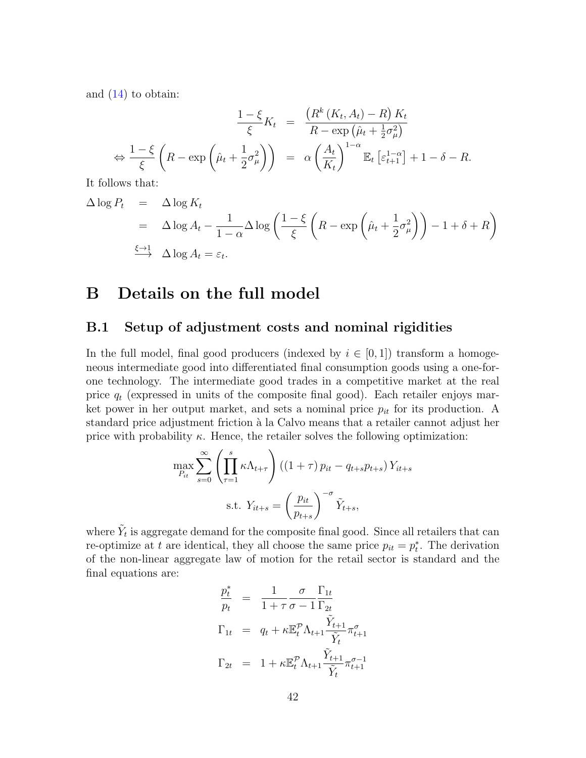and (14) to obtain:

$$
\begin{aligned}
\frac{1-\xi}{\xi} K_t &= \frac{\left(R^k\left(K_t, A_t\right) - R\right) K_t}{R - \exp\left(\hat{\mu}_t + \frac{1}{2}\sigma_\mu^2\right)} \\
\Leftrightarrow \frac{1-\xi}{\xi}\left(R - \exp\left(\hat{\mu}_t + \frac{1}{2}\sigma_\mu^2\right)\right) &= \alpha \left(\frac{A_t}{K_t}\right)^{1-\alpha} \mathbb{E}_t\left[\varepsilon_{t+1}^{1-\alpha}\right] + 1 - \delta - R.
\end{aligned}
$$

It follows that:

$$
\begin{aligned}
\Delta \log P_t &= \Delta \log K_t \\
&= \Delta \log A_t - \frac{1}{1-\alpha} \Delta \log\left(\frac{1-\xi}{\xi}\left(R - \exp\left(\hat{\mu}_t + \frac{1}{2}\sigma_\mu^2\right)\right) - 1 + \delta + R\right) \\
&\overset{\xi \to 1}{\longrightarrow} \Delta \log A_t = \varepsilon_t.
\end{aligned}
$$

# B Details on the full model

## B.1 Setup of adjustment costs and nominal rigidities

In the full model, final good producers (indexed by $i \in [0,1]$) transform a homogeneous intermediate good into differentiated final consumption goods using a one-for-one technology. The intermediate good trades in a competitive market at the real price $q_t$ (expressed in units of the composite final good). Each retailer enjoys market power in her output market, and sets a nominal price $p_{it}$ for its production. A standard price adjustment friction à la Calvo means that a retailer cannot adjust her price with probability $\kappa$. Hence, the retailer solves the following optimization:

$$
\max_{P_{it}} \sum_{s=0}^{\infty} \left(\prod_{\tau=1}^{s} \kappa \Lambda_{t+\tau}\right) \left(\left(1+\tau\right) p_{it} - q_{t+s} p_{t+s}\right) Y_{it+s}
$$

$$
\text{s.t. } Y_{it+s} = \left(\frac{p_{it}}{p_{t+s}}\right)^{-\sigma} \tilde{Y}_{t+s},
$$

where $\tilde{Y}_t$ is aggregate demand for the composite final good. Since all retailers that can re-optimize at $t$ are identical, they all choose the same price $p_{it} = p_t^*$. The derivation of the non-linear aggregate law of motion for the retail sector is standard and the final equations are:

$$
\begin{aligned}
\frac{p_t^*}{p_t} &= \frac{1}{1+\tau} \frac{\sigma}{\sigma - 1} \frac{\Gamma_{1t}}{\Gamma_{2t}} \\
\Gamma_{1t} &= q_t + \kappa \mathbb{E}_t^{\mathcal{P}} \Lambda_{t+1} \frac{\tilde{Y}_{t+1}}{\tilde{Y}_t} \pi_{t+1}^{\sigma} \\
\Gamma_{2t} &= 1 + \kappa \mathbb{E}_t^{\mathcal{P}} \Lambda_{t+1} \frac{\tilde{Y}_{t+1}}{\tilde{Y}_t} \pi_{t+1}^{\sigma-1}
\end{aligned}
$$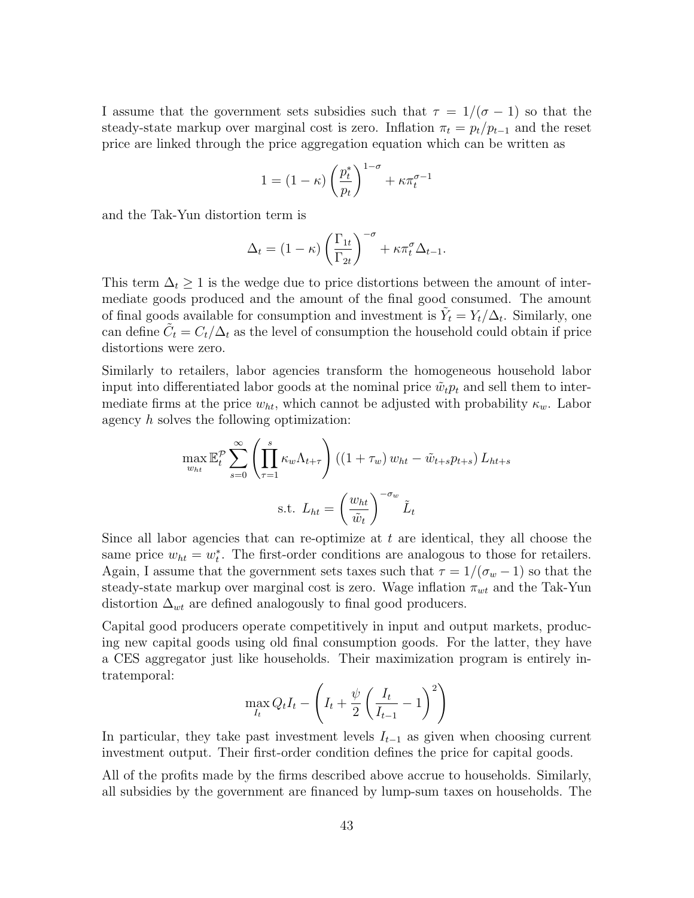I assume that the government sets subsidies such that $\tau = 1/(\sigma - 1)$ so that the steady-state markup over marginal cost is zero. Inflation $\pi_t = p_t/p_{t-1}$ and the reset price are linked through the price aggregation equation which can be written as

$$1 = (1-\kappa)\left(\frac{p_t^*}{p_t}\right)^{1-\sigma} + \kappa \pi_t^{\sigma-1}$$

and the Tak-Yun distortion term is

$$\Delta_t = (1-\kappa)\left(\frac{\Gamma_{1t}}{\Gamma_{2t}}\right)^{-\sigma} + \kappa \pi_t^{\sigma} \Delta_{t-1}.$$

This term $\Delta_t \geq 1$ is the wedge due to price distortions between the amount of intermediate goods produced and the amount of the final good consumed. The amount of final goods available for consumption and investment is $\tilde{Y}_t = Y_t/\Delta_t$. Similarly, one can define $\tilde{C}_t = C_t/\Delta_t$ as the level of consumption the household could obtain if price distortions were zero.

Similarly to retailers, labor agencies transform the homogeneous household labor input into differentiated labor goods at the nominal price $\tilde{w}_t p_t$ and sell them to intermediate firms at the price $w_{ht}$, which cannot be adjusted with probability $\kappa_w$. Labor agency $h$ solves the following optimization:

$$\max_{w_{ht}} \mathbb{E}_t^{\mathcal{P}} \sum_{s=0}^{\infty} \left(\prod_{\tau=1}^{s} \kappa_w \Lambda_{t+\tau}\right) \left((1+\tau_w) w_{ht} - \tilde{w}_{t+s} p_{t+s}\right) L_{ht+s}$$

$$\text{s.t. } L_{ht} = \left(\frac{w_{ht}}{\tilde{w}_t}\right)^{-\sigma_w} \tilde{L}_t$$

Since all labor agencies that can re-optimize at $t$ are identical, they all choose the same price $w_{ht} = w_t^*$. The first-order conditions are analogous to those for retailers. Again, I assume that the government sets taxes such that $\tau = 1/(\sigma_w - 1)$ so that the steady-state markup over marginal cost is zero. Wage inflation $\pi_{wt}$ and the Tak-Yun distortion $\Delta_{wt}$ are defined analogously to final good producers.

Capital good producers operate competitively in input and output markets, producing new capital goods using old final consumption goods. For the latter, they have a CES aggregator just like households. Their maximization program is entirely intratemporal:

$$\max_{I_t} Q_t I_t - \left(I_t + \frac{\psi}{2}\left(\frac{I_t}{I_{t-1}} - 1\right)^2\right)$$

In particular, they take past investment levels $I_{t-1}$ as given when choosing current investment output. Their first-order condition defines the price for capital goods.

All of the profits made by the firms described above accrue to households. Similarly, all subsidies by the government are financed by lump-sum taxes on households. The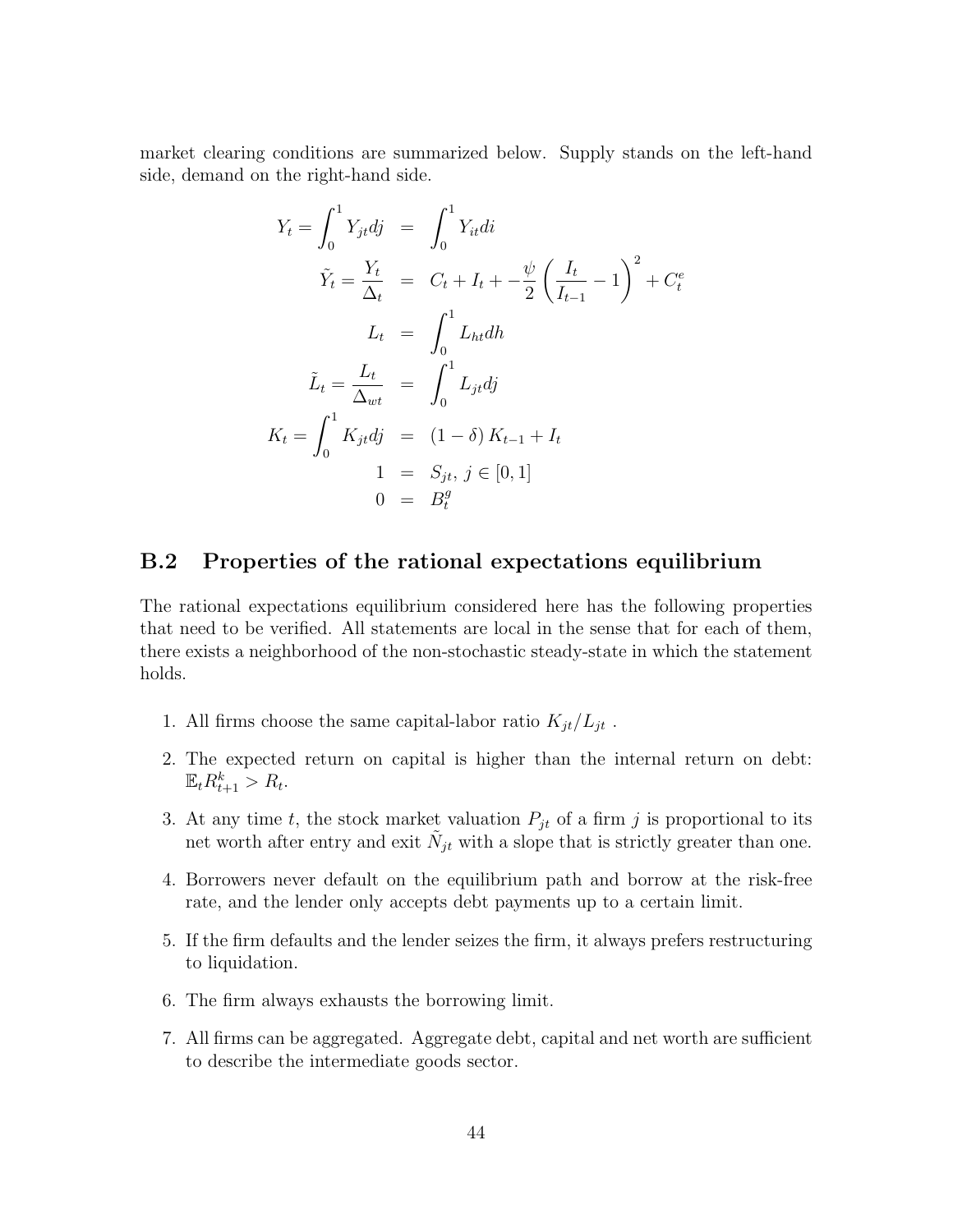market clearing conditions are summarized below. Supply stands on the left-hand side, demand on the right-hand side.

$$
\begin{aligned}
Y_t = \int_0^1 Y_{jt} dj &= \int_0^1 Y_{it} di \\
\tilde{Y}_t = \frac{Y_t}{\Delta_t} &= C_t + I_t + -\frac{\psi}{2}\left(\frac{I_t}{I_{t-1}} - 1\right)^2 + C_t^e \\
L_t &= \int_0^1 L_{ht} dh \\
\tilde{L}_t = \frac{L_t}{\Delta_{wt}} &= \int_0^1 L_{jt} dj \\
K_t = \int_0^1 K_{jt} dj &= (1-\delta) K_{t-1} + I_t \\
1 &= S_{jt},\ j \in [0,1] \\
0 &= B_t^g
\end{aligned}
$$

## B.2 Properties of the rational expectations equilibrium

The rational expectations equilibrium considered here has the following properties that need to be verified. All statements are local in the sense that for each of them, there exists a neighborhood of the non-stochastic steady-state in which the statement holds.

1. All firms choose the same capital-labor ratio $K_{jt}/L_{jt}$ .
2. The expected return on capital is higher than the internal return on debt: $\mathbb{E}_t R_{t+1}^k > R_t$.
3. At any time $t$, the stock market valuation $P_{jt}$ of a firm $j$ is proportional to its net worth after entry and exit $\tilde{N}_{jt}$ with a slope that is strictly greater than one.
4. Borrowers never default on the equilibrium path and borrow at the risk-free rate, and the lender only accepts debt payments up to a certain limit.
5. If the firm defaults and the lender seizes the firm, it always prefers restructuring to liquidation.
6. The firm always exhausts the borrowing limit.
7. All firms can be aggregated. Aggregate debt, capital and net worth are sufficient to describe the intermediate goods sector.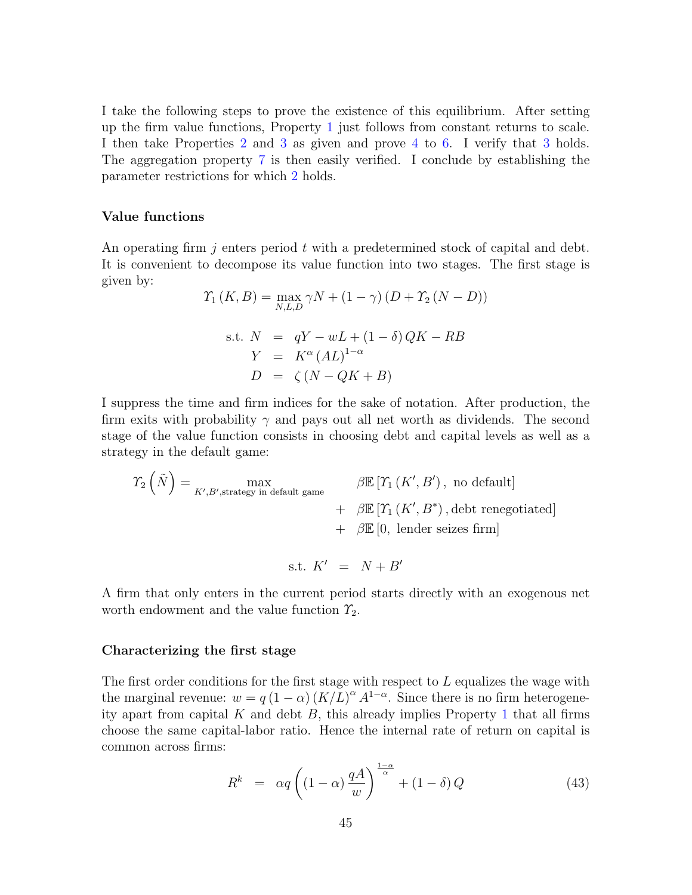I take the following steps to prove the existence of this equilibrium. After setting up the firm value functions, Property 1 just follows from constant returns to scale. I then take Properties 2 and 3 as given and prove 4 to 6. I verify that 3 holds. The aggregation property 7 is then easily verified. I conclude by establishing the parameter restrictions for which 2 holds.

### Value functions

An operating firm $j$ enters period $t$ with a predetermined stock of capital and debt. It is convenient to decompose its value function into two stages. The first stage is given by:

$$\Upsilon_1(K,B) = \max_{N,L,D} \gamma N + (1-\gamma)(D + \Upsilon_2(N-D))$$

$$\begin{aligned} \text{s.t. } N &= qY - wL + (1-\delta)QK - RB \\ Y &= K^{\alpha}(AL)^{1-\alpha} \\ D &= \zeta(N - QK + B) \end{aligned}$$

I suppress the time and firm indices for the sake of notation. After production, the firm exits with probability $\gamma$ and pays out all net worth as dividends. The second stage of the value function consists in choosing debt and capital levels as well as a strategy in the default game:

$$\begin{aligned} \Upsilon_2\left(\tilde{N}\right) = \max_{K',B',\text{strategy in default game}} \quad & \beta\mathbb{E}\left[\Upsilon_1(K',B'),\ \text{no default}\right] \\ + \quad & \beta\mathbb{E}\left[\Upsilon_1(K',B^*),\text{debt renegotiated}\right] \\ + \quad & \beta\mathbb{E}\left[0,\ \text{lender seizes firm}\right] \end{aligned}$$

$$\text{s.t. } K' = N + B'$$

A firm that only enters in the current period starts directly with an exogenous net worth endowment and the value function $\Upsilon_2$.

### Characterizing the first stage

The first order conditions for the first stage with respect to $L$ equalizes the wage with the marginal revenue: $w = q(1-\alpha)(K/L)^{\alpha}A^{1-\alpha}$. Since there is no firm heterogeneity apart from capital $K$ and debt $B$, this already implies Property 1 that all firms choose the same capital-labor ratio. Hence the internal rate of return on capital is common across firms:

$$R^k = \alpha q\left((1-\alpha)\frac{qA}{w}\right)^{\frac{1-\alpha}{\alpha}} + (1-\delta)Q \tag{43}$$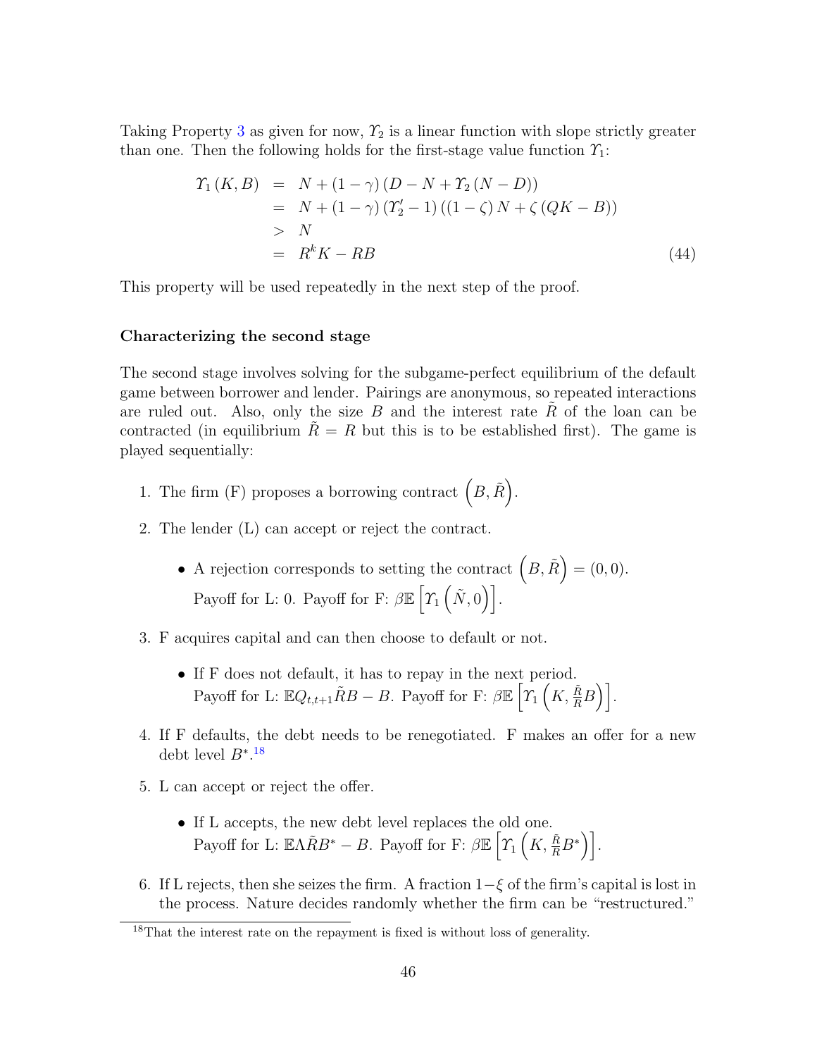Taking Property 3 as given for now, $\Upsilon_2$ is a linear function with slope strictly greater than one. Then the following holds for the first-stage value function $\Upsilon_1$:

$$
\begin{aligned}
\Upsilon_1(K,B) &= N + (1-\gamma)\left(D - N + \Upsilon_2(N-D)\right) \\
&= N + (1-\gamma)\left(\Upsilon_2' - 1\right)\left((1-\zeta)N + \zeta(QK - B)\right) \\
&> N \\
&= R^k K - RB
\end{aligned}
\tag{44}
$$

This property will be used repeatedly in the next step of the proof.

**Characterizing the second stage**

The second stage involves solving for the subgame-perfect equilibrium of the default game between borrower and lender. Pairings are anonymous, so repeated interactions are ruled out. Also, only the size $B$ and the interest rate $\tilde{R}$ of the loan can be contracted (in equilibrium $\tilde{R} = R$ but this is to be established first). The game is played sequentially:

1. The firm (F) proposes a borrowing contract $\left(B, \tilde{R}\right)$.
2. The lender (L) can accept or reject the contract.
   - A rejection corresponds to setting the contract $\left(B, \tilde{R}\right) = (0,0)$. Payoff for L: 0. Payoff for F: $\beta \mathbb{E}\left[\Upsilon_1\left(\tilde{N}, 0\right)\right]$.
3. F acquires capital and can then choose to default or not.
   - If F does not default, it has to repay in the next period. Payoff for L: $\mathbb{E}Q_{t,t+1}\tilde{R}B - B$. Payoff for F: $\beta \mathbb{E}\left[\Upsilon_1\left(K, \frac{\tilde{R}}{R}B\right)\right]$.
4. If F defaults, the debt needs to be renegotiated. F makes an offer for a new debt level $B^*$.[18]
5. L can accept or reject the offer.
   - If L accepts, the new debt level replaces the old one. Payoff for L: $\mathbb{E}\Lambda\tilde{R}B^* - B$. Payoff for F: $\beta \mathbb{E}\left[\Upsilon_1\left(K, \frac{\tilde{R}}{R}B^*\right)\right]$.
6. If L rejects, then she seizes the firm. A fraction $1-\xi$ of the firm's capital is lost in the process. Nature decides randomly whether the firm can be "restructured."

[18] That the interest rate on the repayment is fixed is without loss of generality.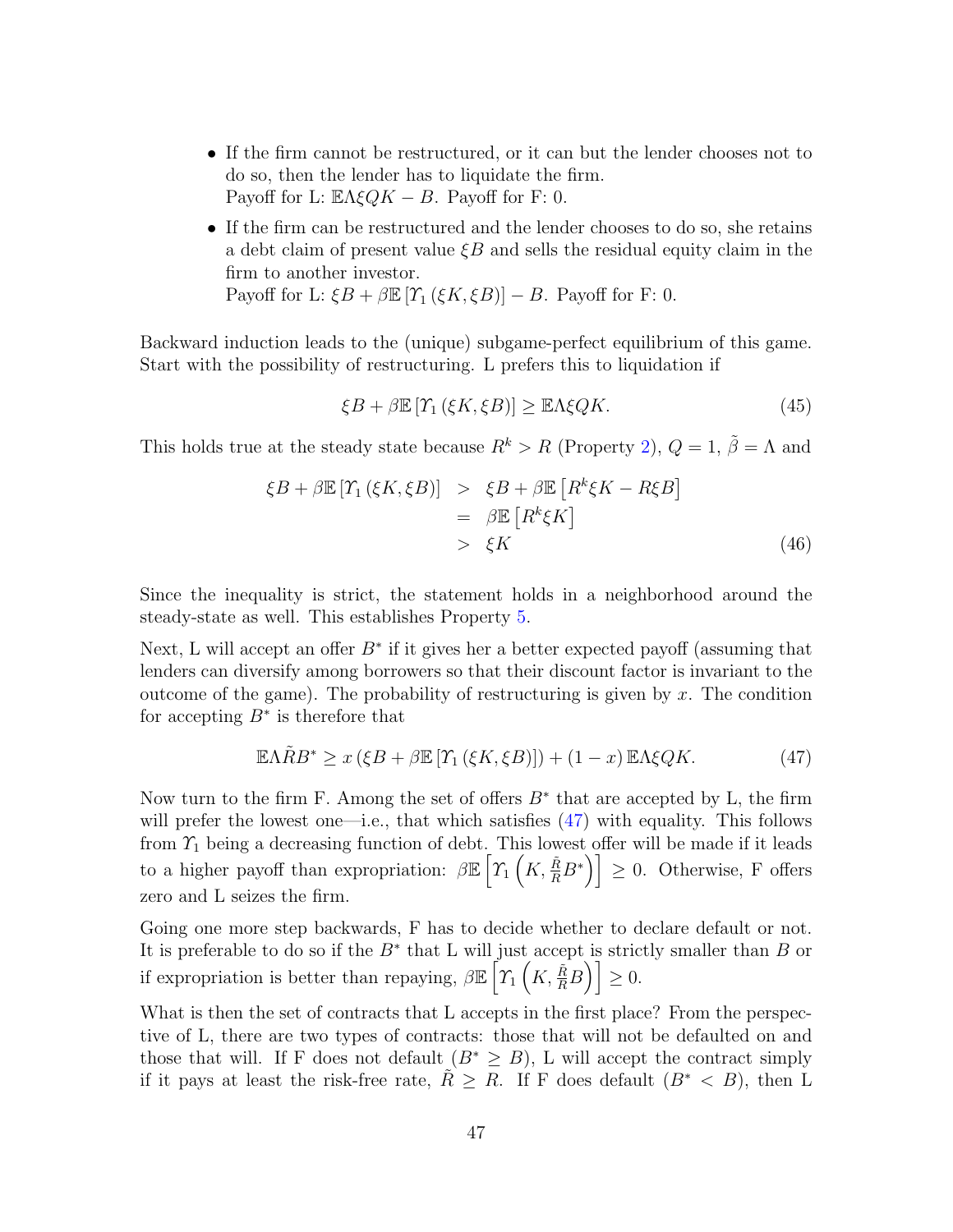- If the firm cannot be restructured, or it can but the lender chooses not to do so, then the lender has to liquidate the firm.
  Payoff for L: $\mathbb{E}\Lambda\xi QK - B$. Payoff for F: 0.
- If the firm can be restructured and the lender chooses to do so, she retains a debt claim of present value $\xi B$ and sells the residual equity claim in the firm to another investor.
  Payoff for L: $\xi B + \beta\mathbb{E}\left[\Upsilon_1\left(\xi K, \xi B\right)\right] - B$. Payoff for F: 0.

Backward induction leads to the (unique) subgame-perfect equilibrium of this game. Start with the possibility of restructuring. L prefers this to liquidation if

$$\xi B + \beta\mathbb{E}\left[\Upsilon_1\left(\xi K, \xi B\right)\right] \geq \mathbb{E}\Lambda\xi QK. \tag{45}$$

This holds true at the steady state because $R^k > R$ (Property 2), $Q = 1$, $\tilde{\beta} = \Lambda$ and

$$\begin{aligned}
\xi B + \beta\mathbb{E}\left[\Upsilon_1\left(\xi K, \xi B\right)\right] &> \xi B + \beta\mathbb{E}\left[R^k\xi K - R\xi B\right] \\
&= \beta\mathbb{E}\left[R^k\xi K\right] \\
&> \xi K
\end{aligned} \tag{46}$$

Since the inequality is strict, the statement holds in a neighborhood around the steady-state as well. This establishes Property 5.

Next, L will accept an offer $B^*$ if it gives her a better expected payoff (assuming that lenders can diversify among borrowers so that their discount factor is invariant to the outcome of the game). The probability of restructuring is given by $x$. The condition for accepting $B^*$ is therefore that

$$\mathbb{E}\Lambda\tilde{R}B^* \geq x\left(\xi B + \beta\mathbb{E}\left[\Upsilon_1\left(\xi K, \xi B\right)\right]\right) + \left(1 - x\right)\mathbb{E}\Lambda\xi QK. \tag{47}$$

Now turn to the firm F. Among the set of offers $B^*$ that are accepted by L, the firm will prefer the lowest one—i.e., that which satisfies (47) with equality. This follows from $\Upsilon_1$ being a decreasing function of debt. This lowest offer will be made if it leads to a higher payoff than expropriation: $\beta\mathbb{E}\left[\Upsilon_1\left(K, \frac{\tilde{R}}{R}B^*\right)\right] \geq 0$. Otherwise, F offers zero and L seizes the firm.

Going one more step backwards, F has to decide whether to declare default or not. It is preferable to do so if the $B^*$ that L will just accept is strictly smaller than $B$ or if expropriation is better than repaying, $\beta\mathbb{E}\left[\Upsilon_1\left(K, \frac{\tilde{R}}{R}B\right)\right] \geq 0$.

What is then the set of contracts that L accepts in the first place? From the perspective of L, there are two types of contracts: those that will not be defaulted on and those that will. If F does not default ($B^* \geq B$), L will accept the contract simply if it pays at least the risk-free rate, $\tilde{R} \geq R$. If F does default ($B^* < B$), then L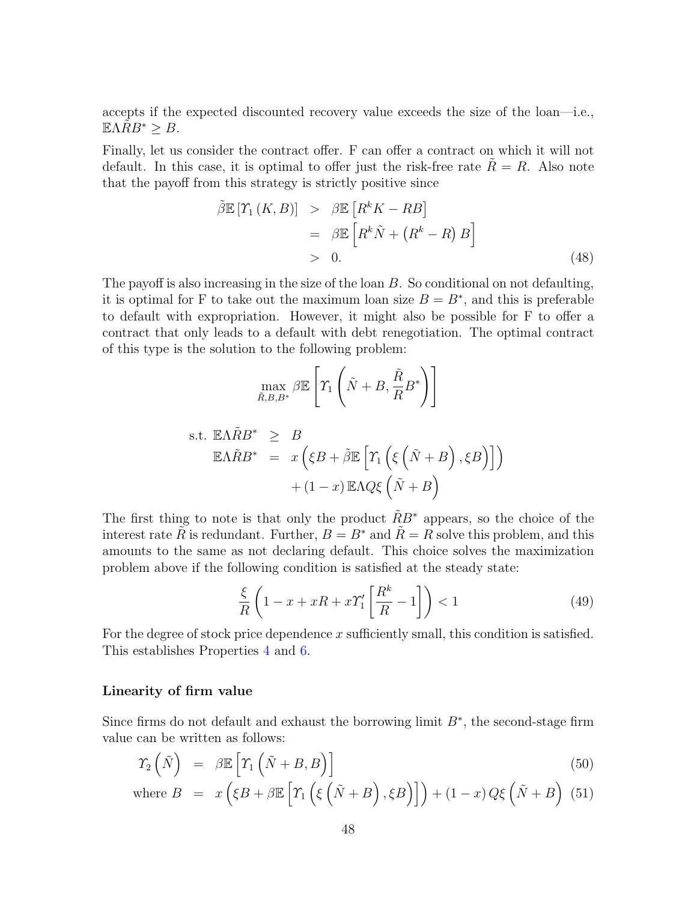accepts if the expected discounted recovery value exceeds the size of the loan—i.e., $\mathbb{E}\Lambda\tilde{R}B^* \geq B$.

Finally, let us consider the contract offer. F can offer a contract on which it will not default. In this case, it is optimal to offer just the risk-free rate $\tilde{R} = R$. Also note that the payoff from this strategy is strictly positive since

$$
\begin{aligned}
\tilde{\beta}\mathbb{E}\left[\Upsilon_1\left(K,B\right)\right] &> \beta\mathbb{E}\left[R^k K - RB\right] \\
&= \beta\mathbb{E}\left[R^k\tilde{N} + \left(R^k - R\right)B\right] \\
&> 0. \qquad (48)
\end{aligned}
$$

The payoff is also increasing in the size of the loan $B$. So conditional on not defaulting, it is optimal for F to take out the maximum loan size $B = B^*$, and this is preferable to default with expropriation. However, it might also be possible for F to offer a contract that only leads to a default with debt renegotiation. The optimal contract of this type is the solution to the following problem:

$$
\max_{\tilde{R},B,B^*} \beta\mathbb{E}\left[\Upsilon_1\left(\tilde{N}+B, \frac{\tilde{R}}{R}B^*\right)\right]
$$

$$
\begin{aligned}
\text{s.t. } \mathbb{E}\Lambda\tilde{R}B^* &\geq B \\
\mathbb{E}\Lambda\tilde{R}B^* &= x\left(\xi B + \tilde{\beta}\mathbb{E}\left[\Upsilon_1\left(\xi\left(\tilde{N}+B\right), \xi B\right)\right]\right) \\
&\quad + (1-x)\,\mathbb{E}\Lambda Q\xi\left(\tilde{N}+B\right)
\end{aligned}
$$

The first thing to note is that only the product $\tilde{R}B^*$ appears, so the choice of the interest rate $\tilde{R}$ is redundant. Further, $B = B^*$ and $\tilde{R} = R$ solve this problem, and this amounts to the same as not declaring default. This choice solves the maximization problem above if the following condition is satisfied at the steady state:

$$
\frac{\xi}{R}\left(1 - x + xR + x\Upsilon_1'\left[\frac{R^k}{R} - 1\right]\right) < 1 \qquad (49)
$$

For the degree of stock price dependence $x$ sufficiently small, this condition is satisfied. This establishes Properties 4 and 6.

### Linearity of firm value

Since firms do not default and exhaust the borrowing limit $B^*$, the second-stage firm value can be written as follows:

$$
\begin{aligned}
\Upsilon_2\left(\tilde{N}\right) &= \beta\mathbb{E}\left[\Upsilon_1\left(\tilde{N}+B, B\right)\right] \qquad (50) \\
\text{where } B &= x\left(\xi B + \beta\mathbb{E}\left[\Upsilon_1\left(\xi\left(\tilde{N}+B\right), \xi B\right)\right]\right) + (1-x)\,Q\xi\left(\tilde{N}+B\right) \qquad (51)
\end{aligned}
$$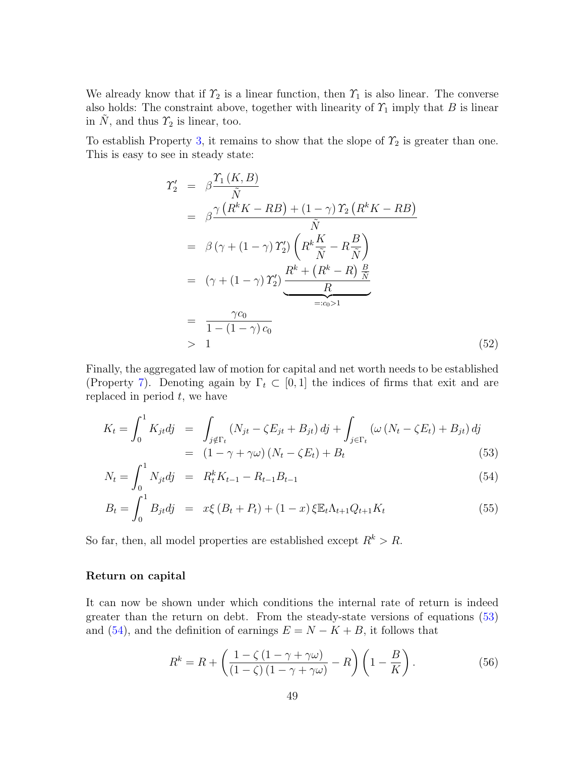We already know that if $\Upsilon_2$ is a linear function, then $\Upsilon_1$ is also linear. The converse also holds: The constraint above, together with linearity of $\Upsilon_1$ imply that $B$ is linear in $\tilde{N}$, and thus $\Upsilon_2$ is linear, too.

To establish Property 3, it remains to show that the slope of $\Upsilon_2$ is greater than one. This is easy to see in steady state:

$$
\begin{aligned}
\Upsilon_2' &= \beta \frac{\Upsilon_1(K,B)}{\tilde{N}} \\
&= \beta \frac{\gamma\left(R^k K - RB\right) + (1-\gamma)\Upsilon_2\left(R^k K - RB\right)}{\tilde{N}} \\
&= \beta\left(\gamma + (1-\gamma)\Upsilon_2'\right)\left(R^k \frac{K}{\tilde{N}} - R\frac{B}{\tilde{N}}\right) \\
&= \left(\gamma + (1-\gamma)\Upsilon_2'\right)\underbrace{\frac{R^k + \left(R^k - R\right)\frac{B}{\tilde{N}}}{R}}_{=:c_0>1} \\
&= \frac{\gamma c_0}{1-(1-\gamma)c_0} \\
&> 1
\end{aligned}
\tag{52}
$$

Finally, the aggregated law of motion for capital and net worth needs to be established (Property 7). Denoting again by $\Gamma_t \subset [0,1]$ the indices of firms that exit and are replaced in period $t$, we have

$$
\begin{aligned}
K_t = \int_0^1 K_{jt}dj &= \int_{j\notin\Gamma_t}\left(N_{jt} - \zeta E_{jt} + B_{jt}\right)dj + \int_{j\in\Gamma_t}\left(\omega\left(N_t - \zeta E_t\right) + B_{jt}\right)dj \\
&= (1-\gamma+\gamma\omega)\left(N_t - \zeta E_t\right) + B_t
\end{aligned}
\tag{53}
$$

$$
N_t = \int_0^1 N_{jt}dj = R_t^k K_{t-1} - R_{t-1}B_{t-1} \tag{54}
$$

$$
B_t = \int_0^1 B_{jt}dj = x\xi\left(B_t + P_t\right) + (1-x)\xi\mathbb{E}_t\Lambda_{t+1}Q_{t+1}K_t \tag{55}
$$

So far, then, all model properties are established except $R^k > R$.

**Return on capital**

It can now be shown under which conditions the internal rate of return is indeed greater than the return on debt. From the steady-state versions of equations (53) and (54), and the definition of earnings $E = N - K + B$, it follows that

$$
R^k = R + \left(\frac{1-\zeta(1-\gamma+\gamma\omega)}{(1-\zeta)(1-\gamma+\gamma\omega)} - R\right)\left(1 - \frac{B}{K}\right). \tag{56}
$$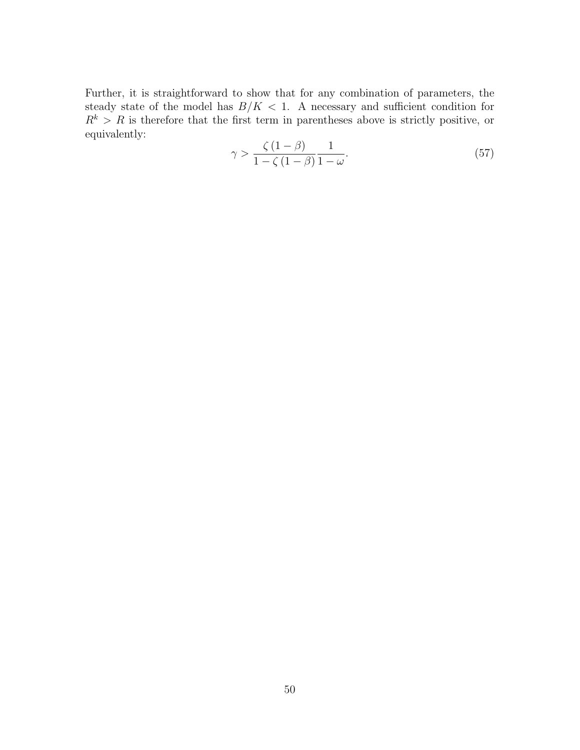Further, it is straightforward to show that for any combination of parameters, the steady state of the model has $B/K < 1$. A necessary and sufficient condition for $R^k > R$ is therefore that the first term in parentheses above is strictly positive, or equivalently:

$$\gamma > \frac{\zeta (1 - \beta)}{1 - \zeta (1 - \beta)} \frac{1}{1 - \omega}. \tag{57}$$